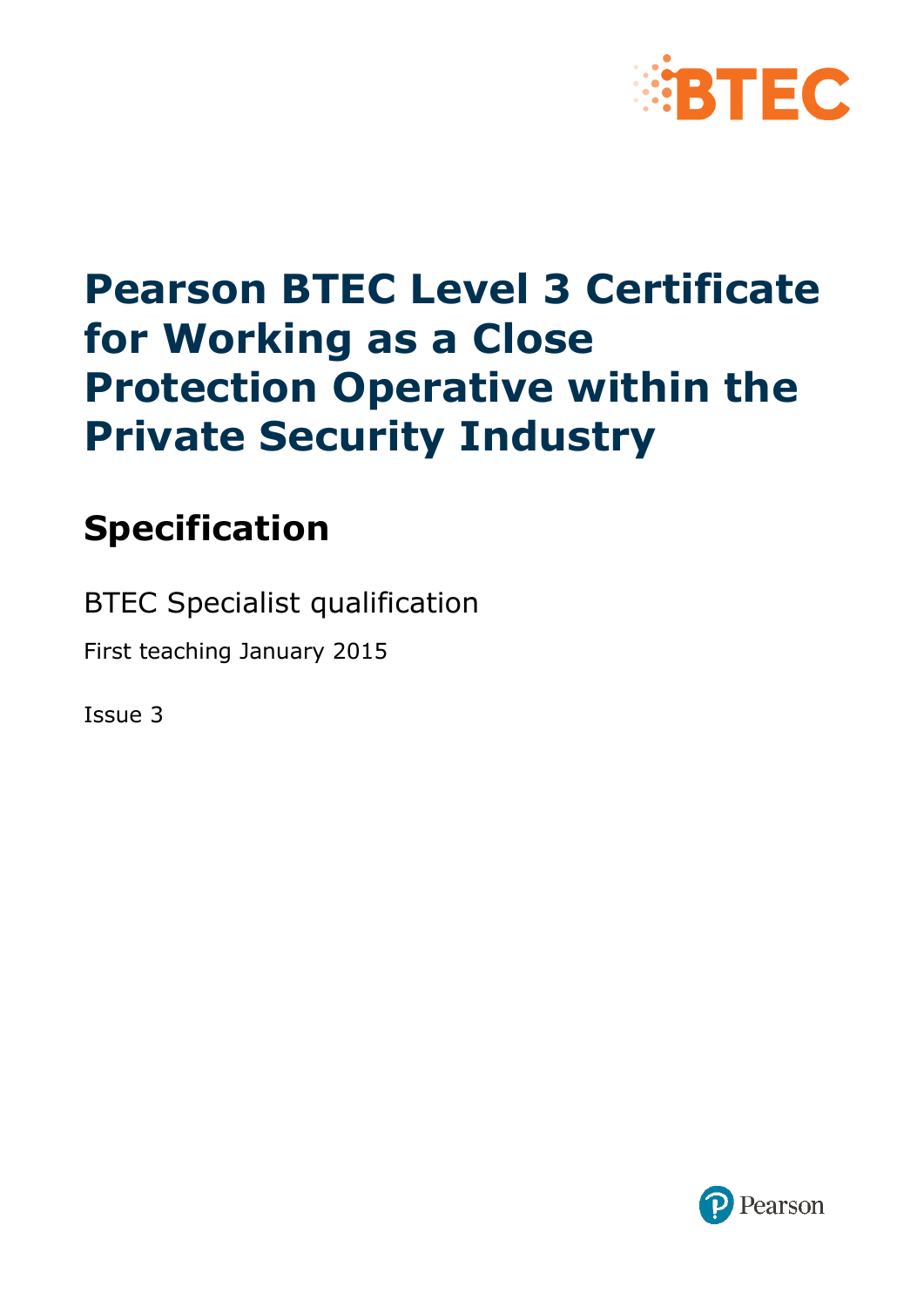# Pearson BTEC Level 3 Certificate for Working as a Close Protection Operative within the Private Security Industry

## Specification

BTEC Specialist qualification

First teaching January 2015

Issue 3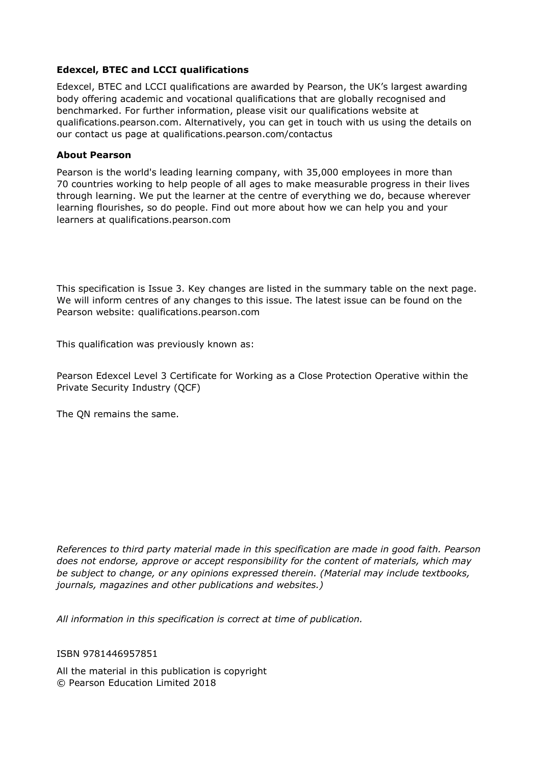**Edexcel, BTEC and LCCI qualifications**

Edexcel, BTEC and LCCI qualifications are awarded by Pearson, the UK's largest awarding body offering academic and vocational qualifications that are globally recognised and benchmarked. For further information, please visit our qualifications website at qualifications.pearson.com. Alternatively, you can get in touch with us using the details on our contact us page at qualifications.pearson.com/contactus

**About Pearson**

Pearson is the world's leading learning company, with 35,000 employees in more than 70 countries working to help people of all ages to make measurable progress in their lives through learning. We put the learner at the centre of everything we do, because wherever learning flourishes, so do people. Find out more about how we can help you and your learners at qualifications.pearson.com

This specification is Issue 3. Key changes are listed in the summary table on the next page. We will inform centres of any changes to this issue. The latest issue can be found on the Pearson website: qualifications.pearson.com

This qualification was previously known as:

Pearson Edexcel Level 3 Certificate for Working as a Close Protection Operative within the Private Security Industry (QCF)

The QN remains the same.

*References to third party material made in this specification are made in good faith. Pearson does not endorse, approve or accept responsibility for the content of materials, which may be subject to change, or any opinions expressed therein. (Material may include textbooks, journals, magazines and other publications and websites.)*

*All information in this specification is correct at time of publication.*

ISBN 9781446957851

All the material in this publication is copyright
© Pearson Education Limited 2018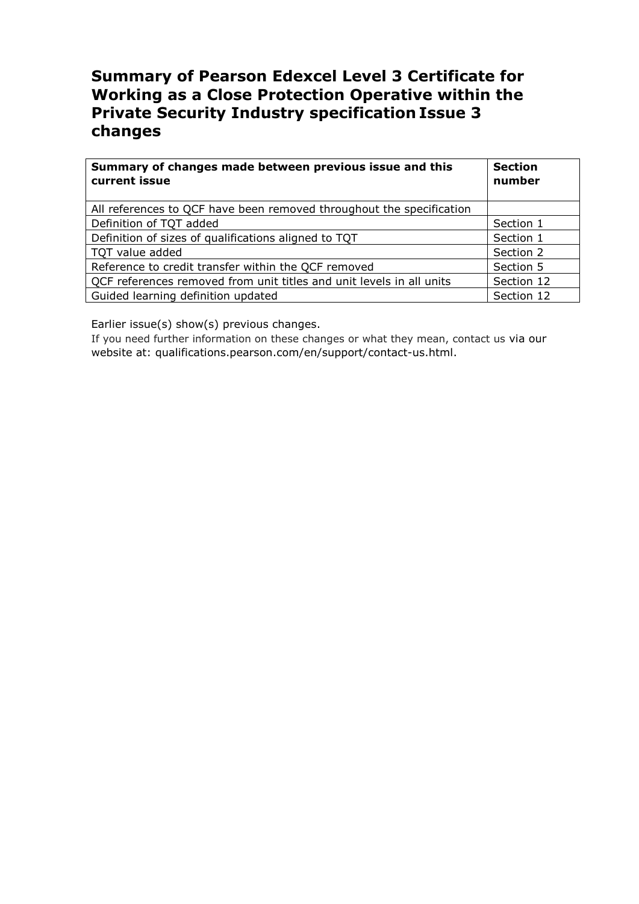# Summary of Pearson Edexcel Level 3 Certificate for Working as a Close Protection Operative within the Private Security Industry specification Issue 3 changes

| Summary of changes made between previous issue and this current issue | Section number |
|---|---|
| All references to QCF have been removed throughout the specification | |
| Definition of TQT added | Section 1 |
| Definition of sizes of qualifications aligned to TQT | Section 1 |
| TQT value added | Section 2 |
| Reference to credit transfer within the QCF removed | Section 5 |
| QCF references removed from unit titles and unit levels in all units | Section 12 |
| Guided learning definition updated | Section 12 |

Earlier issue(s) show(s) previous changes.

If you need further information on these changes or what they mean, contact us via our website at: qualifications.pearson.com/en/support/contact-us.html.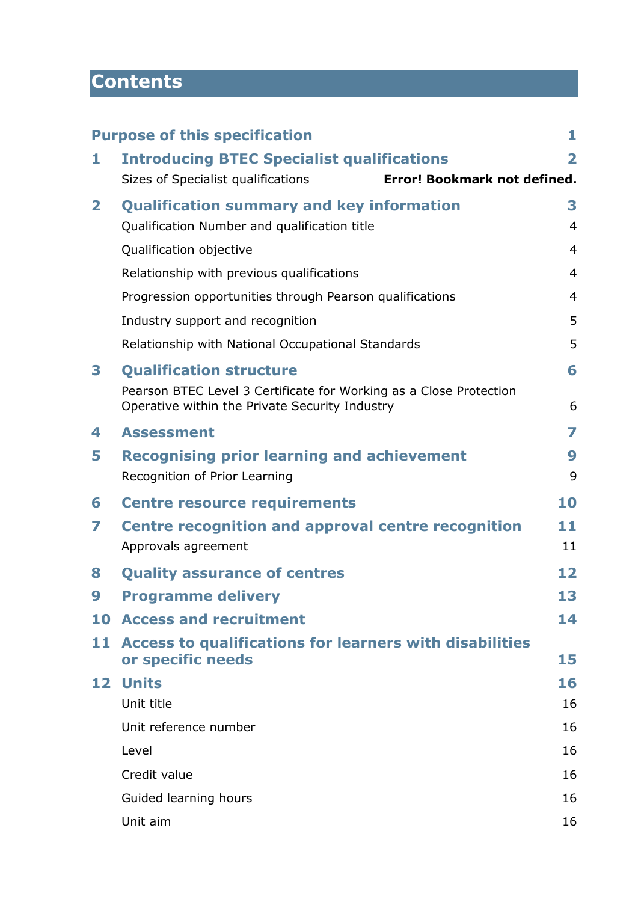# Contents

| | | |
|---|---|---|
| **Purpose of this specification** | | **1** |
| **1** | **Introducing BTEC Specialist qualifications** | **2** |
| | Sizes of Specialist qualifications | **Error! Bookmark not defined.** |
| **2** | **Qualification summary and key information** | **3** |
| | Qualification Number and qualification title | 4 |
| | Qualification objective | 4 |
| | Relationship with previous qualifications | 4 |
| | Progression opportunities through Pearson qualifications | 4 |
| | Industry support and recognition | 5 |
| | Relationship with National Occupational Standards | 5 |
| **3** | **Qualification structure** | **6** |
| | Pearson BTEC Level 3 Certificate for Working as a Close Protection Operative within the Private Security Industry | 6 |
| **4** | **Assessment** | **7** |
| **5** | **Recognising prior learning and achievement** | **9** |
| | Recognition of Prior Learning | 9 |
| **6** | **Centre resource requirements** | **10** |
| **7** | **Centre recognition and approval centre recognition** | **11** |
| | Approvals agreement | 11 |
| **8** | **Quality assurance of centres** | **12** |
| **9** | **Programme delivery** | **13** |
| **10** | **Access and recruitment** | **14** |
| **11** | **Access to qualifications for learners with disabilities or specific needs** | **15** |
| **12** | **Units** | **16** |
| | Unit title | 16 |
| | Unit reference number | 16 |
| | Level | 16 |
| | Credit value | 16 |
| | Guided learning hours | 16 |
| | Unit aim | 16 |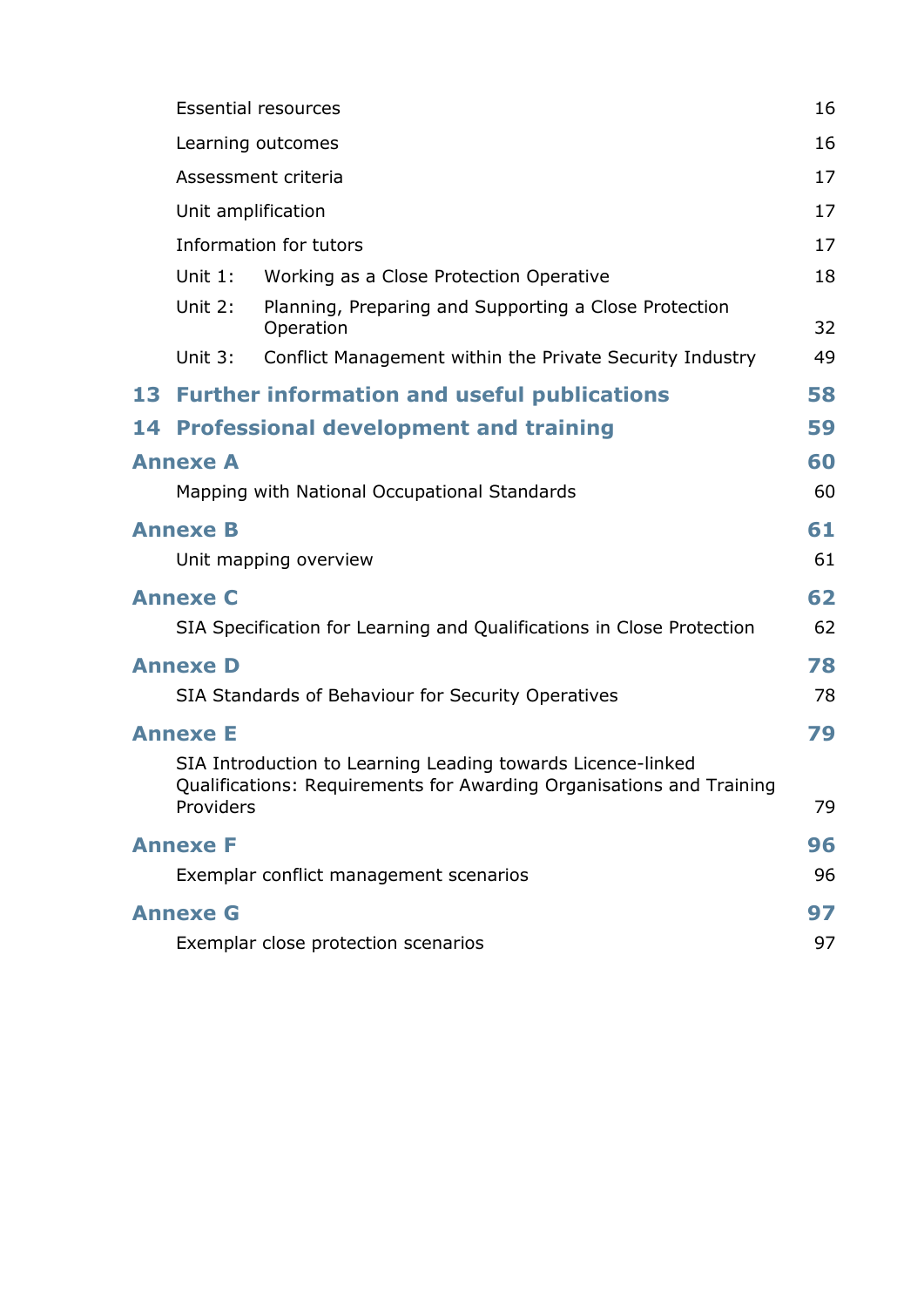| | |
|---|---|
| Essential resources | 16 |
| Learning outcomes | 16 |
| Assessment criteria | 17 |
| Unit amplification | 17 |
| Information for tutors | 17 |
| Unit 1: Working as a Close Protection Operative | 18 |
| Unit 2: Planning, Preparing and Supporting a Close Protection Operation | 32 |
| Unit 3: Conflict Management within the Private Security Industry | 49 |
| **13 Further information and useful publications** | **58** |
| **14 Professional development and training** | **59** |
| **Annexe A** | **60** |
| Mapping with National Occupational Standards | 60 |
| **Annexe B** | **61** |
| Unit mapping overview | 61 |
| **Annexe C** | **62** |
| SIA Specification for Learning and Qualifications in Close Protection | 62 |
| **Annexe D** | **78** |
| SIA Standards of Behaviour for Security Operatives | 78 |
| **Annexe E** | **79** |
| SIA Introduction to Learning Leading towards Licence-linked Qualifications: Requirements for Awarding Organisations and Training Providers | 79 |
| **Annexe F** | **96** |
| Exemplar conflict management scenarios | 96 |
| **Annexe G** | **97** |
| Exemplar close protection scenarios | 97 |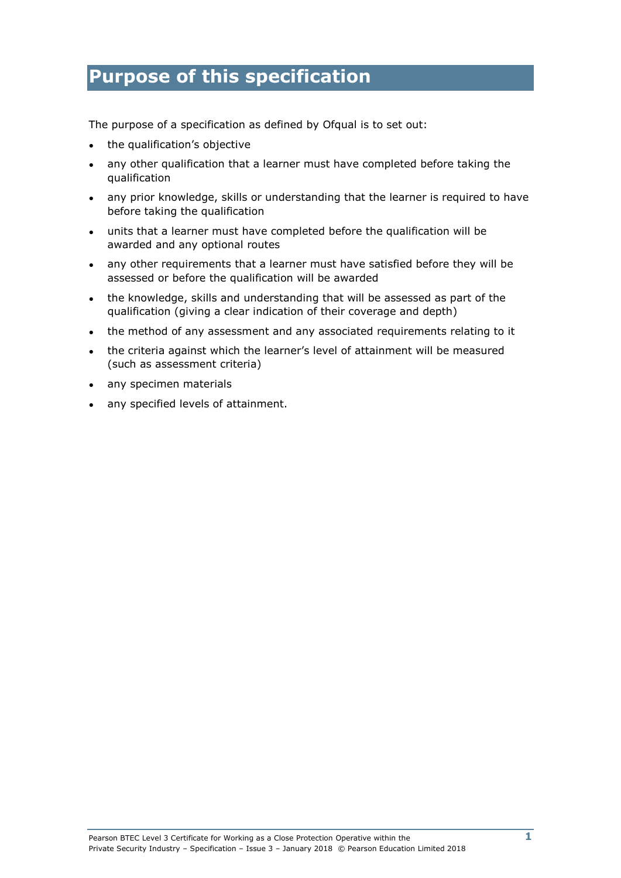# Purpose of this specification

The purpose of a specification as defined by Ofqual is to set out:

- the qualification's objective
- any other qualification that a learner must have completed before taking the qualification
- any prior knowledge, skills or understanding that the learner is required to have before taking the qualification
- units that a learner must have completed before the qualification will be awarded and any optional routes
- any other requirements that a learner must have satisfied before they will be assessed or before the qualification will be awarded
- the knowledge, skills and understanding that will be assessed as part of the qualification (giving a clear indication of their coverage and depth)
- the method of any assessment and any associated requirements relating to it
- the criteria against which the learner's level of attainment will be measured (such as assessment criteria)
- any specimen materials
- any specified levels of attainment.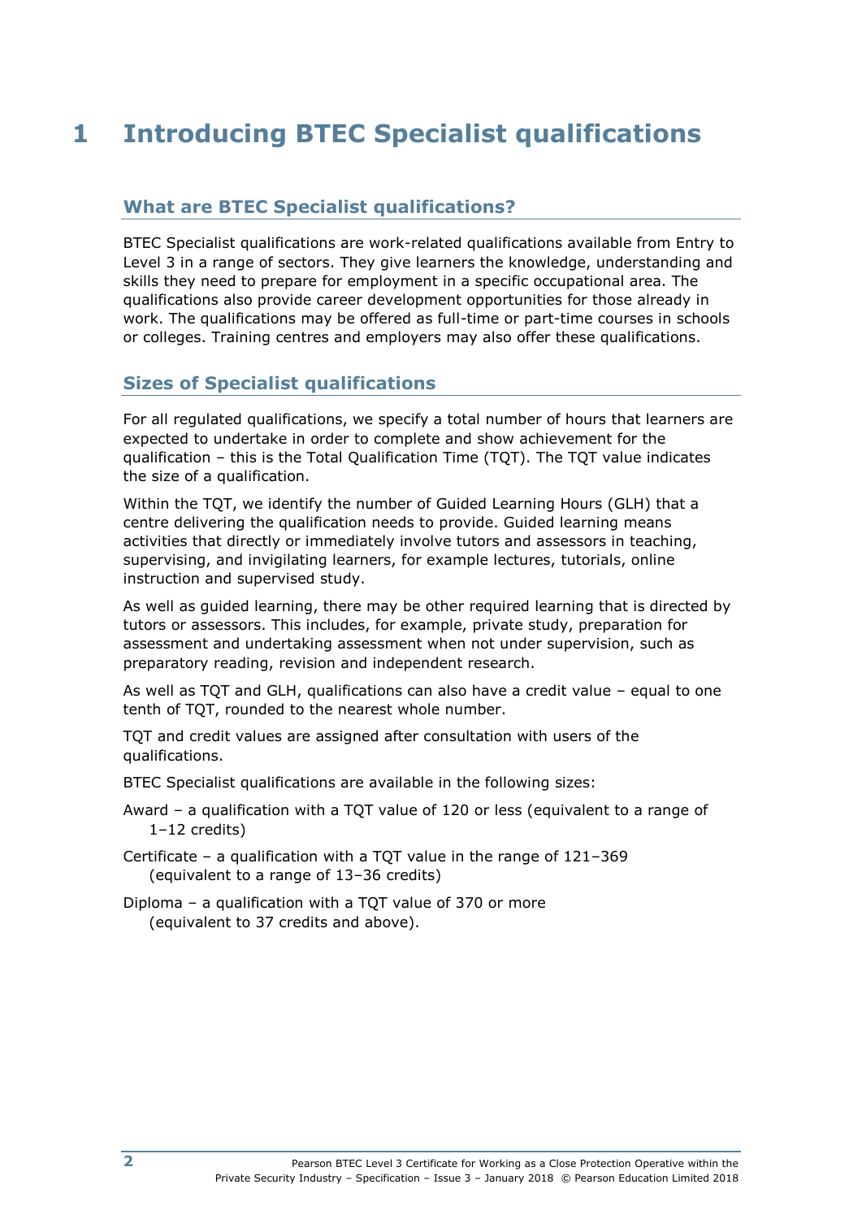# 1 Introducing BTEC Specialist qualifications

## What are BTEC Specialist qualifications?

BTEC Specialist qualifications are work-related qualifications available from Entry to Level 3 in a range of sectors. They give learners the knowledge, understanding and skills they need to prepare for employment in a specific occupational area. The qualifications also provide career development opportunities for those already in work. The qualifications may be offered as full-time or part-time courses in schools or colleges. Training centres and employers may also offer these qualifications.

## Sizes of Specialist qualifications

For all regulated qualifications, we specify a total number of hours that learners are expected to undertake in order to complete and show achievement for the qualification – this is the Total Qualification Time (TQT). The TQT value indicates the size of a qualification.

Within the TQT, we identify the number of Guided Learning Hours (GLH) that a centre delivering the qualification needs to provide. Guided learning means activities that directly or immediately involve tutors and assessors in teaching, supervising, and invigilating learners, for example lectures, tutorials, online instruction and supervised study.

As well as guided learning, there may be other required learning that is directed by tutors or assessors. This includes, for example, private study, preparation for assessment and undertaking assessment when not under supervision, such as preparatory reading, revision and independent research.

As well as TQT and GLH, qualifications can also have a credit value – equal to one tenth of TQT, rounded to the nearest whole number.

TQT and credit values are assigned after consultation with users of the qualifications.

BTEC Specialist qualifications are available in the following sizes:

Award – a qualification with a TQT value of 120 or less (equivalent to a range of 1–12 credits)

Certificate – a qualification with a TQT value in the range of 121–369 (equivalent to a range of 13–36 credits)

Diploma – a qualification with a TQT value of 370 or more (equivalent to 37 credits and above).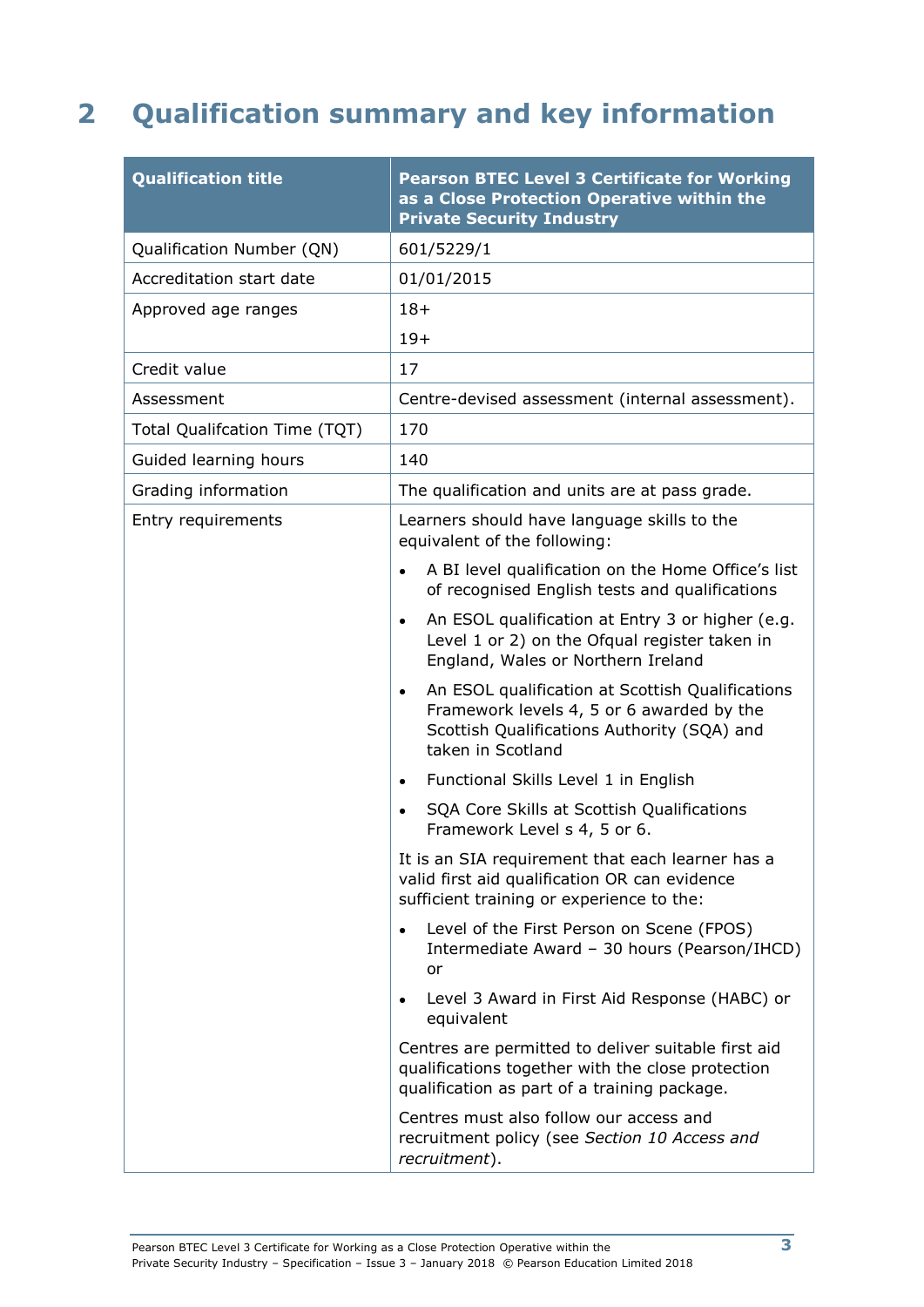# 2 Qualification summary and key information

| Qualification title | Pearson BTEC Level 3 Certificate for Working as a Close Protection Operative within the Private Security Industry |
|---|---|
| Qualification Number (QN) | 601/5229/1 |
| Accreditation start date | 01/01/2015 |
| Approved age ranges | 18+<br>19+ |
| Credit value | 17 |
| Assessment | Centre-devised assessment (internal assessment). |
| Total Qualifcation Time (TQT) | 170 |
| Guided learning hours | 140 |
| Grading information | The qualification and units are at pass grade. |
| Entry requirements | Learners should have language skills to the equivalent of the following:<br>• A BI level qualification on the Home Office's list of recognised English tests and qualifications<br>• An ESOL qualification at Entry 3 or higher (e.g. Level 1 or 2) on the Ofqual register taken in England, Wales or Northern Ireland<br>• An ESOL qualification at Scottish Qualifications Framework levels 4, 5 or 6 awarded by the Scottish Qualifications Authority (SQA) and taken in Scotland<br>• Functional Skills Level 1 in English<br>• SQA Core Skills at Scottish Qualifications Framework Level s 4, 5 or 6.<br>It is an SIA requirement that each learner has a valid first aid qualification OR can evidence sufficient training or experience to the:<br>• Level of the First Person on Scene (FPOS) Intermediate Award – 30 hours (Pearson/IHCD) or<br>• Level 3 Award in First Aid Response (HABC) or equivalent<br>Centres are permitted to deliver suitable first aid qualifications together with the close protection qualification as part of a training package.<br>Centres must also follow our access and recruitment policy (see *Section 10 Access and recruitment*). |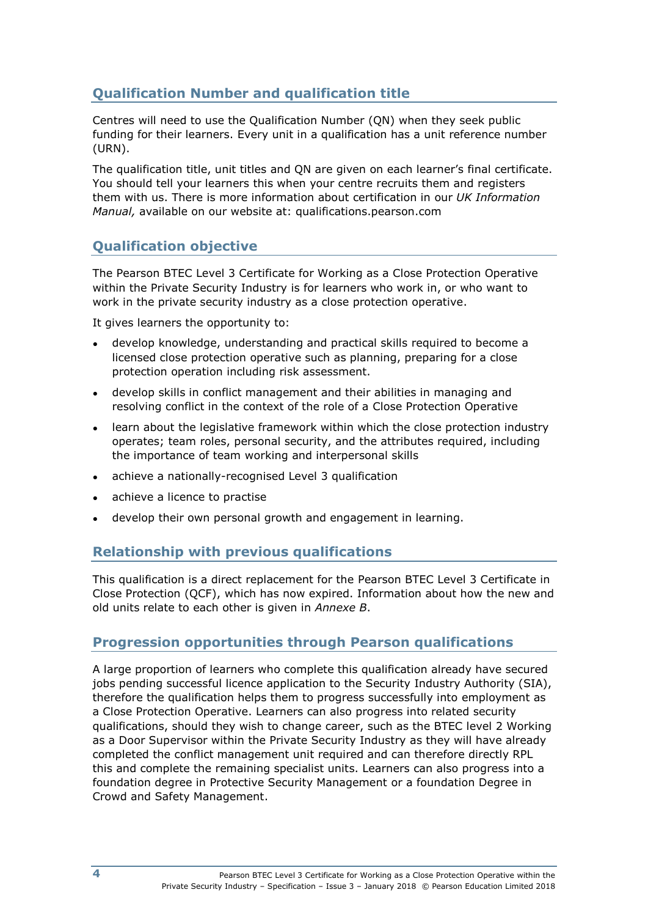## Qualification Number and qualification title

Centres will need to use the Qualification Number (QN) when they seek public funding for their learners. Every unit in a qualification has a unit reference number (URN).

The qualification title, unit titles and QN are given on each learner's final certificate. You should tell your learners this when your centre recruits them and registers them with us. There is more information about certification in our *UK Information Manual,* available on our website at: qualifications.pearson.com

## Qualification objective

The Pearson BTEC Level 3 Certificate for Working as a Close Protection Operative within the Private Security Industry is for learners who work in, or who want to work in the private security industry as a close protection operative.

It gives learners the opportunity to:

- develop knowledge, understanding and practical skills required to become a licensed close protection operative such as planning, preparing for a close protection operation including risk assessment.
- develop skills in conflict management and their abilities in managing and resolving conflict in the context of the role of a Close Protection Operative
- learn about the legislative framework within which the close protection industry operates; team roles, personal security, and the attributes required, including the importance of team working and interpersonal skills
- achieve a nationally-recognised Level 3 qualification
- achieve a licence to practise
- develop their own personal growth and engagement in learning.

## Relationship with previous qualifications

This qualification is a direct replacement for the Pearson BTEC Level 3 Certificate in Close Protection (QCF), which has now expired. Information about how the new and old units relate to each other is given in *Annexe B*.

## Progression opportunities through Pearson qualifications

A large proportion of learners who complete this qualification already have secured jobs pending successful licence application to the Security Industry Authority (SIA), therefore the qualification helps them to progress successfully into employment as a Close Protection Operative. Learners can also progress into related security qualifications, should they wish to change career, such as the BTEC level 2 Working as a Door Supervisor within the Private Security Industry as they will have already completed the conflict management unit required and can therefore directly RPL this and complete the remaining specialist units. Learners can also progress into a foundation degree in Protective Security Management or a foundation Degree in Crowd and Safety Management.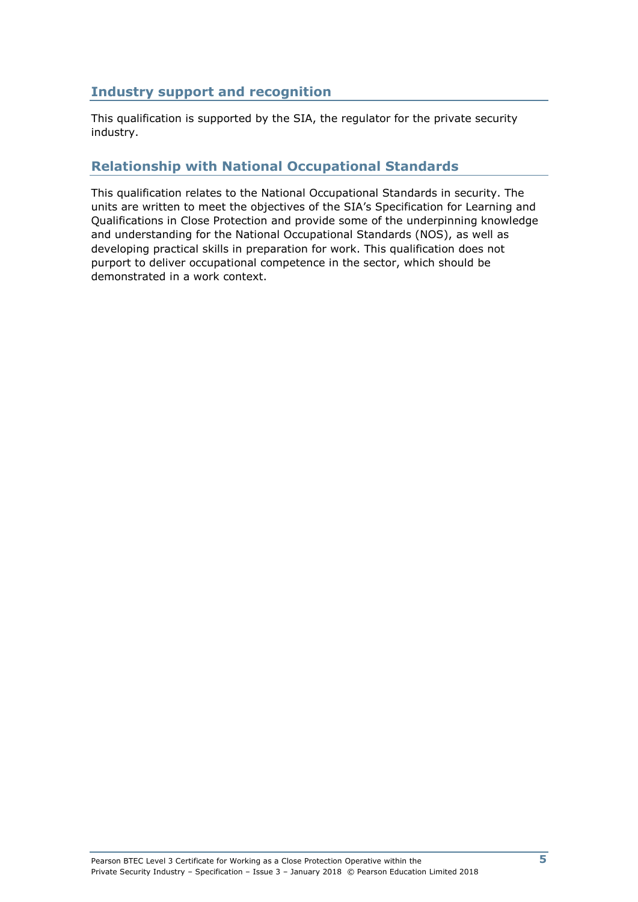## Industry support and recognition

This qualification is supported by the SIA, the regulator for the private security industry.

## Relationship with National Occupational Standards

This qualification relates to the National Occupational Standards in security. The units are written to meet the objectives of the SIA's Specification for Learning and Qualifications in Close Protection and provide some of the underpinning knowledge and understanding for the National Occupational Standards (NOS), as well as developing practical skills in preparation for work. This qualification does not purport to deliver occupational competence in the sector, which should be demonstrated in a work context.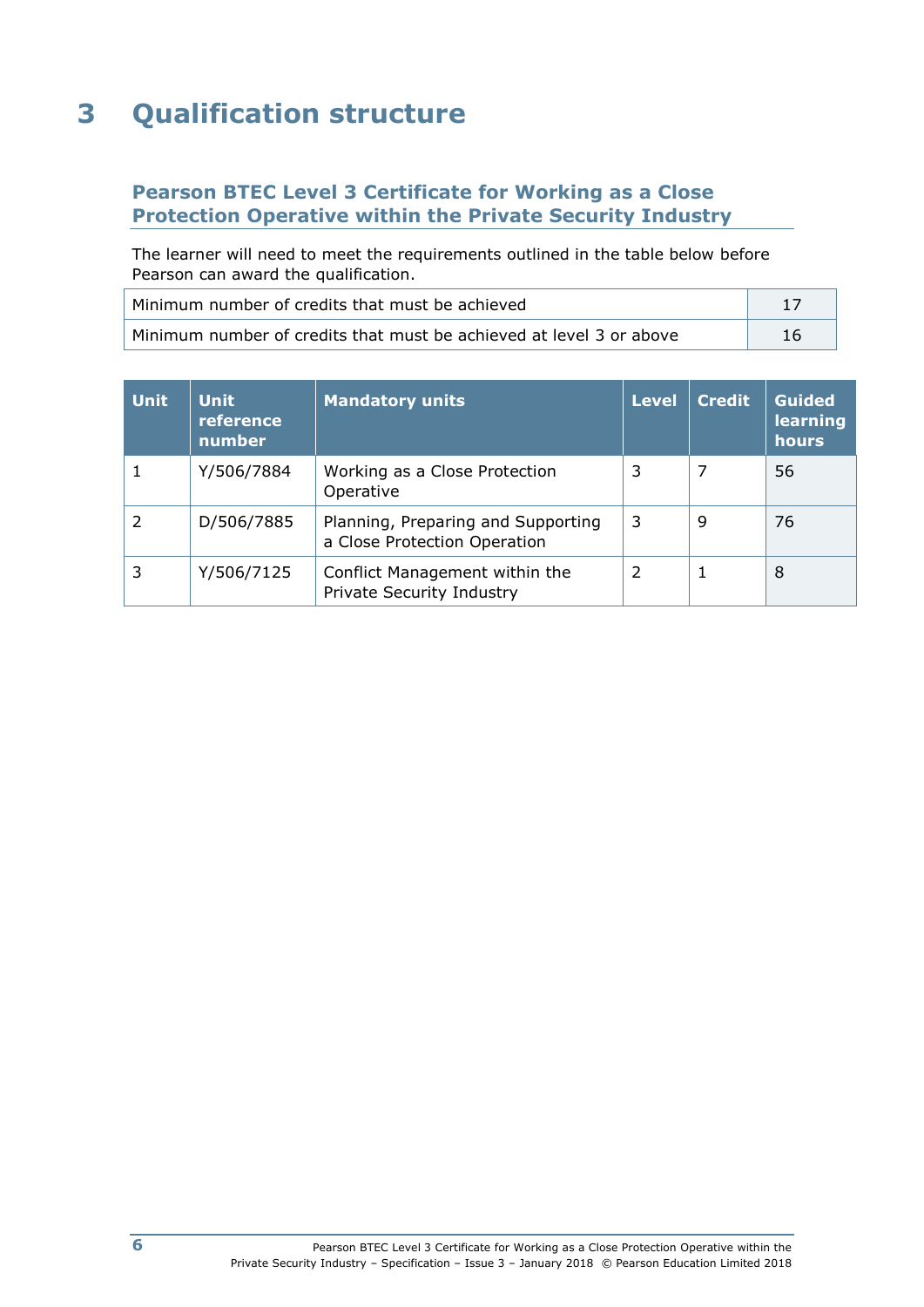# 3 Qualification structure

## Pearson BTEC Level 3 Certificate for Working as a Close Protection Operative within the Private Security Industry

The learner will need to meet the requirements outlined in the table below before Pearson can award the qualification.

| | |
|---|---|
| Minimum number of credits that must be achieved | 17 |
| Minimum number of credits that must be achieved at level 3 or above | 16 |

| Unit | Unit reference number | Mandatory units | Level | Credit | Guided learning hours |
|---|---|---|---|---|---|
| 1 | Y/506/7884 | Working as a Close Protection Operative | 3 | 7 | 56 |
| 2 | D/506/7885 | Planning, Preparing and Supporting a Close Protection Operation | 3 | 9 | 76 |
| 3 | Y/506/7125 | Conflict Management within the Private Security Industry | 2 | 1 | 8 |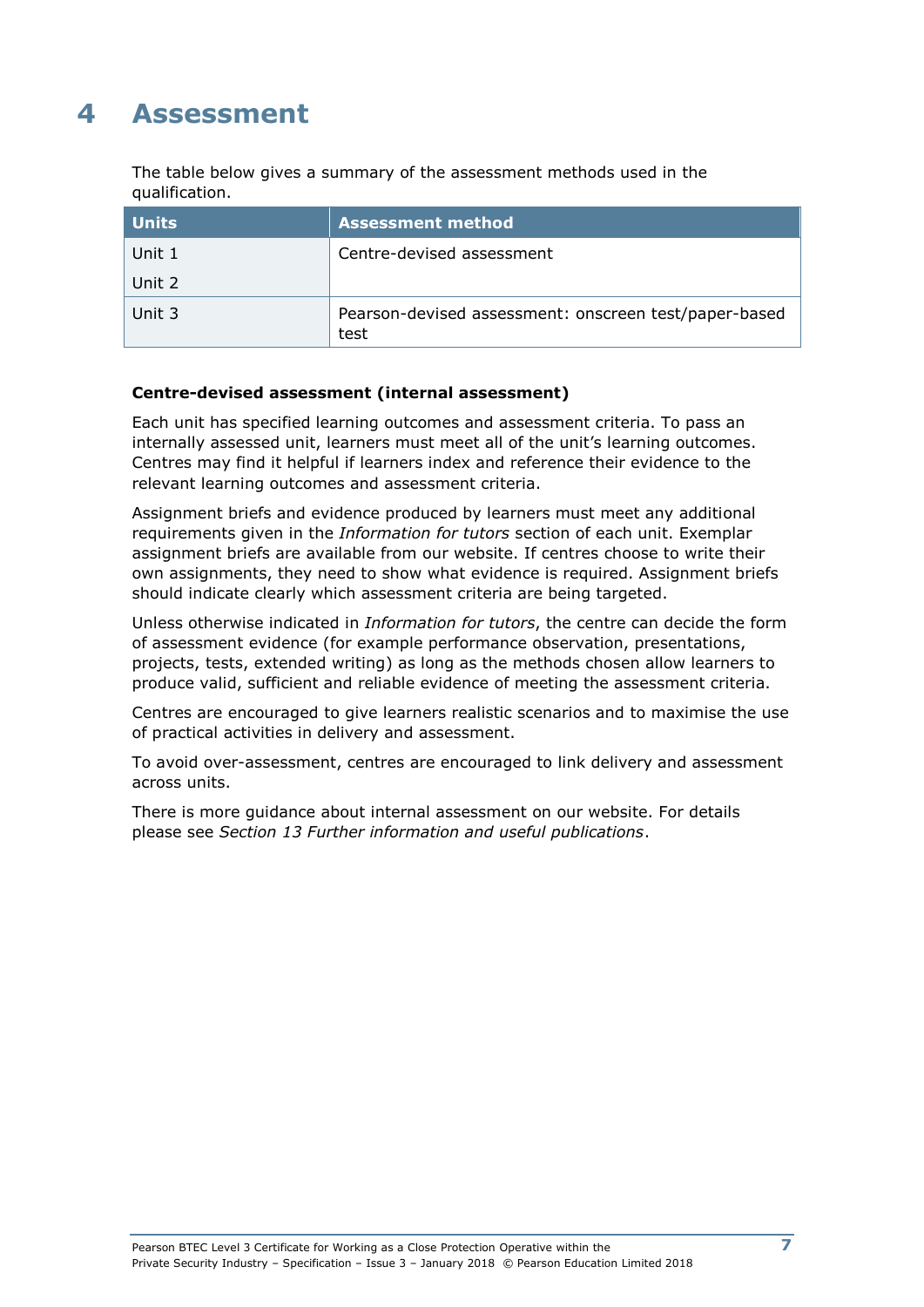# 4 Assessment

The table below gives a summary of the assessment methods used in the qualification.

| Units | Assessment method |
|---|---|
| Unit 1<br>Unit 2 | Centre-devised assessment |
| Unit 3 | Pearson-devised assessment: onscreen test/paper-based test |

**Centre-devised assessment (internal assessment)**

Each unit has specified learning outcomes and assessment criteria. To pass an internally assessed unit, learners must meet all of the unit's learning outcomes. Centres may find it helpful if learners index and reference their evidence to the relevant learning outcomes and assessment criteria.

Assignment briefs and evidence produced by learners must meet any additional requirements given in the *Information for tutors* section of each unit. Exemplar assignment briefs are available from our website. If centres choose to write their own assignments, they need to show what evidence is required. Assignment briefs should indicate clearly which assessment criteria are being targeted.

Unless otherwise indicated in *Information for tutors*, the centre can decide the form of assessment evidence (for example performance observation, presentations, projects, tests, extended writing) as long as the methods chosen allow learners to produce valid, sufficient and reliable evidence of meeting the assessment criteria.

Centres are encouraged to give learners realistic scenarios and to maximise the use of practical activities in delivery and assessment.

To avoid over-assessment, centres are encouraged to link delivery and assessment across units.

There is more guidance about internal assessment on our website. For details please see *Section 13 Further information and useful publications*.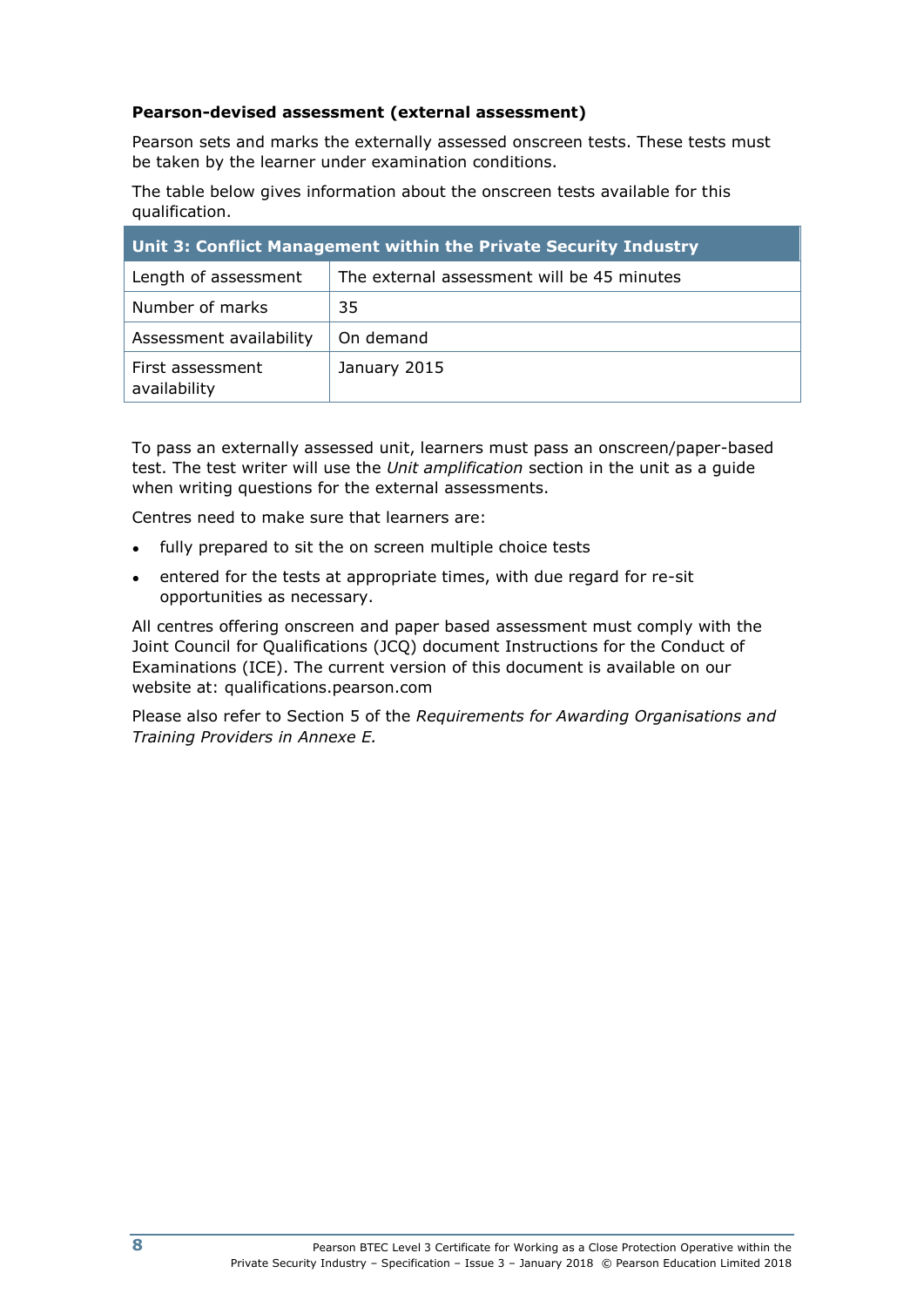**Pearson-devised assessment (external assessment)**

Pearson sets and marks the externally assessed onscreen tests. These tests must be taken by the learner under examination conditions.

The table below gives information about the onscreen tests available for this qualification.

| **Unit 3: Conflict Management within the Private Security Industry** | |
|---|---|
| Length of assessment | The external assessment will be 45 minutes |
| Number of marks | 35 |
| Assessment availability | On demand |
| First assessment availability | January 2015 |

To pass an externally assessed unit, learners must pass an onscreen/paper-based test. The test writer will use the *Unit amplification* section in the unit as a guide when writing questions for the external assessments.

Centres need to make sure that learners are:

- fully prepared to sit the on screen multiple choice tests
- entered for the tests at appropriate times, with due regard for re-sit opportunities as necessary.

All centres offering onscreen and paper based assessment must comply with the Joint Council for Qualifications (JCQ) document Instructions for the Conduct of Examinations (ICE). The current version of this document is available on our website at: qualifications.pearson.com

Please also refer to Section 5 of the *Requirements for Awarding Organisations and Training Providers in Annexe E.*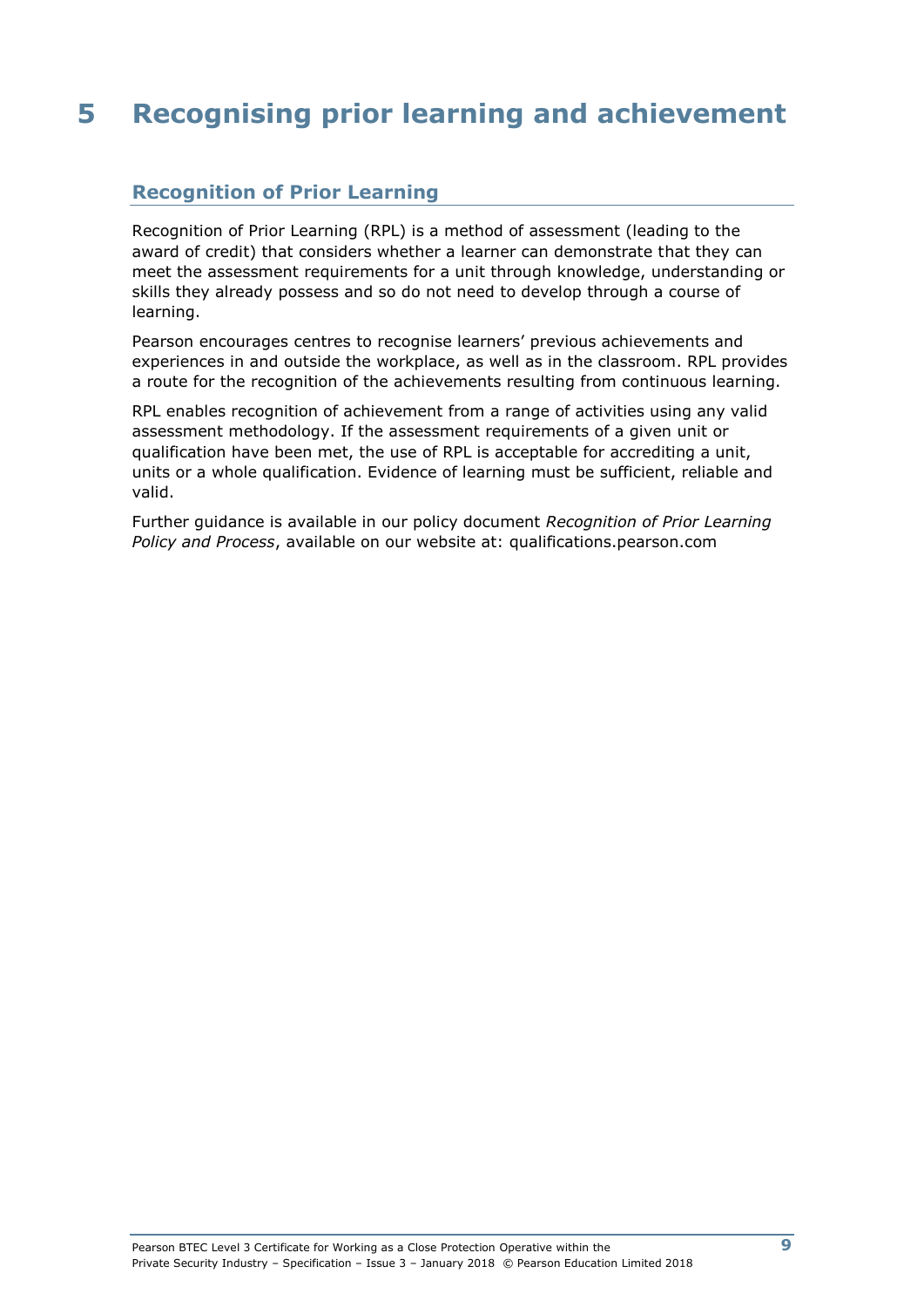# 5 Recognising prior learning and achievement

## Recognition of Prior Learning

Recognition of Prior Learning (RPL) is a method of assessment (leading to the award of credit) that considers whether a learner can demonstrate that they can meet the assessment requirements for a unit through knowledge, understanding or skills they already possess and so do not need to develop through a course of learning.

Pearson encourages centres to recognise learners' previous achievements and experiences in and outside the workplace, as well as in the classroom. RPL provides a route for the recognition of the achievements resulting from continuous learning.

RPL enables recognition of achievement from a range of activities using any valid assessment methodology. If the assessment requirements of a given unit or qualification have been met, the use of RPL is acceptable for accrediting a unit, units or a whole qualification. Evidence of learning must be sufficient, reliable and valid.

Further guidance is available in our policy document *Recognition of Prior Learning Policy and Process*, available on our website at: qualifications.pearson.com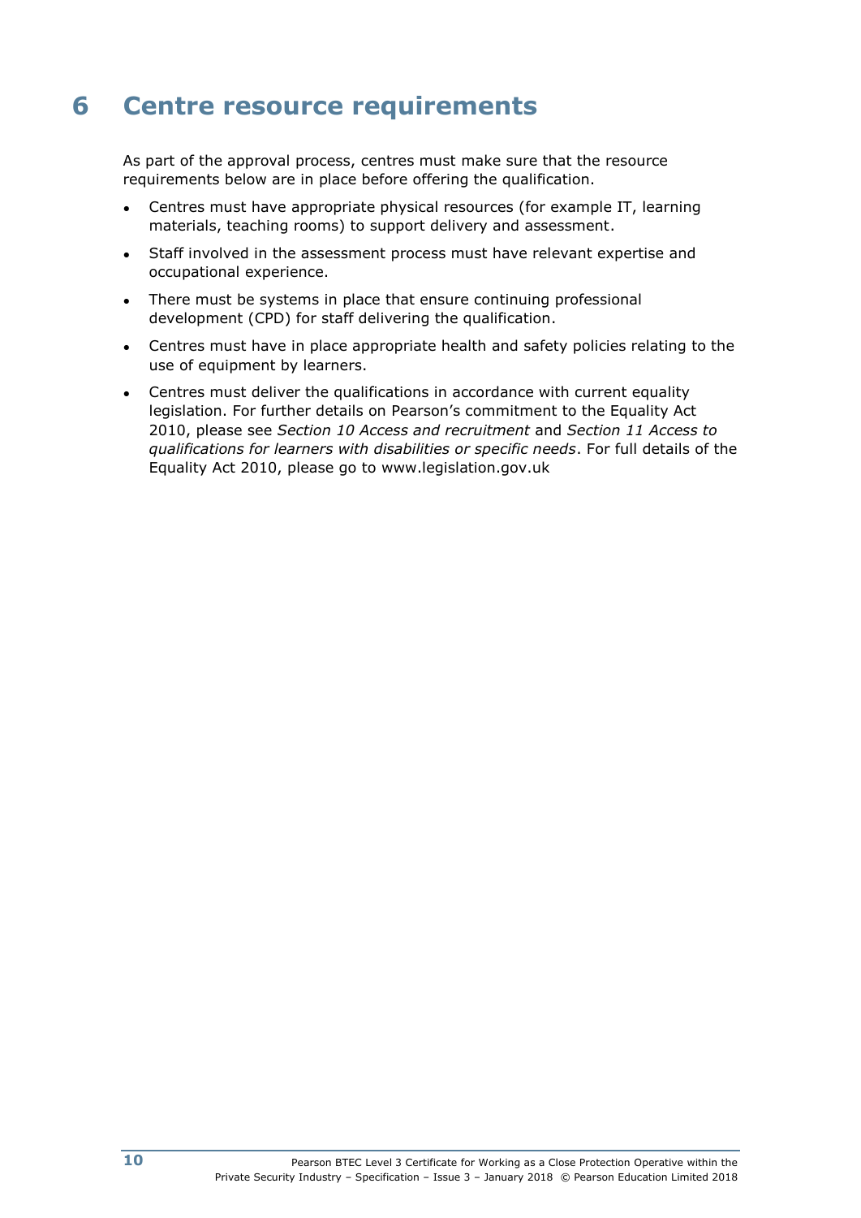# 6 Centre resource requirements

As part of the approval process, centres must make sure that the resource requirements below are in place before offering the qualification.

- Centres must have appropriate physical resources (for example IT, learning materials, teaching rooms) to support delivery and assessment.
- Staff involved in the assessment process must have relevant expertise and occupational experience.
- There must be systems in place that ensure continuing professional development (CPD) for staff delivering the qualification.
- Centres must have in place appropriate health and safety policies relating to the use of equipment by learners.
- Centres must deliver the qualifications in accordance with current equality legislation. For further details on Pearson's commitment to the Equality Act 2010, please see *Section 10 Access and recruitment* and *Section 11 Access to qualifications for learners with disabilities or specific needs*. For full details of the Equality Act 2010, please go to www.legislation.gov.uk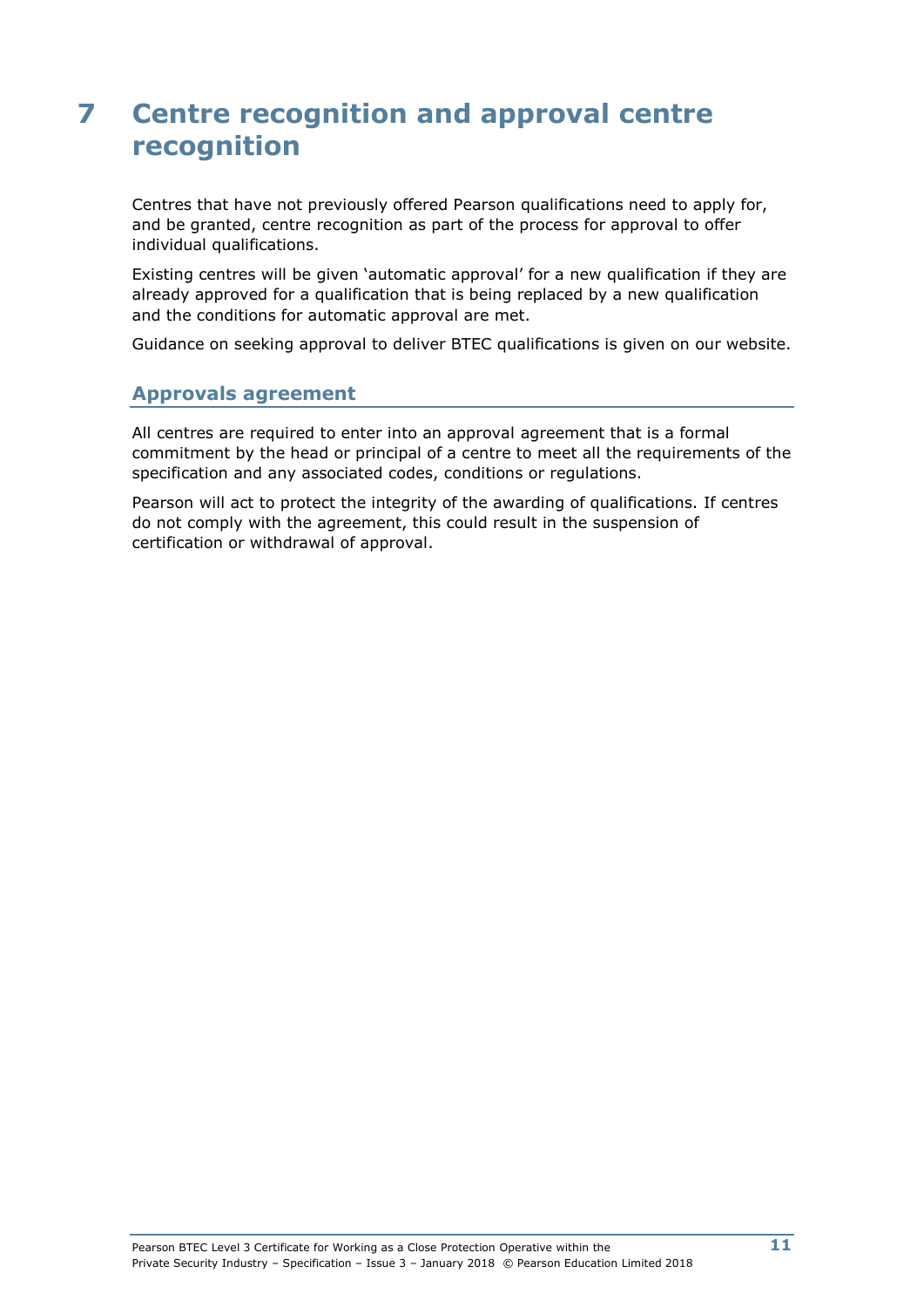# 7 Centre recognition and approval centre recognition

Centres that have not previously offered Pearson qualifications need to apply for, and be granted, centre recognition as part of the process for approval to offer individual qualifications.

Existing centres will be given 'automatic approval' for a new qualification if they are already approved for a qualification that is being replaced by a new qualification and the conditions for automatic approval are met.

Guidance on seeking approval to deliver BTEC qualifications is given on our website.

## Approvals agreement

All centres are required to enter into an approval agreement that is a formal commitment by the head or principal of a centre to meet all the requirements of the specification and any associated codes, conditions or regulations.

Pearson will act to protect the integrity of the awarding of qualifications. If centres do not comply with the agreement, this could result in the suspension of certification or withdrawal of approval.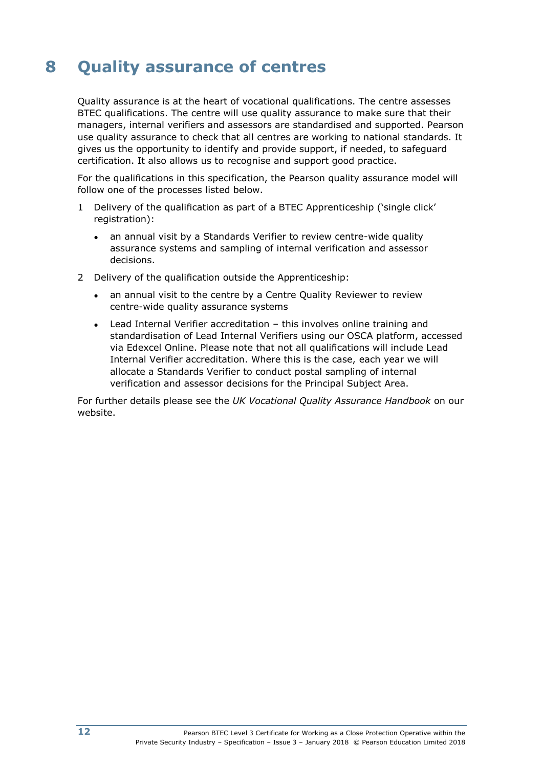# 8 Quality assurance of centres

Quality assurance is at the heart of vocational qualifications. The centre assesses BTEC qualifications. The centre will use quality assurance to make sure that their managers, internal verifiers and assessors are standardised and supported. Pearson use quality assurance to check that all centres are working to national standards. It gives us the opportunity to identify and provide support, if needed, to safeguard certification. It also allows us to recognise and support good practice.

For the qualifications in this specification, the Pearson quality assurance model will follow one of the processes listed below.

1. Delivery of the qualification as part of a BTEC Apprenticeship ('single click' registration):
   - an annual visit by a Standards Verifier to review centre-wide quality assurance systems and sampling of internal verification and assessor decisions.
2. Delivery of the qualification outside the Apprenticeship:
   - an annual visit to the centre by a Centre Quality Reviewer to review centre-wide quality assurance systems
   - Lead Internal Verifier accreditation – this involves online training and standardisation of Lead Internal Verifiers using our OSCA platform, accessed via Edexcel Online. Please note that not all qualifications will include Lead Internal Verifier accreditation. Where this is the case, each year we will allocate a Standards Verifier to conduct postal sampling of internal verification and assessor decisions for the Principal Subject Area.

For further details please see the *UK Vocational Quality Assurance Handbook* on our website.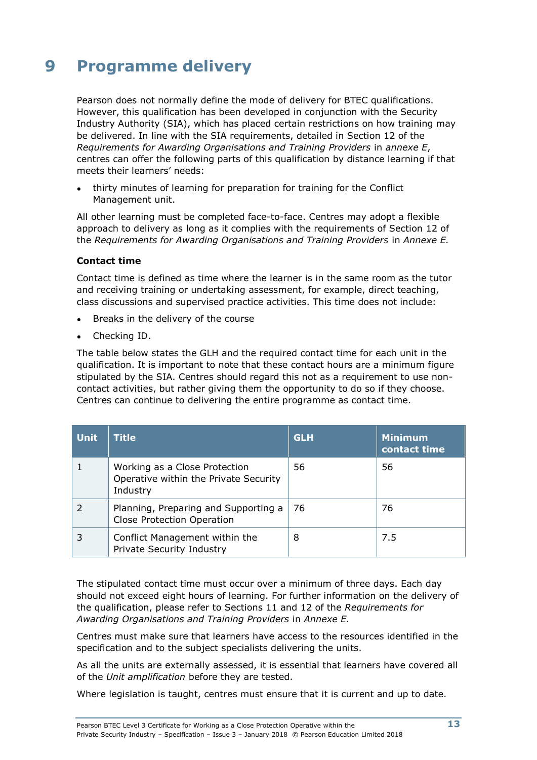# 9 Programme delivery

Pearson does not normally define the mode of delivery for BTEC qualifications. However, this qualification has been developed in conjunction with the Security Industry Authority (SIA), which has placed certain restrictions on how training may be delivered. In line with the SIA requirements, detailed in Section 12 of the *Requirements for Awarding Organisations and Training Providers* in *annexe E*, centres can offer the following parts of this qualification by distance learning if that meets their learners' needs:

- thirty minutes of learning for preparation for training for the Conflict Management unit.

All other learning must be completed face-to-face. Centres may adopt a flexible approach to delivery as long as it complies with the requirements of Section 12 of the *Requirements for Awarding Organisations and Training Providers* in *Annexe E.*

**Contact time**

Contact time is defined as time where the learner is in the same room as the tutor and receiving training or undertaking assessment, for example, direct teaching, class discussions and supervised practice activities. This time does not include:

- Breaks in the delivery of the course
- Checking ID.

The table below states the GLH and the required contact time for each unit in the qualification. It is important to note that these contact hours are a minimum figure stipulated by the SIA. Centres should regard this not as a requirement to use non-contact activities, but rather giving them the opportunity to do so if they choose. Centres can continue to delivering the entire programme as contact time.

| Unit | Title | GLH | Minimum contact time |
|---|---|---|---|
| 1 | Working as a Close Protection Operative within the Private Security Industry | 56 | 56 |
| 2 | Planning, Preparing and Supporting a Close Protection Operation | 76 | 76 |
| 3 | Conflict Management within the Private Security Industry | 8 | 7.5 |

The stipulated contact time must occur over a minimum of three days. Each day should not exceed eight hours of learning. For further information on the delivery of the qualification, please refer to Sections 11 and 12 of the *Requirements for Awarding Organisations and Training Providers* in *Annexe E.*

Centres must make sure that learners have access to the resources identified in the specification and to the subject specialists delivering the units.

As all the units are externally assessed, it is essential that learners have covered all of the *Unit amplification* before they are tested.

Where legislation is taught, centres must ensure that it is current and up to date.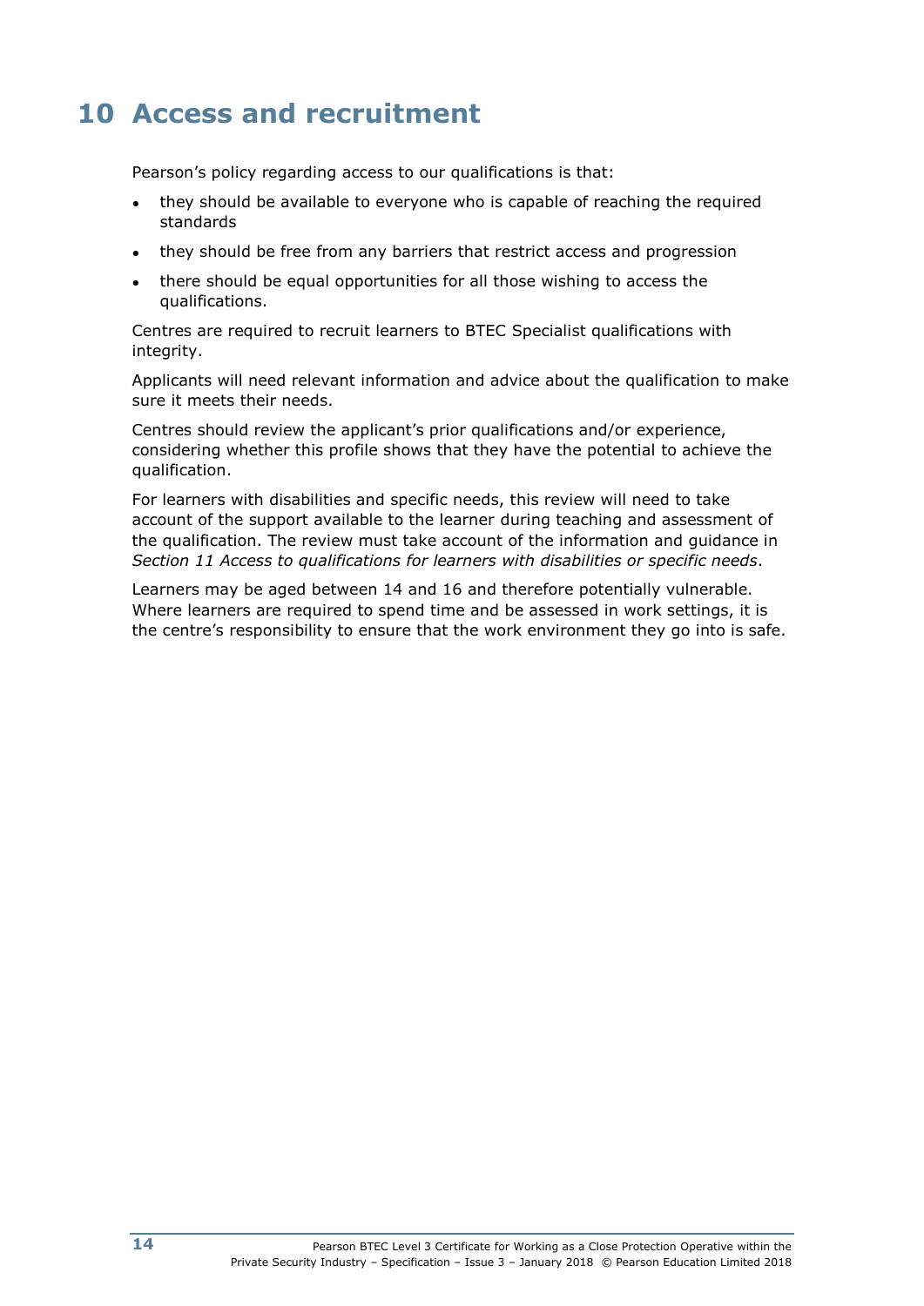# 10 Access and recruitment

Pearson's policy regarding access to our qualifications is that:

- they should be available to everyone who is capable of reaching the required standards
- they should be free from any barriers that restrict access and progression
- there should be equal opportunities for all those wishing to access the qualifications.

Centres are required to recruit learners to BTEC Specialist qualifications with integrity.

Applicants will need relevant information and advice about the qualification to make sure it meets their needs.

Centres should review the applicant's prior qualifications and/or experience, considering whether this profile shows that they have the potential to achieve the qualification.

For learners with disabilities and specific needs, this review will need to take account of the support available to the learner during teaching and assessment of the qualification. The review must take account of the information and guidance in *Section 11 Access to qualifications for learners with disabilities or specific needs*.

Learners may be aged between 14 and 16 and therefore potentially vulnerable. Where learners are required to spend time and be assessed in work settings, it is the centre's responsibility to ensure that the work environment they go into is safe.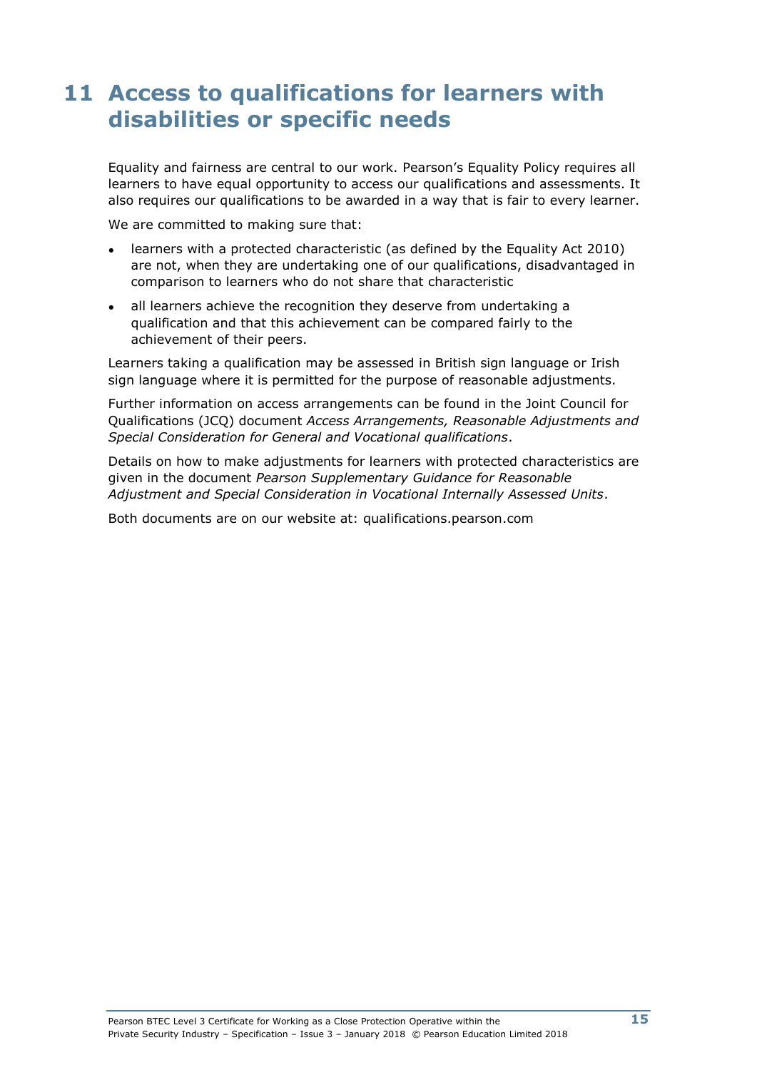# 11 Access to qualifications for learners with disabilities or specific needs

Equality and fairness are central to our work. Pearson's Equality Policy requires all learners to have equal opportunity to access our qualifications and assessments. It also requires our qualifications to be awarded in a way that is fair to every learner.

We are committed to making sure that:

- learners with a protected characteristic (as defined by the Equality Act 2010) are not, when they are undertaking one of our qualifications, disadvantaged in comparison to learners who do not share that characteristic
- all learners achieve the recognition they deserve from undertaking a qualification and that this achievement can be compared fairly to the achievement of their peers.

Learners taking a qualification may be assessed in British sign language or Irish sign language where it is permitted for the purpose of reasonable adjustments.

Further information on access arrangements can be found in the Joint Council for Qualifications (JCQ) document *Access Arrangements, Reasonable Adjustments and Special Consideration for General and Vocational qualifications*.

Details on how to make adjustments for learners with protected characteristics are given in the document *Pearson Supplementary Guidance for Reasonable Adjustment and Special Consideration in Vocational Internally Assessed Units*.

Both documents are on our website at: qualifications.pearson.com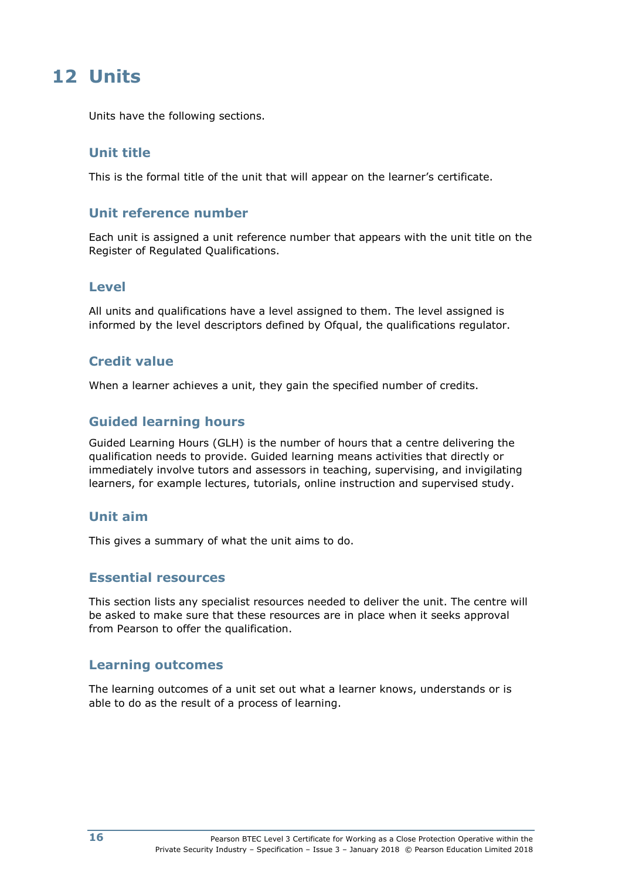# 12 Units

Units have the following sections.

## Unit title

This is the formal title of the unit that will appear on the learner's certificate.

## Unit reference number

Each unit is assigned a unit reference number that appears with the unit title on the Register of Regulated Qualifications.

## Level

All units and qualifications have a level assigned to them. The level assigned is informed by the level descriptors defined by Ofqual, the qualifications regulator.

## Credit value

When a learner achieves a unit, they gain the specified number of credits.

## Guided learning hours

Guided Learning Hours (GLH) is the number of hours that a centre delivering the qualification needs to provide. Guided learning means activities that directly or immediately involve tutors and assessors in teaching, supervising, and invigilating learners, for example lectures, tutorials, online instruction and supervised study.

## Unit aim

This gives a summary of what the unit aims to do.

## Essential resources

This section lists any specialist resources needed to deliver the unit. The centre will be asked to make sure that these resources are in place when it seeks approval from Pearson to offer the qualification.

## Learning outcomes

The learning outcomes of a unit set out what a learner knows, understands or is able to do as the result of a process of learning.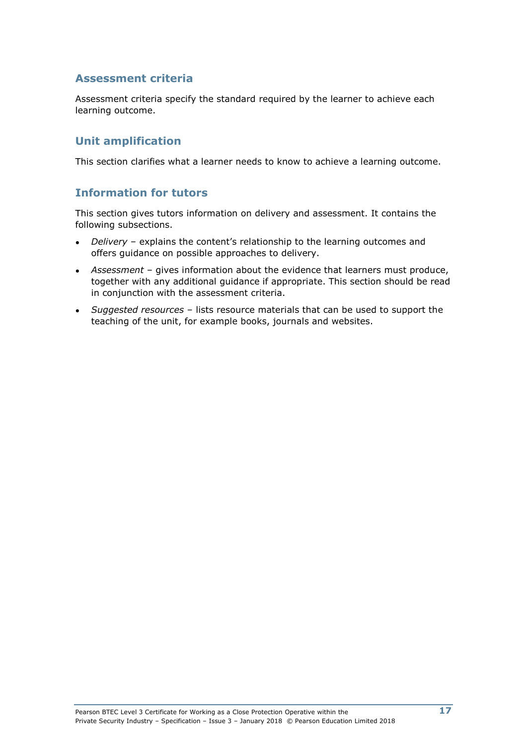## Assessment criteria

Assessment criteria specify the standard required by the learner to achieve each learning outcome.

## Unit amplification

This section clarifies what a learner needs to know to achieve a learning outcome.

## Information for tutors

This section gives tutors information on delivery and assessment. It contains the following subsections.

- *Delivery* – explains the content's relationship to the learning outcomes and offers guidance on possible approaches to delivery.
- *Assessment* – gives information about the evidence that learners must produce, together with any additional guidance if appropriate. This section should be read in conjunction with the assessment criteria.
- *Suggested resources* – lists resource materials that can be used to support the teaching of the unit, for example books, journals and websites.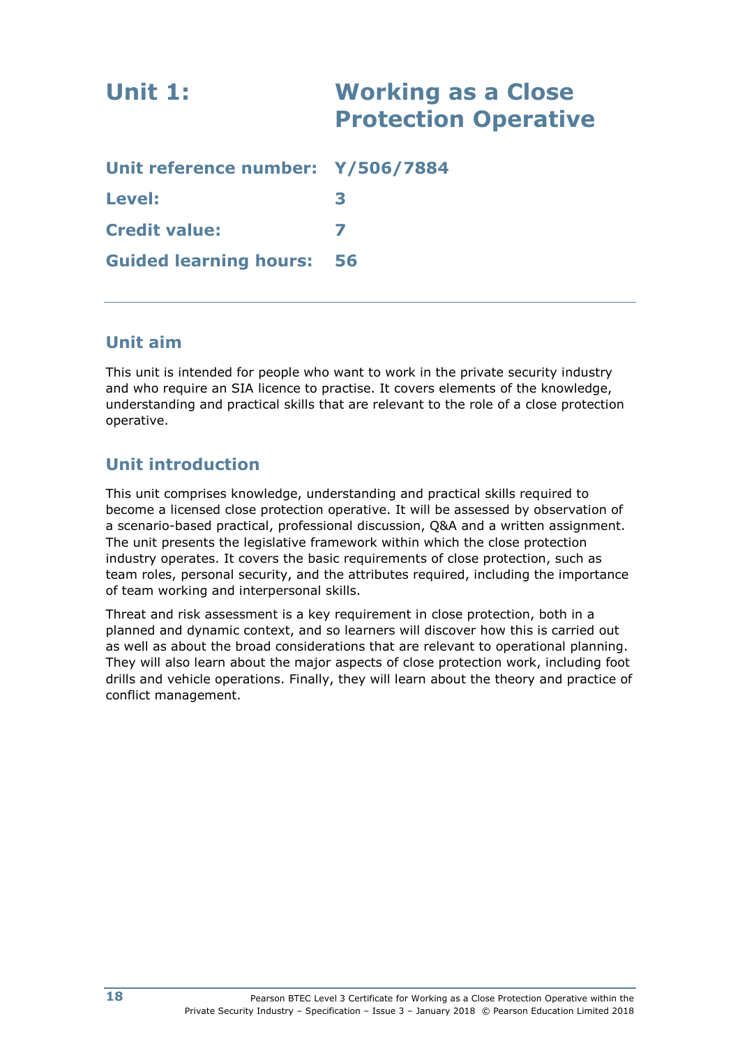# Unit 1: Working as a Close Protection Operative

**Unit reference number:** Y/506/7884

**Level:** 3

**Credit value:** 7

**Guided learning hours:** 56

---

## Unit aim

This unit is intended for people who want to work in the private security industry and who require an SIA licence to practise. It covers elements of the knowledge, understanding and practical skills that are relevant to the role of a close protection operative.

## Unit introduction

This unit comprises knowledge, understanding and practical skills required to become a licensed close protection operative. It will be assessed by observation of a scenario-based practical, professional discussion, Q&A and a written assignment. The unit presents the legislative framework within which the close protection industry operates. It covers the basic requirements of close protection, such as team roles, personal security, and the attributes required, including the importance of team working and interpersonal skills.

Threat and risk assessment is a key requirement in close protection, both in a planned and dynamic context, and so learners will discover how this is carried out as well as about the broad considerations that are relevant to operational planning. They will also learn about the major aspects of close protection work, including foot drills and vehicle operations. Finally, they will learn about the theory and practice of conflict management.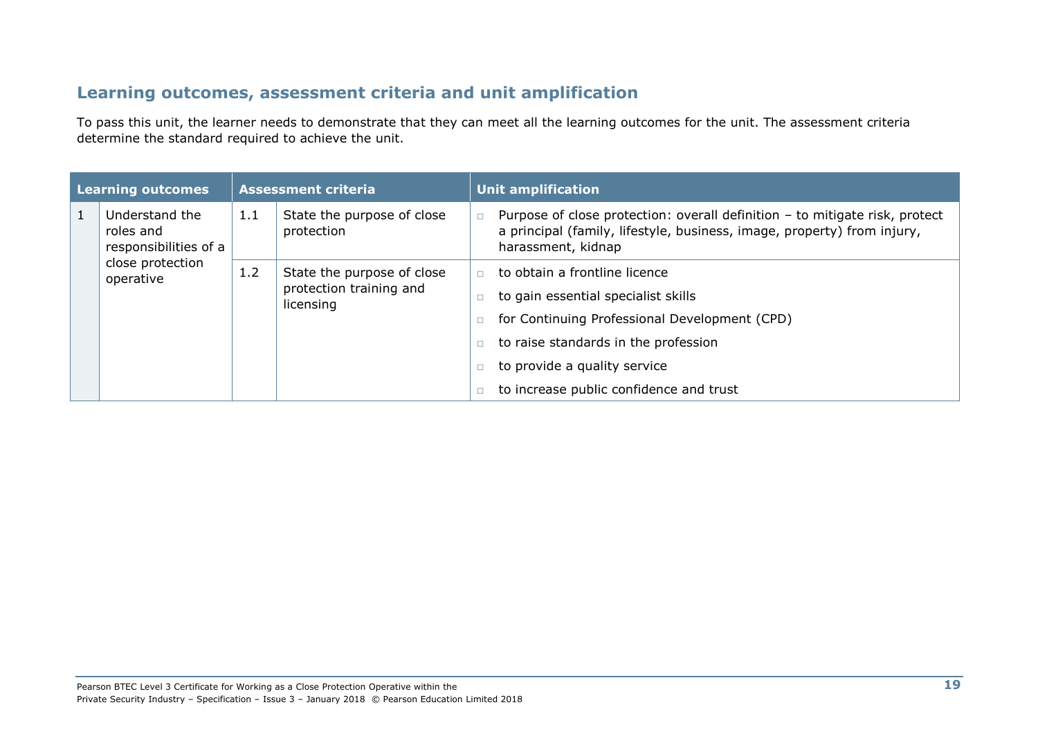## Learning outcomes, assessment criteria and unit amplification

To pass this unit, the learner needs to demonstrate that they can meet all the learning outcomes for the unit. The assessment criteria determine the standard required to achieve the unit.

| Learning outcomes | | Assessment criteria | | Unit amplification |
|---|---|---|---|---|
| 1 | Understand the roles and responsibilities of a close protection operative | 1.1 | State the purpose of close protection | Purpose of close protection: overall definition – to mitigate risk, protect a principal (family, lifestyle, business, image, property) from injury, harassment, kidnap |
| | | 1.2 | State the purpose of close protection training and licensing | to obtain a frontline licence<br>to gain essential specialist skills<br>for Continuing Professional Development (CPD)<br>to raise standards in the profession<br>to provide a quality service<br>to increase public confidence and trust |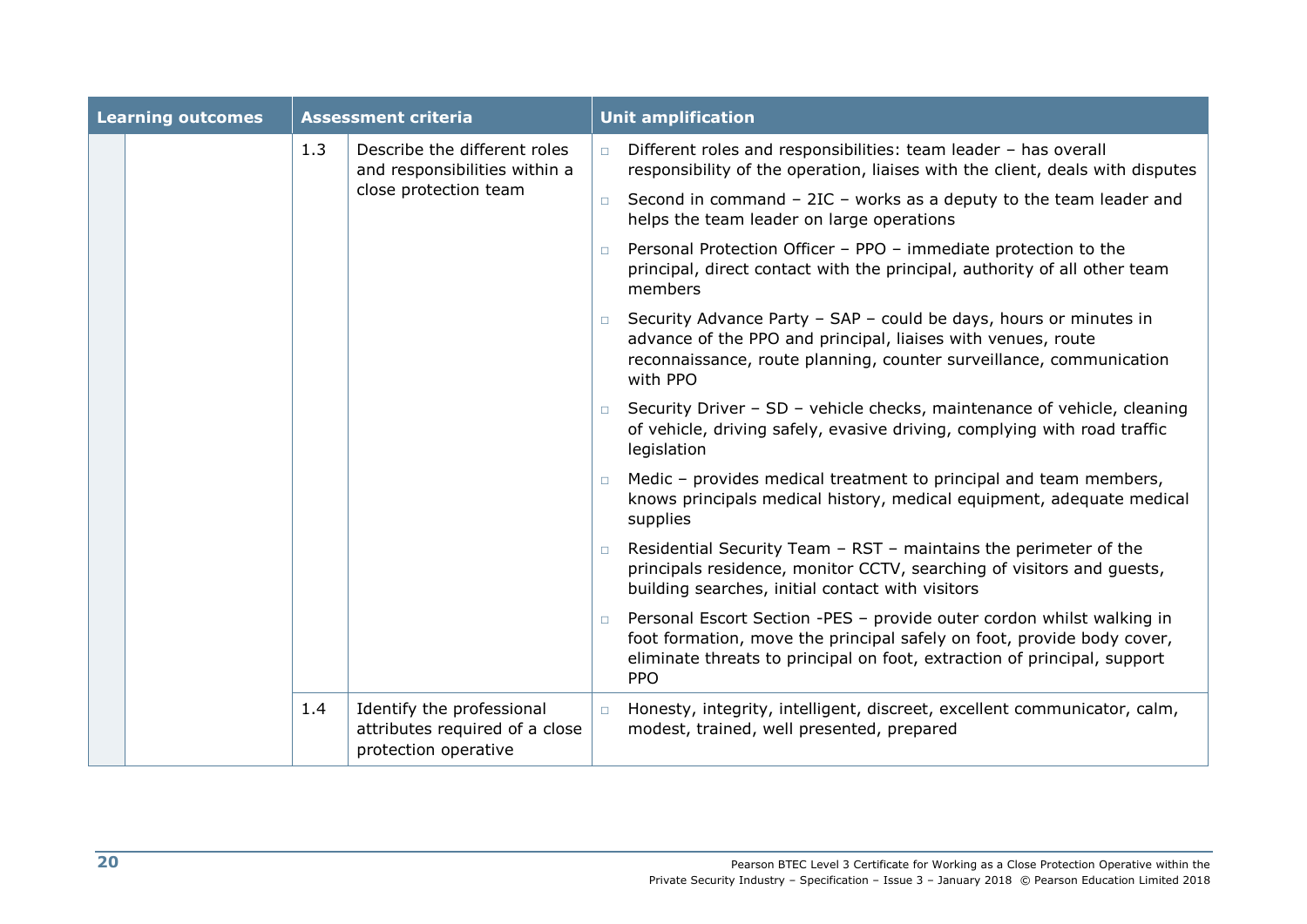| Learning outcomes | | Assessment criteria | | Unit amplification |
|---|---|---|---|---|
| | | 1.3 | Describe the different roles and responsibilities within a close protection team | □ Different roles and responsibilities: team leader – has overall responsibility of the operation, liaises with the client, deals with disputes<br>□ Second in command – 2IC – works as a deputy to the team leader and helps the team leader on large operations<br>□ Personal Protection Officer – PPO – immediate protection to the principal, direct contact with the principal, authority of all other team members<br>□ Security Advance Party – SAP – could be days, hours or minutes in advance of the PPO and principal, liaises with venues, route reconnaissance, route planning, counter surveillance, communication with PPO<br>□ Security Driver – SD – vehicle checks, maintenance of vehicle, cleaning of vehicle, driving safely, evasive driving, complying with road traffic legislation<br>□ Medic – provides medical treatment to principal and team members, knows principals medical history, medical equipment, adequate medical supplies<br>□ Residential Security Team – RST – maintains the perimeter of the principals residence, monitor CCTV, searching of visitors and guests, building searches, initial contact with visitors<br>□ Personal Escort Section -PES – provide outer cordon whilst walking in foot formation, move the principal safely on foot, provide body cover, eliminate threats to principal on foot, extraction of principal, support PPO |
| | | 1.4 | Identify the professional attributes required of a close protection operative | □ Honesty, integrity, intelligent, discreet, excellent communicator, calm, modest, trained, well presented, prepared |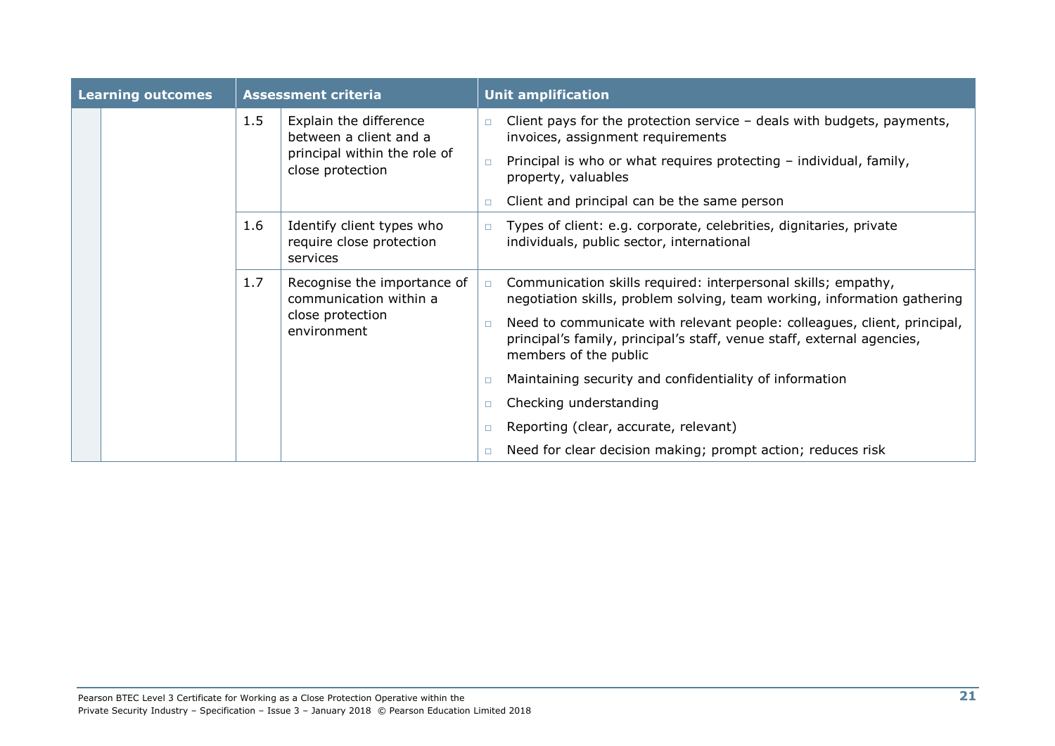| Learning outcomes | | Assessment criteria | | Unit amplification |
|---|---|---|---|---|
| | | 1.5 | Explain the difference between a client and a principal within the role of close protection | □ Client pays for the protection service – deals with budgets, payments, invoices, assignment requirements<br>□ Principal is who or what requires protecting – individual, family, property, valuables<br>□ Client and principal can be the same person |
| | | 1.6 | Identify client types who require close protection services | □ Types of client: e.g. corporate, celebrities, dignitaries, private individuals, public sector, international |
| | | 1.7 | Recognise the importance of communication within a close protection environment | □ Communication skills required: interpersonal skills; empathy, negotiation skills, problem solving, team working, information gathering<br>□ Need to communicate with relevant people: colleagues, client, principal, principal's family, principal's staff, venue staff, external agencies, members of the public<br>□ Maintaining security and confidentiality of information<br>□ Checking understanding<br>□ Reporting (clear, accurate, relevant)<br>□ Need for clear decision making; prompt action; reduces risk |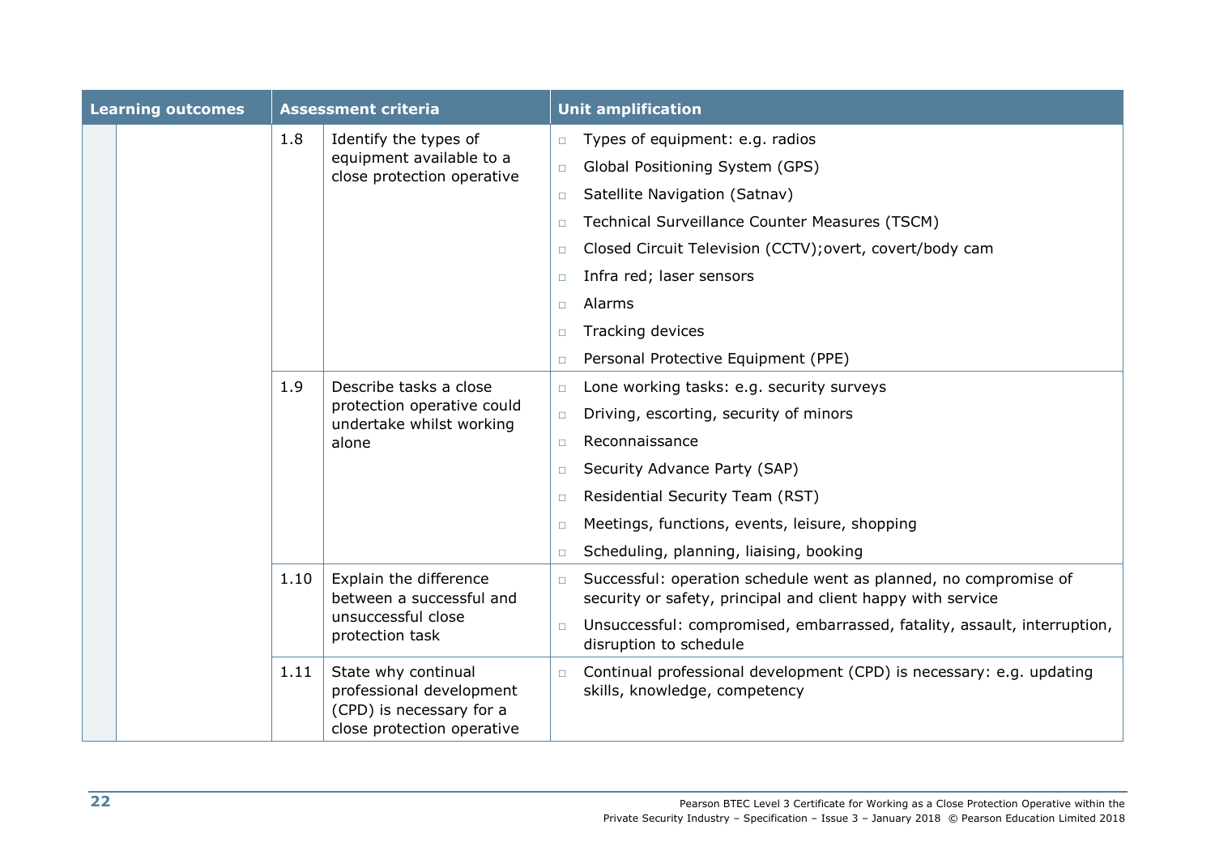| Learning outcomes | | Assessment criteria | | Unit amplification |
|---|---|---|---|---|
| | | 1.8 | Identify the types of equipment available to a close protection operative | <ul><li>Types of equipment: e.g. radios</li><li>Global Positioning System (GPS)</li><li>Satellite Navigation (Satnav)</li><li>Technical Surveillance Counter Measures (TSCM)</li><li>Closed Circuit Television (CCTV);overt, covert/body cam</li><li>Infra red; laser sensors</li><li>Alarms</li><li>Tracking devices</li><li>Personal Protective Equipment (PPE)</li></ul> |
| | | 1.9 | Describe tasks a close protection operative could undertake whilst working alone | <ul><li>Lone working tasks: e.g. security surveys</li><li>Driving, escorting, security of minors</li><li>Reconnaissance</li><li>Security Advance Party (SAP)</li><li>Residential Security Team (RST)</li><li>Meetings, functions, events, leisure, shopping</li><li>Scheduling, planning, liaising, booking</li></ul> |
| | | 1.10 | Explain the difference between a successful and unsuccessful close protection task | <ul><li>Successful: operation schedule went as planned, no compromise of security or safety, principal and client happy with service</li><li>Unsuccessful: compromised, embarrassed, fatality, assault, interruption, disruption to schedule</li></ul> |
| | | 1.11 | State why continual professional development (CPD) is necessary for a close protection operative | <ul><li>Continual professional development (CPD) is necessary: e.g. updating skills, knowledge, competency</li></ul> |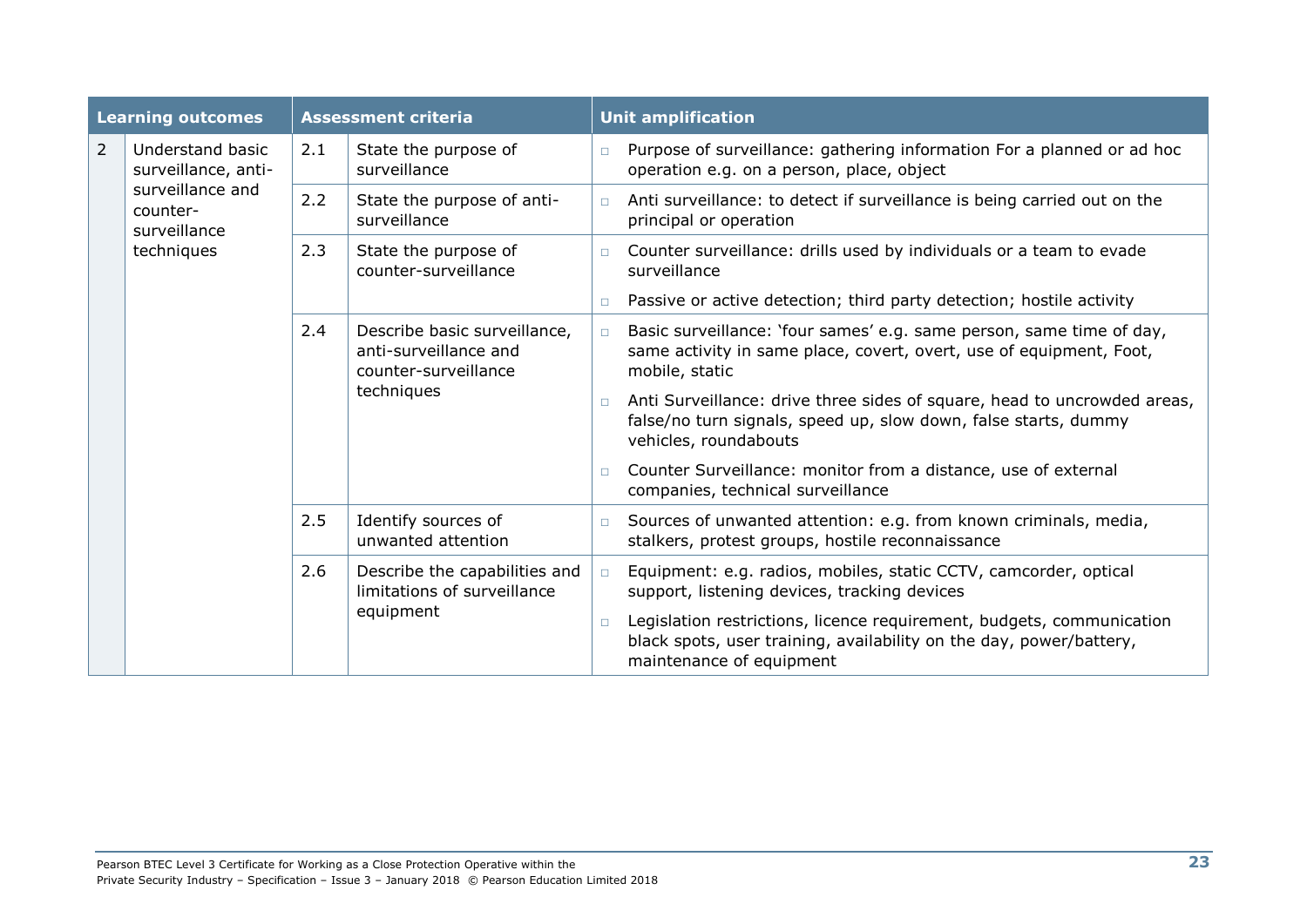| Learning outcomes | | Assessment criteria | | Unit amplification |
|---|---|---|---|---|
| 2 | Understand basic surveillance, anti-surveillance and counter-surveillance techniques | 2.1 | State the purpose of surveillance | □ Purpose of surveillance: gathering information For a planned or ad hoc operation e.g. on a person, place, object |
| | | 2.2 | State the purpose of anti-surveillance | □ Anti surveillance: to detect if surveillance is being carried out on the principal or operation |
| | | 2.3 | State the purpose of counter-surveillance | □ Counter surveillance: drills used by individuals or a team to evade surveillance<br>□ Passive or active detection; third party detection; hostile activity |
| | | 2.4 | Describe basic surveillance, anti-surveillance and counter-surveillance techniques | □ Basic surveillance: 'four sames' e.g. same person, same time of day, same activity in same place, covert, overt, use of equipment, Foot, mobile, static<br>□ Anti Surveillance: drive three sides of square, head to uncrowded areas, false/no turn signals, speed up, slow down, false starts, dummy vehicles, roundabouts<br>□ Counter Surveillance: monitor from a distance, use of external companies, technical surveillance |
| | | 2.5 | Identify sources of unwanted attention | □ Sources of unwanted attention: e.g. from known criminals, media, stalkers, protest groups, hostile reconnaissance |
| | | 2.6 | Describe the capabilities and limitations of surveillance equipment | □ Equipment: e.g. radios, mobiles, static CCTV, camcorder, optical support, listening devices, tracking devices<br>□ Legislation restrictions, licence requirement, budgets, communication black spots, user training, availability on the day, power/battery, maintenance of equipment |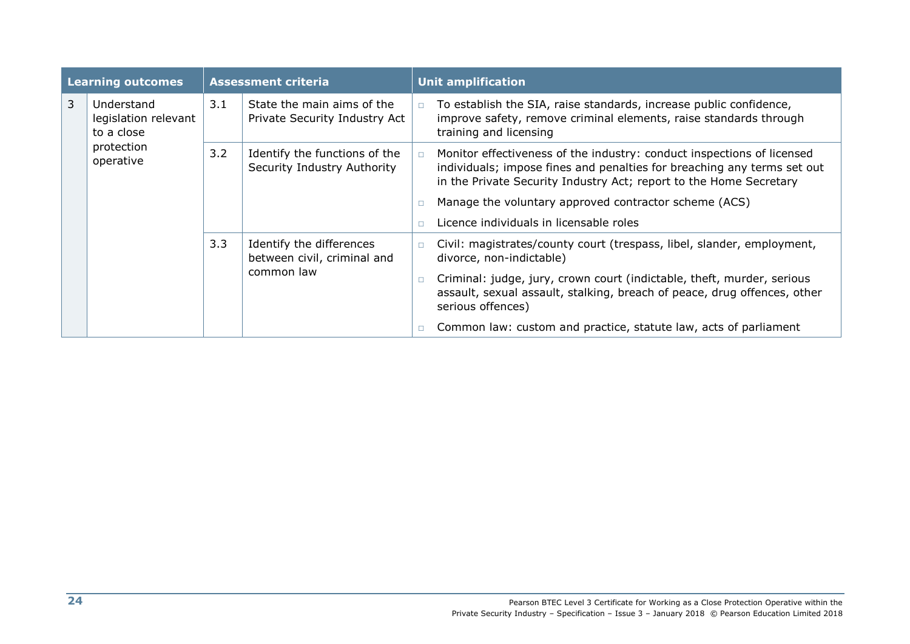| Learning outcomes | | Assessment criteria | | Unit amplification |
|---|---|---|---|---|
| 3 | Understand legislation relevant to a close protection operative | 3.1 | State the main aims of the Private Security Industry Act | □ To establish the SIA, raise standards, increase public confidence, improve safety, remove criminal elements, raise standards through training and licensing |
| | | 3.2 | Identify the functions of the Security Industry Authority | □ Monitor effectiveness of the industry: conduct inspections of licensed individuals; impose fines and penalties for breaching any terms set out in the Private Security Industry Act; report to the Home Secretary<br>□ Manage the voluntary approved contractor scheme (ACS)<br>□ Licence individuals in licensable roles |
| | | 3.3 | Identify the differences between civil, criminal and common law | □ Civil: magistrates/county court (trespass, libel, slander, employment, divorce, non-indictable)<br>□ Criminal: judge, jury, crown court (indictable, theft, murder, serious assault, sexual assault, stalking, breach of peace, drug offences, other serious offences)<br>□ Common law: custom and practice, statute law, acts of parliament |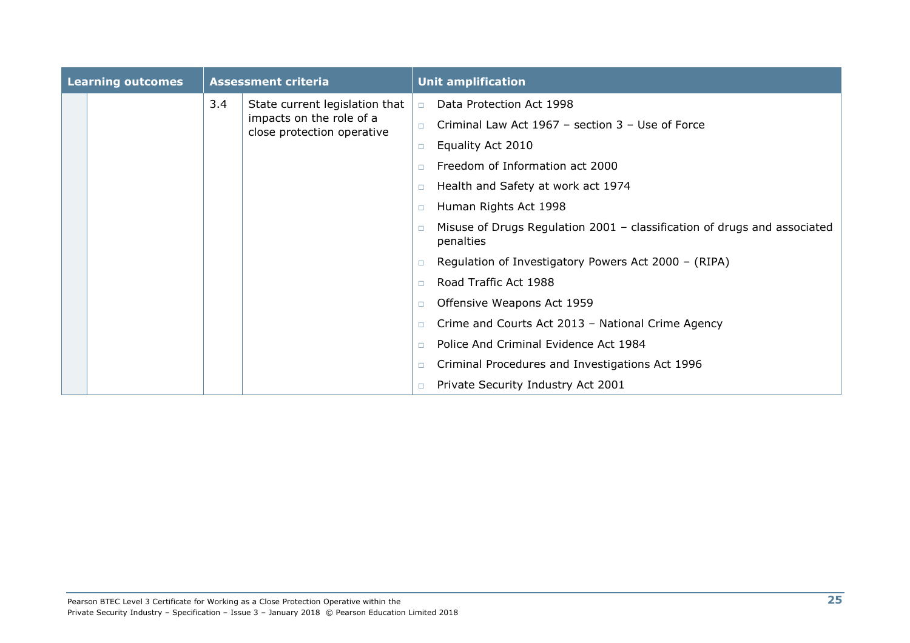| Learning outcomes | | Assessment criteria | | Unit amplification |
|---|---|---|---|---|
| | | 3.4 | State current legislation that impacts on the role of a close protection operative | ▫ Data Protection Act 1998<br>▫ Criminal Law Act 1967 – section 3 – Use of Force<br>▫ Equality Act 2010<br>▫ Freedom of Information act 2000<br>▫ Health and Safety at work act 1974<br>▫ Human Rights Act 1998<br>▫ Misuse of Drugs Regulation 2001 – classification of drugs and associated penalties<br>▫ Regulation of Investigatory Powers Act 2000 – (RIPA)<br>▫ Road Traffic Act 1988<br>▫ Offensive Weapons Act 1959<br>▫ Crime and Courts Act 2013 – National Crime Agency<br>▫ Police And Criminal Evidence Act 1984<br>▫ Criminal Procedures and Investigations Act 1996<br>▫ Private Security Industry Act 2001 |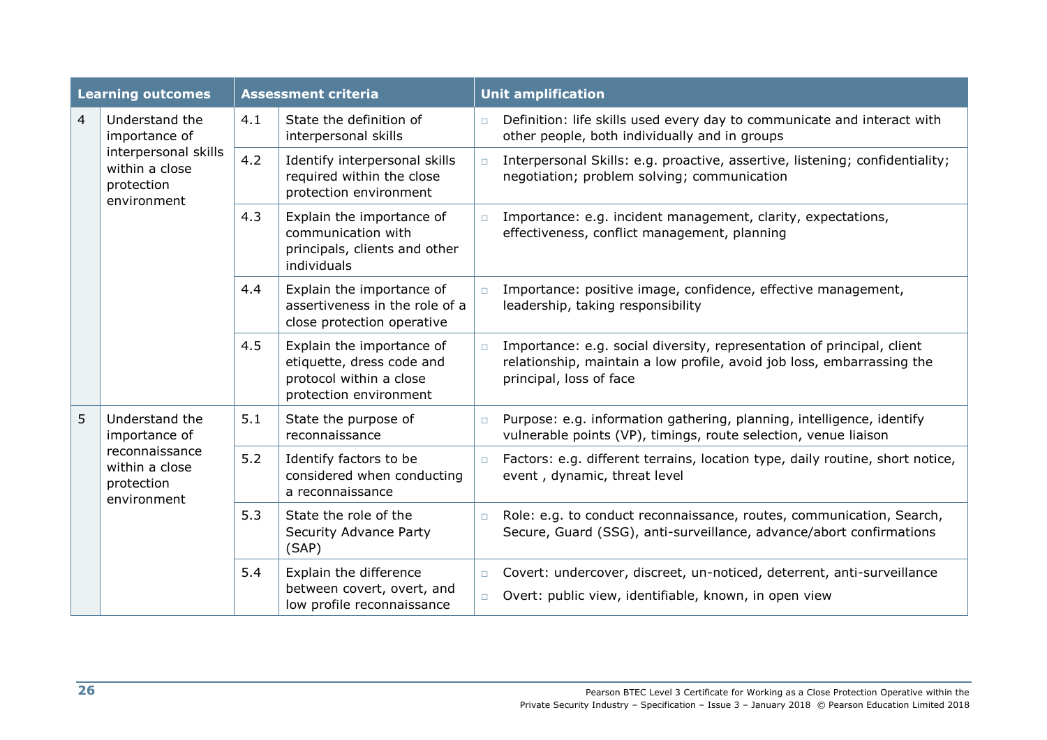| Learning outcomes | | Assessment criteria | | Unit amplification |
|---|---|---|---|---|
| 4 | Understand the importance of interpersonal skills within a close protection environment | 4.1 | State the definition of interpersonal skills | □ Definition: life skills used every day to communicate and interact with other people, both individually and in groups |
| | | 4.2 | Identify interpersonal skills required within the close protection environment | □ Interpersonal Skills: e.g. proactive, assertive, listening; confidentiality; negotiation; problem solving; communication |
| | | 4.3 | Explain the importance of communication with principals, clients and other individuals | □ Importance: e.g. incident management, clarity, expectations, effectiveness, conflict management, planning |
| | | 4.4 | Explain the importance of assertiveness in the role of a close protection operative | □ Importance: positive image, confidence, effective management, leadership, taking responsibility |
| | | 4.5 | Explain the importance of etiquette, dress code and protocol within a close protection environment | □ Importance: e.g. social diversity, representation of principal, client relationship, maintain a low profile, avoid job loss, embarrassing the principal, loss of face |
| 5 | Understand the importance of reconnaissance within a close protection environment | 5.1 | State the purpose of reconnaissance | □ Purpose: e.g. information gathering, planning, intelligence, identify vulnerable points (VP), timings, route selection, venue liaison |
| | | 5.2 | Identify factors to be considered when conducting a reconnaissance | □ Factors: e.g. different terrains, location type, daily routine, short notice, event , dynamic, threat level |
| | | 5.3 | State the role of the Security Advance Party (SAP) | □ Role: e.g. to conduct reconnaissance, routes, communication, Search, Secure, Guard (SSG), anti-surveillance, advance/abort confirmations |
| | | 5.4 | Explain the difference between covert, overt, and low profile reconnaissance | □ Covert: undercover, discreet, un-noticed, deterrent, anti-surveillance<br>□ Overt: public view, identifiable, known, in open view |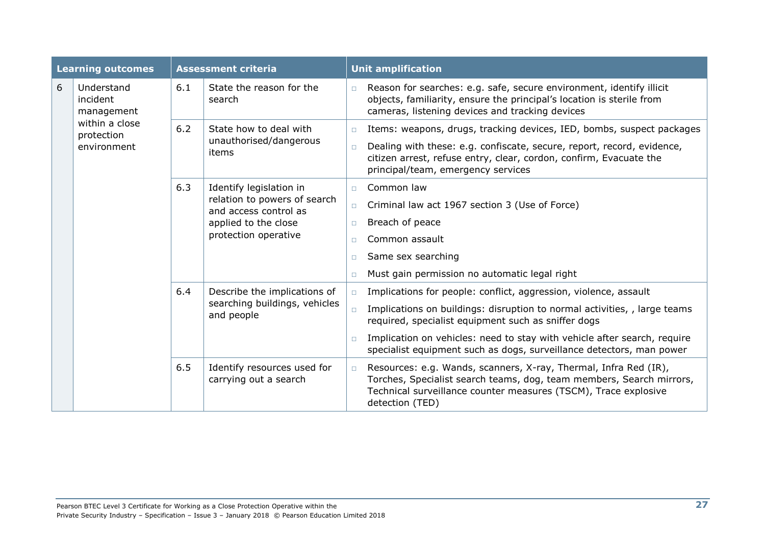| Learning outcomes | | Assessment criteria | | Unit amplification |
|---|---|---|---|---|
| 6 | Understand incident management within a close protection environment | 6.1 | State the reason for the search | Reason for searches: e.g. safe, secure environment, identify illicit objects, familiarity, ensure the principal's location is sterile from cameras, listening devices and tracking devices |
| | | 6.2 | State how to deal with unauthorised/dangerous items | Items: weapons, drugs, tracking devices, IED, bombs, suspect packages<br>Dealing with these: e.g. confiscate, secure, report, record, evidence, citizen arrest, refuse entry, clear, cordon, confirm, Evacuate the principal/team, emergency services |
| | | 6.3 | Identify legislation in relation to powers of search and access control as applied to the close protection operative | Common law<br>Criminal law act 1967 section 3 (Use of Force)<br>Breach of peace<br>Common assault<br>Same sex searching<br>Must gain permission no automatic legal right |
| | | 6.4 | Describe the implications of searching buildings, vehicles and people | Implications for people: conflict, aggression, violence, assault<br>Implications on buildings: disruption to normal activities, , large teams required, specialist equipment such as sniffer dogs<br>Implication on vehicles: need to stay with vehicle after search, require specialist equipment such as dogs, surveillance detectors, man power |
| | | 6.5 | Identify resources used for carrying out a search | Resources: e.g. Wands, scanners, X-ray, Thermal, Infra Red (IR), Torches, Specialist search teams, dog, team members, Search mirrors, Technical surveillance counter measures (TSCM), Trace explosive detection (TED) |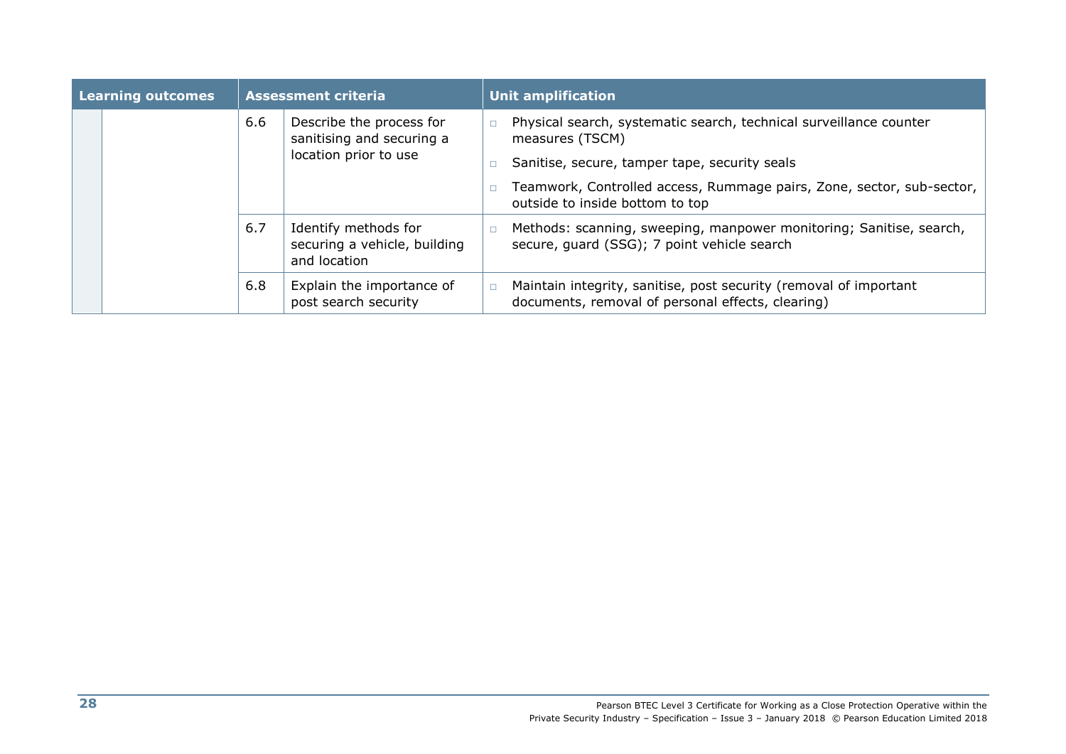| Learning outcomes | | Assessment criteria | | Unit amplification |
|---|---|---|---|---|
| | | 6.6 | Describe the process for sanitising and securing a location prior to use | □ Physical search, systematic search, technical surveillance counter measures (TSCM)<br>□ Sanitise, secure, tamper tape, security seals<br>□ Teamwork, Controlled access, Rummage pairs, Zone, sector, sub-sector, outside to inside bottom to top |
| | | 6.7 | Identify methods for securing a vehicle, building and location | □ Methods: scanning, sweeping, manpower monitoring; Sanitise, search, secure, guard (SSG); 7 point vehicle search |
| | | 6.8 | Explain the importance of post search security | □ Maintain integrity, sanitise, post security (removal of important documents, removal of personal effects, clearing) |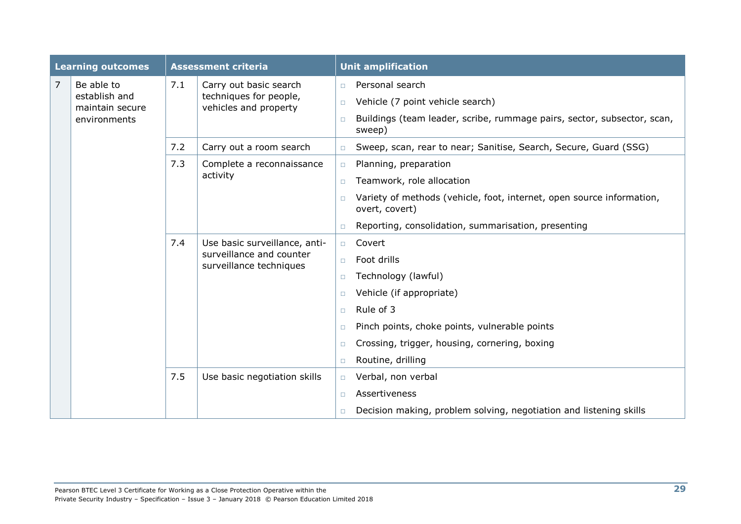| Learning outcomes | | Assessment criteria | | Unit amplification |
|---|---|---|---|---|
| 7 | Be able to establish and maintain secure environments | 7.1 | Carry out basic search techniques for people, vehicles and property | ◻ Personal search<br>◻ Vehicle (7 point vehicle search)<br>◻ Buildings (team leader, scribe, rummage pairs, sector, subsector, scan, sweep) |
| | | 7.2 | Carry out a room search | ◻ Sweep, scan, rear to near; Sanitise, Search, Secure, Guard (SSG) |
| | | 7.3 | Complete a reconnaissance activity | ◻ Planning, preparation<br>◻ Teamwork, role allocation<br>◻ Variety of methods (vehicle, foot, internet, open source information, overt, covert)<br>◻ Reporting, consolidation, summarisation, presenting |
| | | 7.4 | Use basic surveillance, anti-surveillance and counter surveillance techniques | ◻ Covert<br>◻ Foot drills<br>◻ Technology (lawful)<br>◻ Vehicle (if appropriate)<br>◻ Rule of 3<br>◻ Pinch points, choke points, vulnerable points<br>◻ Crossing, trigger, housing, cornering, boxing<br>◻ Routine, drilling |
| | | 7.5 | Use basic negotiation skills | ◻ Verbal, non verbal<br>◻ Assertiveness<br>◻ Decision making, problem solving, negotiation and listening skills |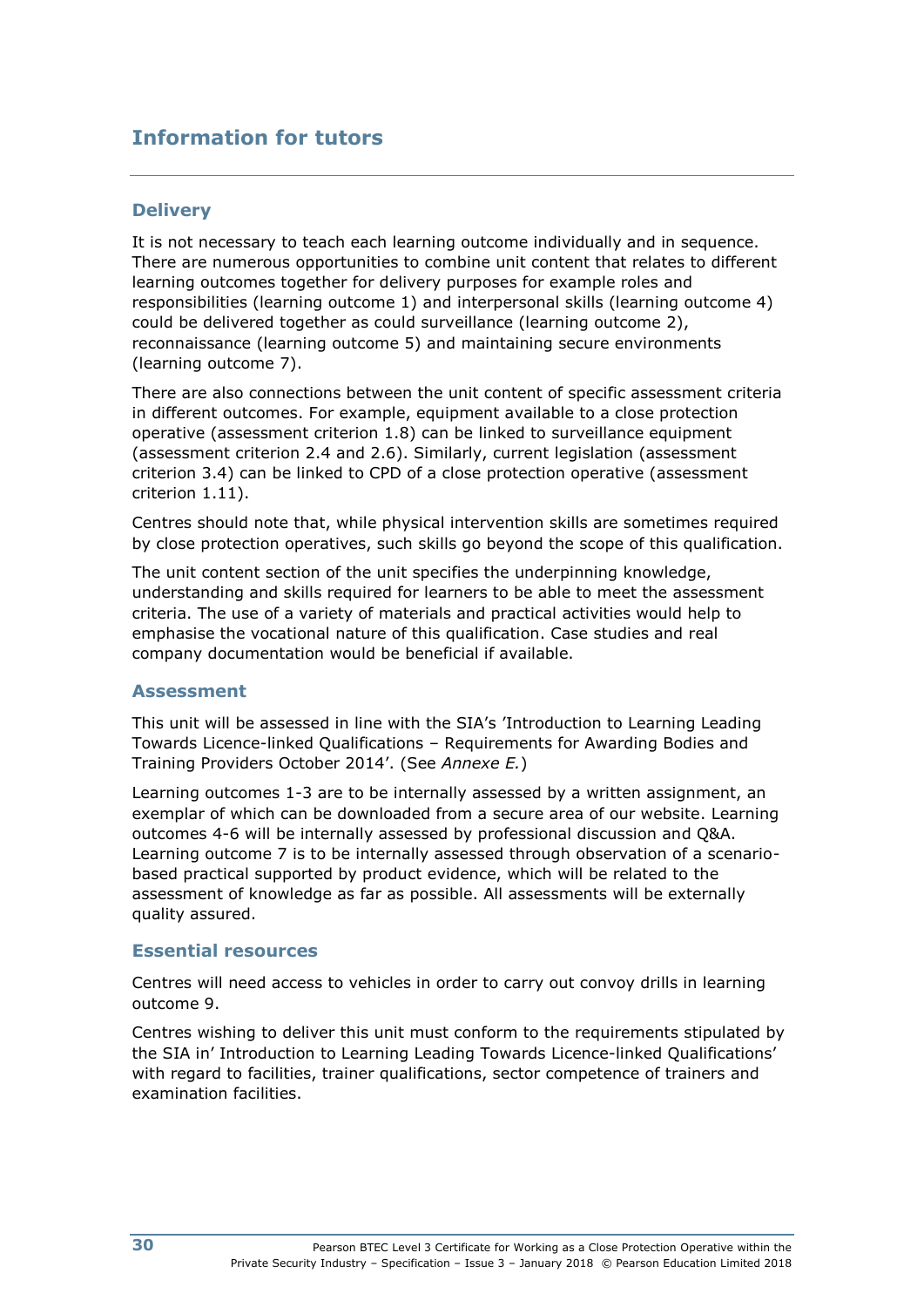# Information for tutors

## Delivery

It is not necessary to teach each learning outcome individually and in sequence. There are numerous opportunities to combine unit content that relates to different learning outcomes together for delivery purposes for example roles and responsibilities (learning outcome 1) and interpersonal skills (learning outcome 4) could be delivered together as could surveillance (learning outcome 2), reconnaissance (learning outcome 5) and maintaining secure environments (learning outcome 7).

There are also connections between the unit content of specific assessment criteria in different outcomes. For example, equipment available to a close protection operative (assessment criterion 1.8) can be linked to surveillance equipment (assessment criterion 2.4 and 2.6). Similarly, current legislation (assessment criterion 3.4) can be linked to CPD of a close protection operative (assessment criterion 1.11).

Centres should note that, while physical intervention skills are sometimes required by close protection operatives, such skills go beyond the scope of this qualification.

The unit content section of the unit specifies the underpinning knowledge, understanding and skills required for learners to be able to meet the assessment criteria. The use of a variety of materials and practical activities would help to emphasise the vocational nature of this qualification. Case studies and real company documentation would be beneficial if available.

## Assessment

This unit will be assessed in line with the SIA's 'Introduction to Learning Leading Towards Licence-linked Qualifications – Requirements for Awarding Bodies and Training Providers October 2014'. (See *Annexe E.*)

Learning outcomes 1-3 are to be internally assessed by a written assignment, an exemplar of which can be downloaded from a secure area of our website. Learning outcomes 4-6 will be internally assessed by professional discussion and Q&A. Learning outcome 7 is to be internally assessed through observation of a scenario-based practical supported by product evidence, which will be related to the assessment of knowledge as far as possible. All assessments will be externally quality assured.

## Essential resources

Centres will need access to vehicles in order to carry out convoy drills in learning outcome 9.

Centres wishing to deliver this unit must conform to the requirements stipulated by the SIA in' Introduction to Learning Leading Towards Licence-linked Qualifications' with regard to facilities, trainer qualifications, sector competence of trainers and examination facilities.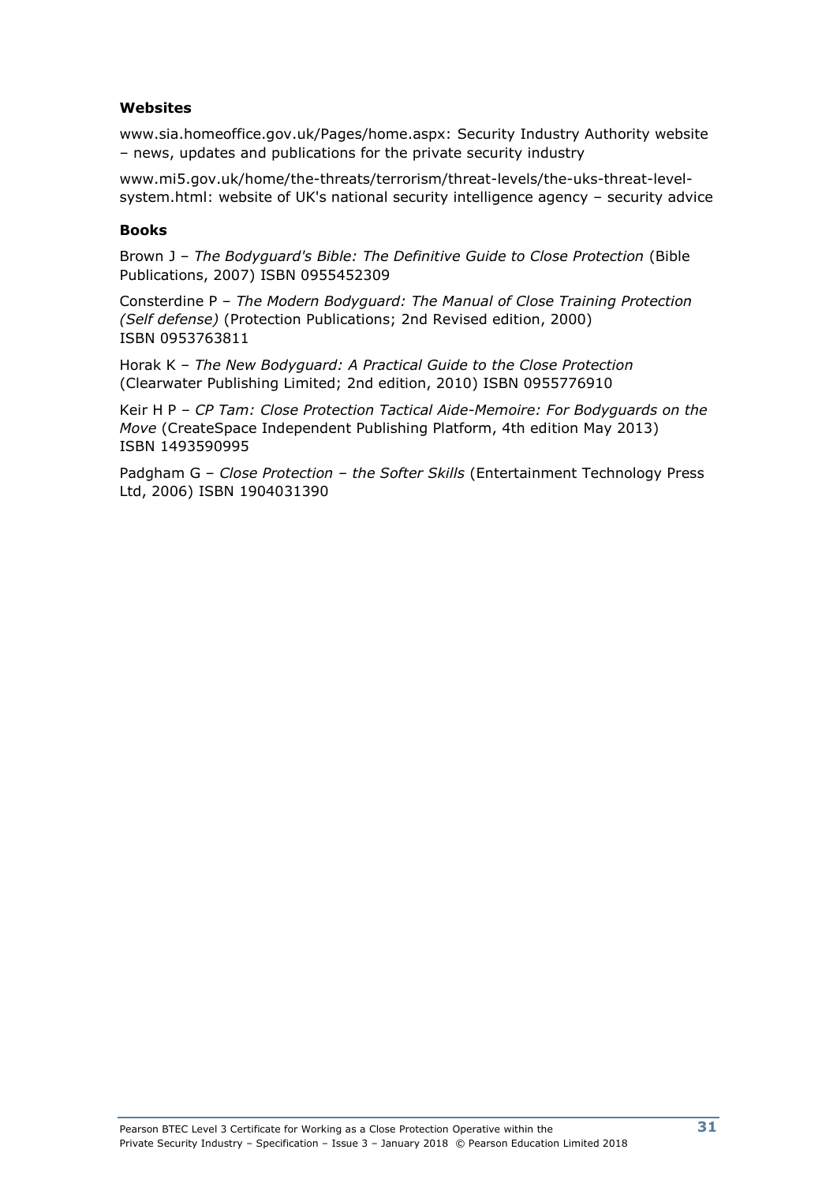#### Websites

www.sia.homeoffice.gov.uk/Pages/home.aspx: Security Industry Authority website – news, updates and publications for the private security industry

www.mi5.gov.uk/home/the-threats/terrorism/threat-levels/the-uks-threat-level-system.html: website of UK's national security intelligence agency – security advice

#### Books

Brown J – *The Bodyguard's Bible: The Definitive Guide to Close Protection* (Bible Publications, 2007) ISBN 0955452309

Consterdine P – *The Modern Bodyguard: The Manual of Close Training Protection (Self defense)* (Protection Publications; 2nd Revised edition, 2000) ISBN 0953763811

Horak K – *The New Bodyguard: A Practical Guide to the Close Protection* (Clearwater Publishing Limited; 2nd edition, 2010) ISBN 0955776910

Keir H P – *CP Tam: Close Protection Tactical Aide-Memoire: For Bodyguards on the Move* (CreateSpace Independent Publishing Platform, 4th edition May 2013) ISBN 1493590995

Padgham G – *Close Protection – the Softer Skills* (Entertainment Technology Press Ltd, 2006) ISBN 1904031390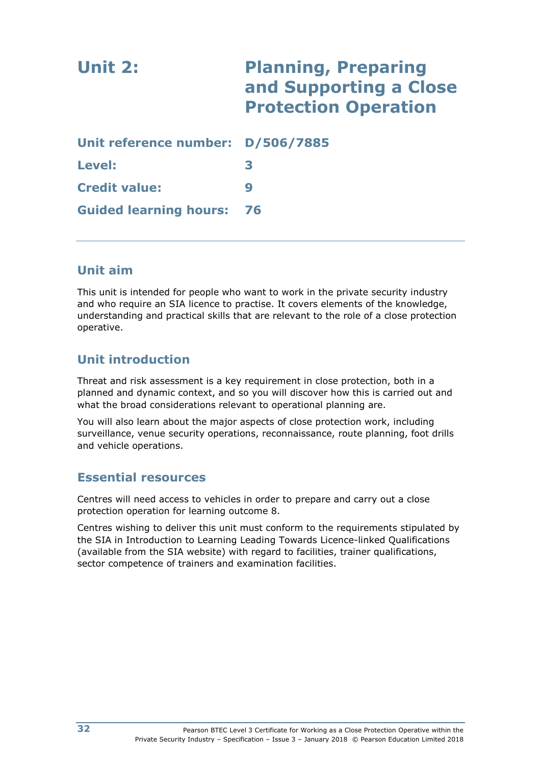# Unit 2: Planning, Preparing and Supporting a Close Protection Operation

**Unit reference number:** D/506/7885

**Level:** 3

**Credit value:** 9

**Guided learning hours:** 76

---

## Unit aim

This unit is intended for people who want to work in the private security industry and who require an SIA licence to practise. It covers elements of the knowledge, understanding and practical skills that are relevant to the role of a close protection operative.

## Unit introduction

Threat and risk assessment is a key requirement in close protection, both in a planned and dynamic context, and so you will discover how this is carried out and what the broad considerations relevant to operational planning are.

You will also learn about the major aspects of close protection work, including surveillance, venue security operations, reconnaissance, route planning, foot drills and vehicle operations.

## Essential resources

Centres will need access to vehicles in order to prepare and carry out a close protection operation for learning outcome 8.

Centres wishing to deliver this unit must conform to the requirements stipulated by the SIA in Introduction to Learning Leading Towards Licence-linked Qualifications (available from the SIA website) with regard to facilities, trainer qualifications, sector competence of trainers and examination facilities.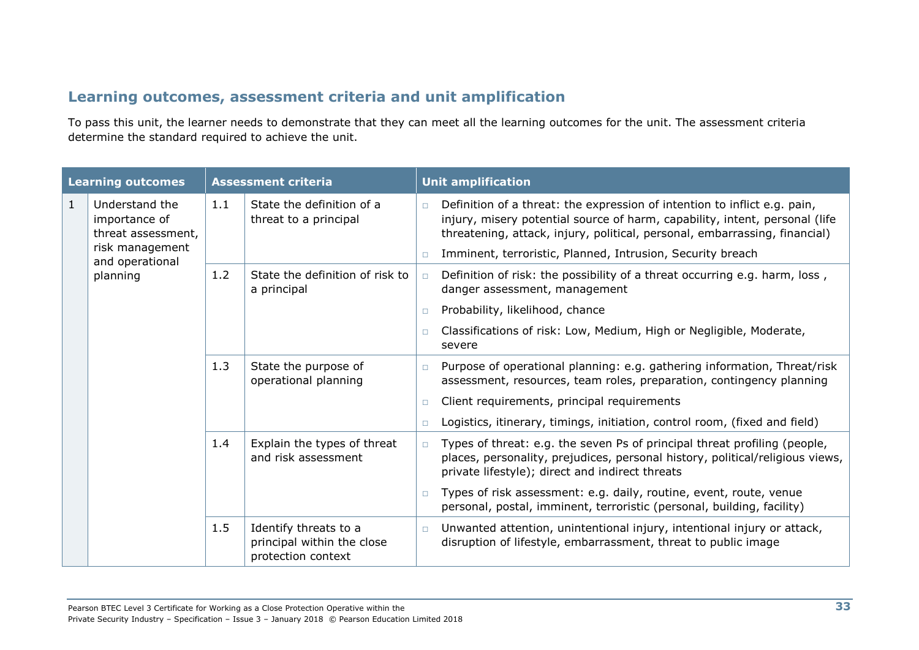## Learning outcomes, assessment criteria and unit amplification

To pass this unit, the learner needs to demonstrate that they can meet all the learning outcomes for the unit. The assessment criteria determine the standard required to achieve the unit.

| Learning outcomes | | Assessment criteria | | Unit amplification |
|---|---|---|---|---|
| 1 | Understand the importance of threat assessment, risk management and operational planning | 1.1 | State the definition of a threat to a principal | □ Definition of a threat: the expression of intention to inflict e.g. pain, injury, misery potential source of harm, capability, intent, personal (life threatening, attack, injury, political, personal, embarrassing, financial)<br>□ Imminent, terroristic, Planned, Intrusion, Security breach |
| | | 1.2 | State the definition of risk to a principal | □ Definition of risk: the possibility of a threat occurring e.g. harm, loss , danger assessment, management<br>□ Probability, likelihood, chance<br>□ Classifications of risk: Low, Medium, High or Negligible, Moderate, severe |
| | | 1.3 | State the purpose of operational planning | □ Purpose of operational planning: e.g. gathering information, Threat/risk assessment, resources, team roles, preparation, contingency planning<br>□ Client requirements, principal requirements<br>□ Logistics, itinerary, timings, initiation, control room, (fixed and field) |
| | | 1.4 | Explain the types of threat and risk assessment | □ Types of threat: e.g. the seven Ps of principal threat profiling (people, places, personality, prejudices, personal history, political/religious views, private lifestyle); direct and indirect threats<br>□ Types of risk assessment: e.g. daily, routine, event, route, venue personal, postal, imminent, terroristic (personal, building, facility) |
| | | 1.5 | Identify threats to a principal within the close protection context | □ Unwanted attention, unintentional injury, intentional injury or attack, disruption of lifestyle, embarrassment, threat to public image |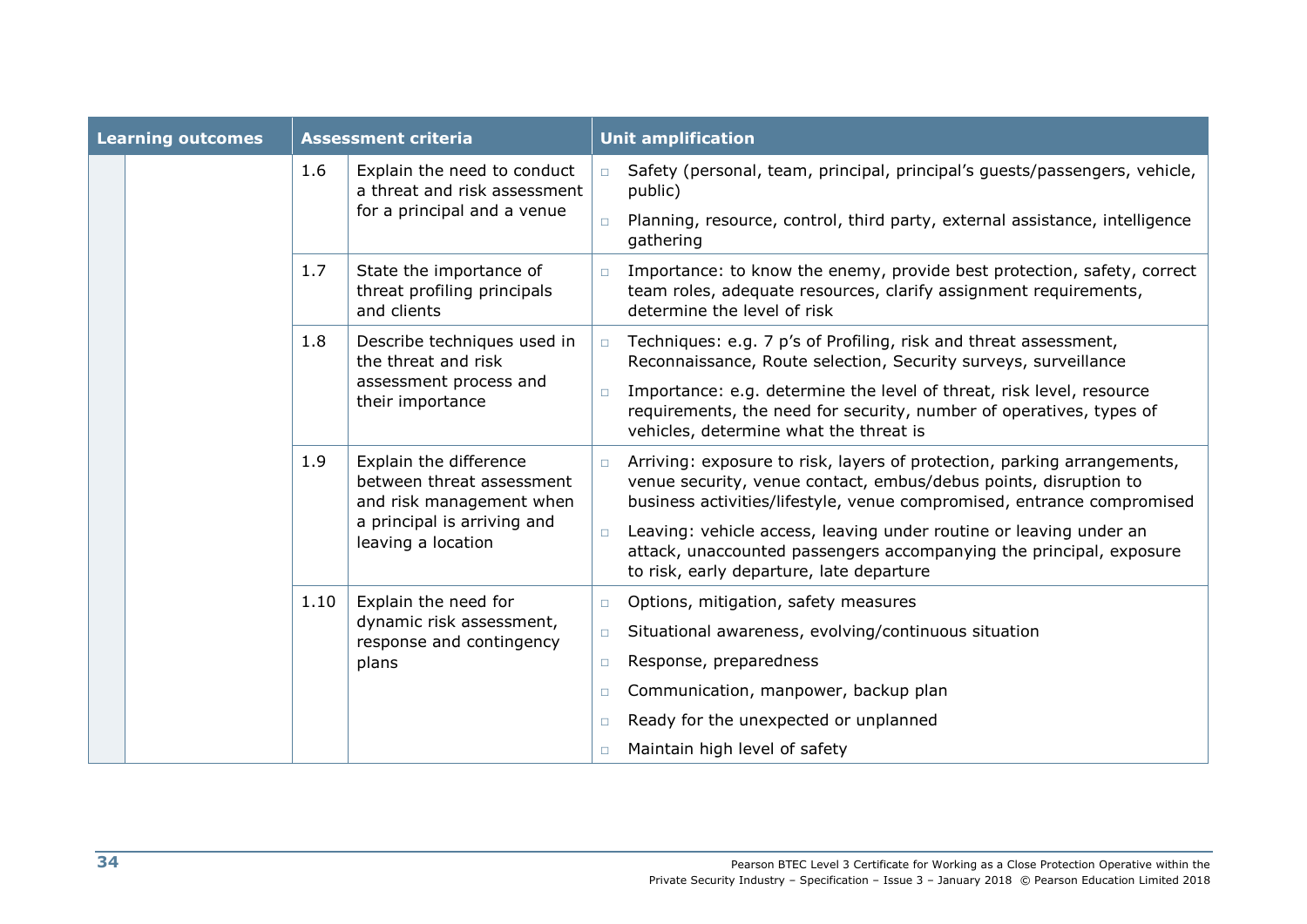| Learning outcomes | Assessment criteria | | Unit amplification |
|---|---|---|---|
| | 1.6 | Explain the need to conduct a threat and risk assessment for a principal and a venue | □ Safety (personal, team, principal, principal's guests/passengers, vehicle, public)<br>□ Planning, resource, control, third party, external assistance, intelligence gathering |
| | 1.7 | State the importance of threat profiling principals and clients | □ Importance: to know the enemy, provide best protection, safety, correct team roles, adequate resources, clarify assignment requirements, determine the level of risk |
| | 1.8 | Describe techniques used in the threat and risk assessment process and their importance | □ Techniques: e.g. 7 p's of Profiling, risk and threat assessment, Reconnaissance, Route selection, Security surveys, surveillance<br>□ Importance: e.g. determine the level of threat, risk level, resource requirements, the need for security, number of operatives, types of vehicles, determine what the threat is |
| | 1.9 | Explain the difference between threat assessment and risk management when a principal is arriving and leaving a location | □ Arriving: exposure to risk, layers of protection, parking arrangements, venue security, venue contact, embus/debus points, disruption to business activities/lifestyle, venue compromised, entrance compromised<br>□ Leaving: vehicle access, leaving under routine or leaving under an attack, unaccounted passengers accompanying the principal, exposure to risk, early departure, late departure |
| | 1.10 | Explain the need for dynamic risk assessment, response and contingency plans | □ Options, mitigation, safety measures<br>□ Situational awareness, evolving/continuous situation<br>□ Response, preparedness<br>□ Communication, manpower, backup plan<br>□ Ready for the unexpected or unplanned<br>□ Maintain high level of safety |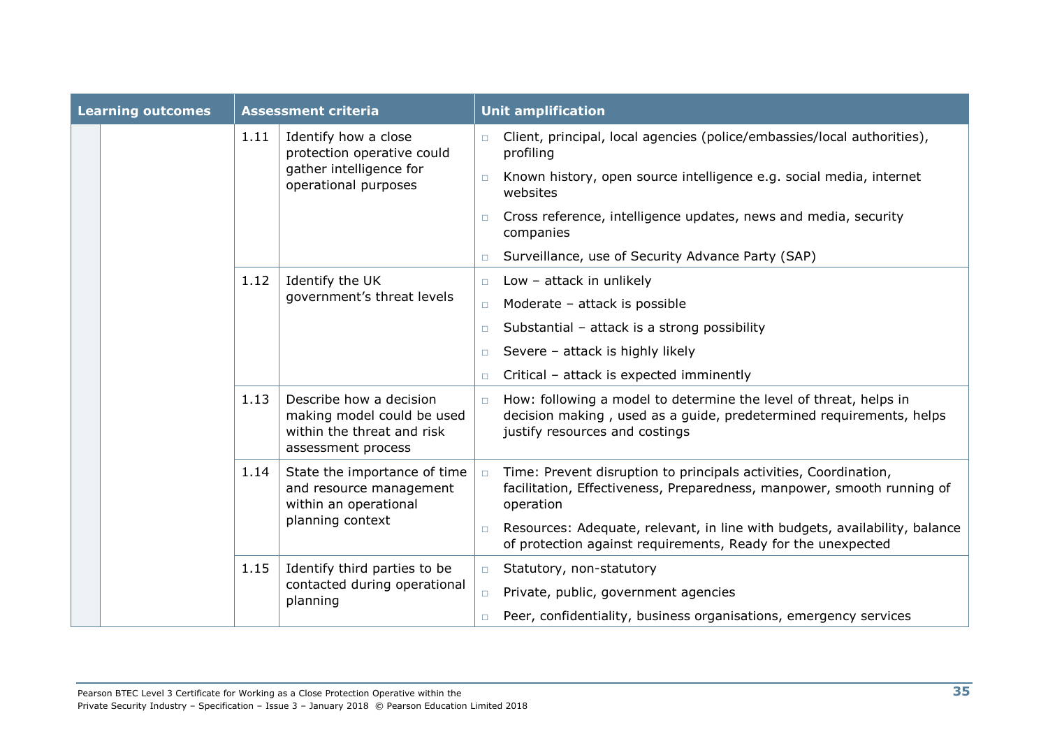| Learning outcomes | Assessment criteria | | Unit amplification |
|---|---|---|---|
| | 1.11 | Identify how a close protection operative could gather intelligence for operational purposes | □ Client, principal, local agencies (police/embassies/local authorities), profiling<br>□ Known history, open source intelligence e.g. social media, internet websites<br>□ Cross reference, intelligence updates, news and media, security companies<br>□ Surveillance, use of Security Advance Party (SAP) |
| | 1.12 | Identify the UK government's threat levels | □ Low – attack in unlikely<br>□ Moderate – attack is possible<br>□ Substantial – attack is a strong possibility<br>□ Severe – attack is highly likely<br>□ Critical – attack is expected imminently |
| | 1.13 | Describe how a decision making model could be used within the threat and risk assessment process | □ How: following a model to determine the level of threat, helps in decision making , used as a guide, predetermined requirements, helps justify resources and costings |
| | 1.14 | State the importance of time and resource management within an operational planning context | □ Time: Prevent disruption to principals activities, Coordination, facilitation, Effectiveness, Preparedness, manpower, smooth running of operation<br>□ Resources: Adequate, relevant, in line with budgets, availability, balance of protection against requirements, Ready for the unexpected |
| | 1.15 | Identify third parties to be contacted during operational planning | □ Statutory, non-statutory<br>□ Private, public, government agencies<br>□ Peer, confidentiality, business organisations, emergency services |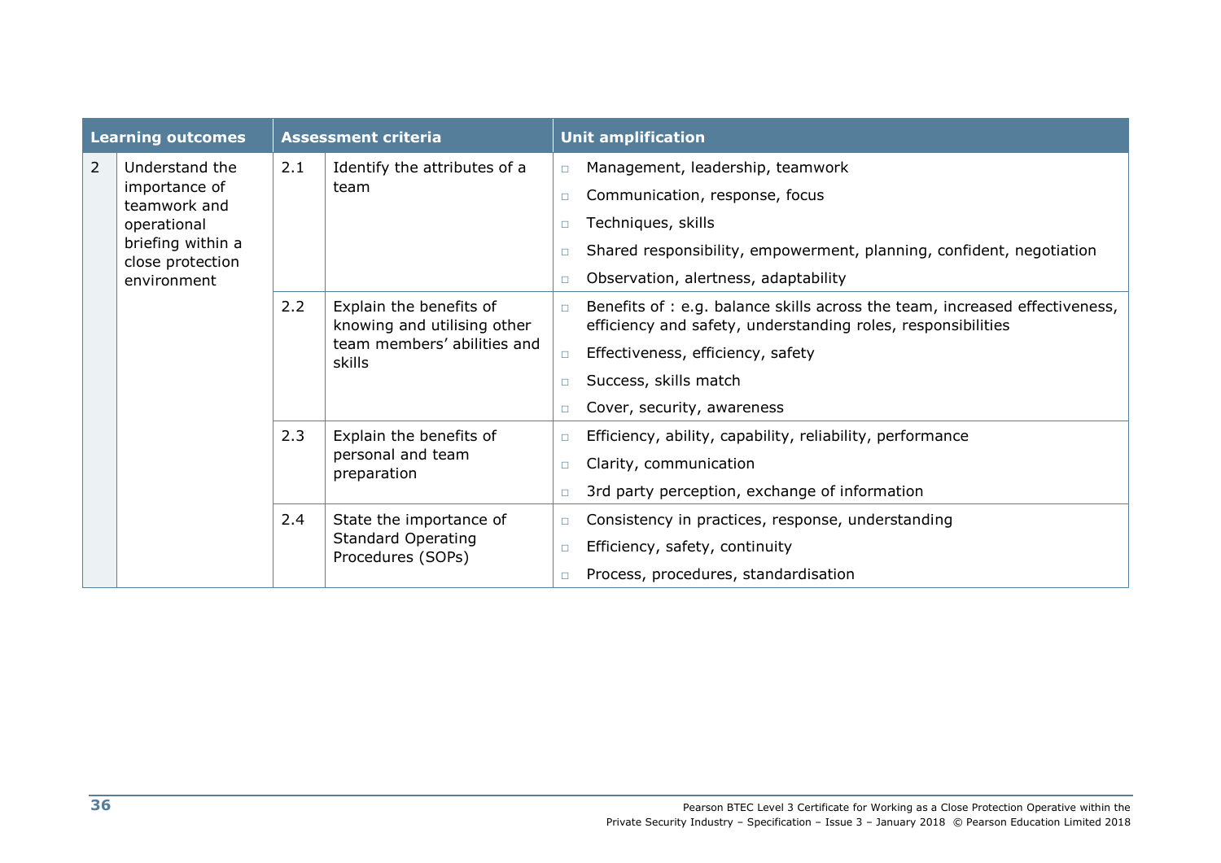| Learning outcomes | | Assessment criteria | | Unit amplification |
|---|---|---|---|---|
| 2 | Understand the importance of teamwork and operational briefing within a close protection environment | 2.1 | Identify the attributes of a team | ◻ Management, leadership, teamwork<br>◻ Communication, response, focus<br>◻ Techniques, skills<br>◻ Shared responsibility, empowerment, planning, confident, negotiation<br>◻ Observation, alertness, adaptability |
| | | 2.2 | Explain the benefits of knowing and utilising other team members' abilities and skills | ◻ Benefits of : e.g. balance skills across the team, increased effectiveness, efficiency and safety, understanding roles, responsibilities<br>◻ Effectiveness, efficiency, safety<br>◻ Success, skills match<br>◻ Cover, security, awareness |
| | | 2.3 | Explain the benefits of personal and team preparation | ◻ Efficiency, ability, capability, reliability, performance<br>◻ Clarity, communication<br>◻ 3rd party perception, exchange of information |
| | | 2.4 | State the importance of Standard Operating Procedures (SOPs) | ◻ Consistency in practices, response, understanding<br>◻ Efficiency, safety, continuity<br>◻ Process, procedures, standardisation |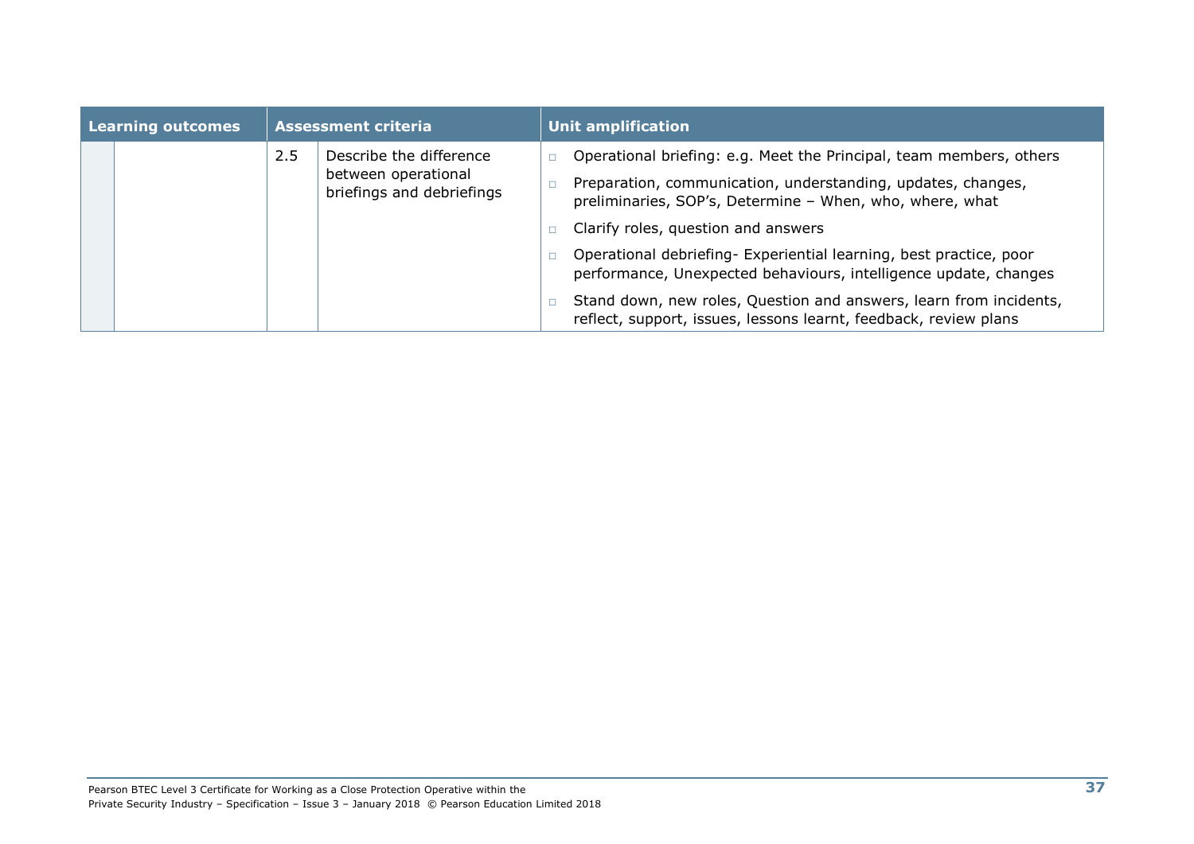| Learning outcomes | | Assessment criteria | | Unit amplification |
|---|---|---|---|---|
| | | 2.5 | Describe the difference between operational briefings and debriefings | - Operational briefing: e.g. Meet the Principal, team members, others<br>- Preparation, communication, understanding, updates, changes, preliminaries, SOP's, Determine – When, who, where, what<br>- Clarify roles, question and answers<br>- Operational debriefing- Experiential learning, best practice, poor performance, Unexpected behaviours, intelligence update, changes<br>- Stand down, new roles, Question and answers, learn from incidents, reflect, support, issues, lessons learnt, feedback, review plans |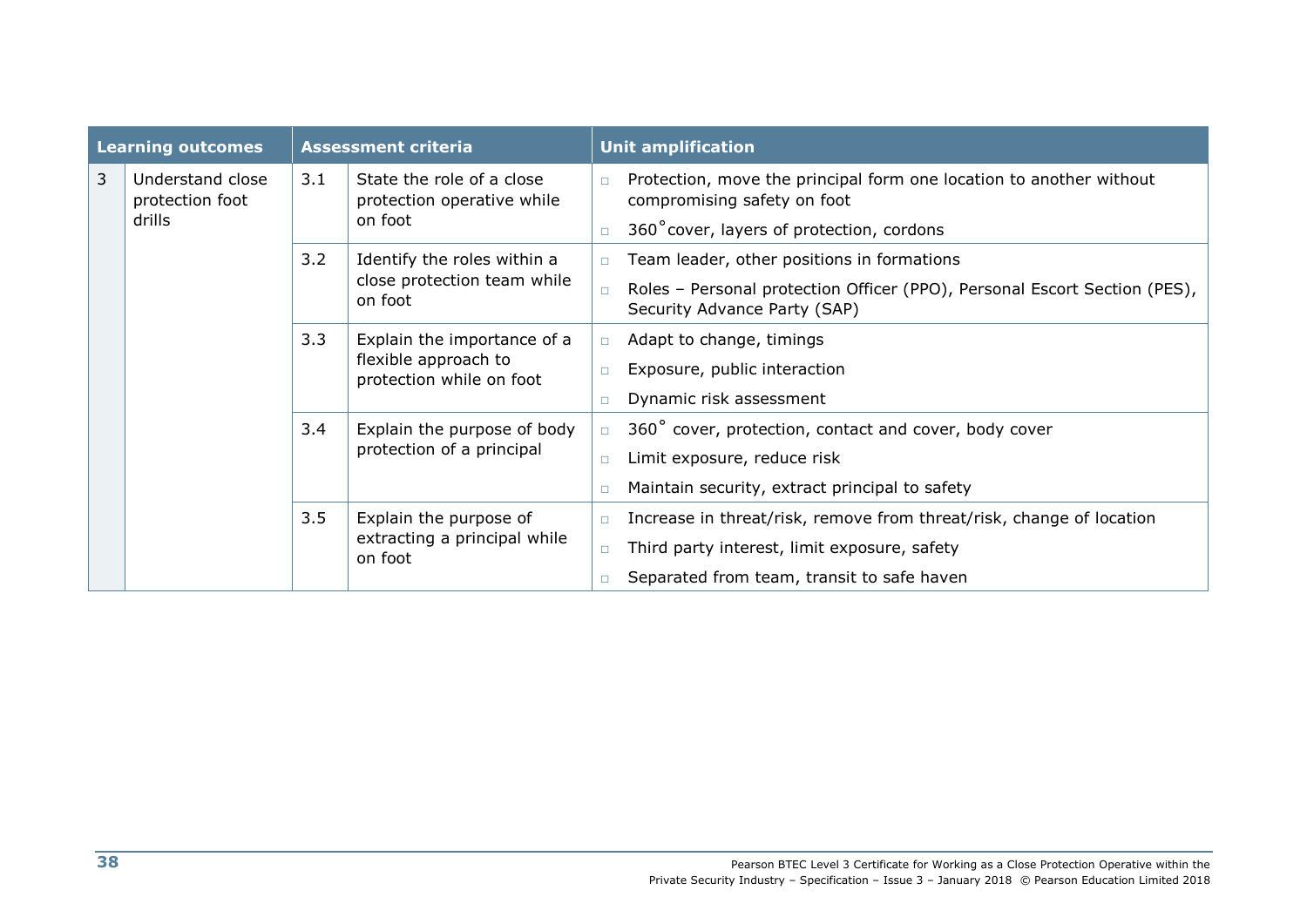| Learning outcomes | | Assessment criteria | | Unit amplification |
|---|---|---|---|---|
| 3 | Understand close protection foot drills | 3.1 | State the role of a close protection operative while on foot | □ Protection, move the principal form one location to another without compromising safety on foot<br>□ 360˚cover, layers of protection, cordons |
| | | 3.2 | Identify the roles within a close protection team while on foot | □ Team leader, other positions in formations<br>□ Roles – Personal protection Officer (PPO), Personal Escort Section (PES), Security Advance Party (SAP) |
| | | 3.3 | Explain the importance of a flexible approach to protection while on foot | □ Adapt to change, timings<br>□ Exposure, public interaction<br>□ Dynamic risk assessment |
| | | 3.4 | Explain the purpose of body protection of a principal | □ 360˚ cover, protection, contact and cover, body cover<br>□ Limit exposure, reduce risk<br>□ Maintain security, extract principal to safety |
| | | 3.5 | Explain the purpose of extracting a principal while on foot | □ Increase in threat/risk, remove from threat/risk, change of location<br>□ Third party interest, limit exposure, safety<br>□ Separated from team, transit to safe haven |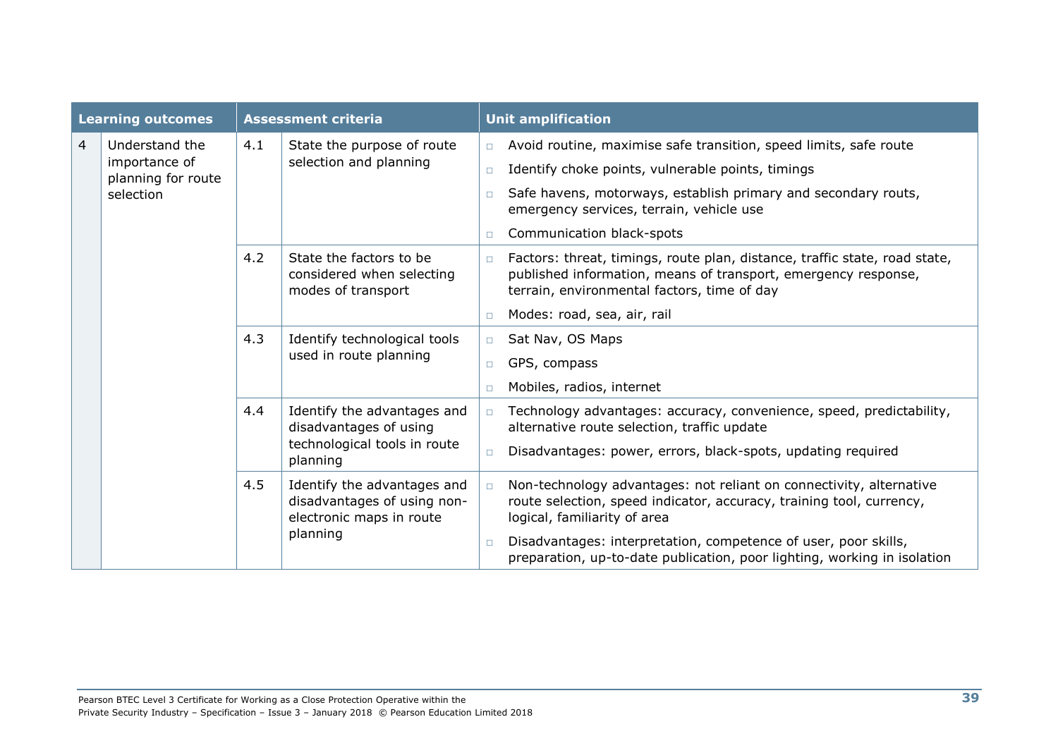| Learning outcomes | | Assessment criteria | | Unit amplification |
|---|---|---|---|---|
| 4 | Understand the importance of planning for route selection | 4.1 | State the purpose of route selection and planning | □ Avoid routine, maximise safe transition, speed limits, safe route<br>□ Identify choke points, vulnerable points, timings<br>□ Safe havens, motorways, establish primary and secondary routs, emergency services, terrain, vehicle use<br>□ Communication black-spots |
| | | 4.2 | State the factors to be considered when selecting modes of transport | □ Factors: threat, timings, route plan, distance, traffic state, road state, published information, means of transport, emergency response, terrain, environmental factors, time of day<br>□ Modes: road, sea, air, rail |
| | | 4.3 | Identify technological tools used in route planning | □ Sat Nav, OS Maps<br>□ GPS, compass<br>□ Mobiles, radios, internet |
| | | 4.4 | Identify the advantages and disadvantages of using technological tools in route planning | □ Technology advantages: accuracy, convenience, speed, predictability, alternative route selection, traffic update<br>□ Disadvantages: power, errors, black-spots, updating required |
| | | 4.5 | Identify the advantages and disadvantages of using non-electronic maps in route planning | □ Non-technology advantages: not reliant on connectivity, alternative route selection, speed indicator, accuracy, training tool, currency, logical, familiarity of area<br>□ Disadvantages: interpretation, competence of user, poor skills, preparation, up-to-date publication, poor lighting, working in isolation |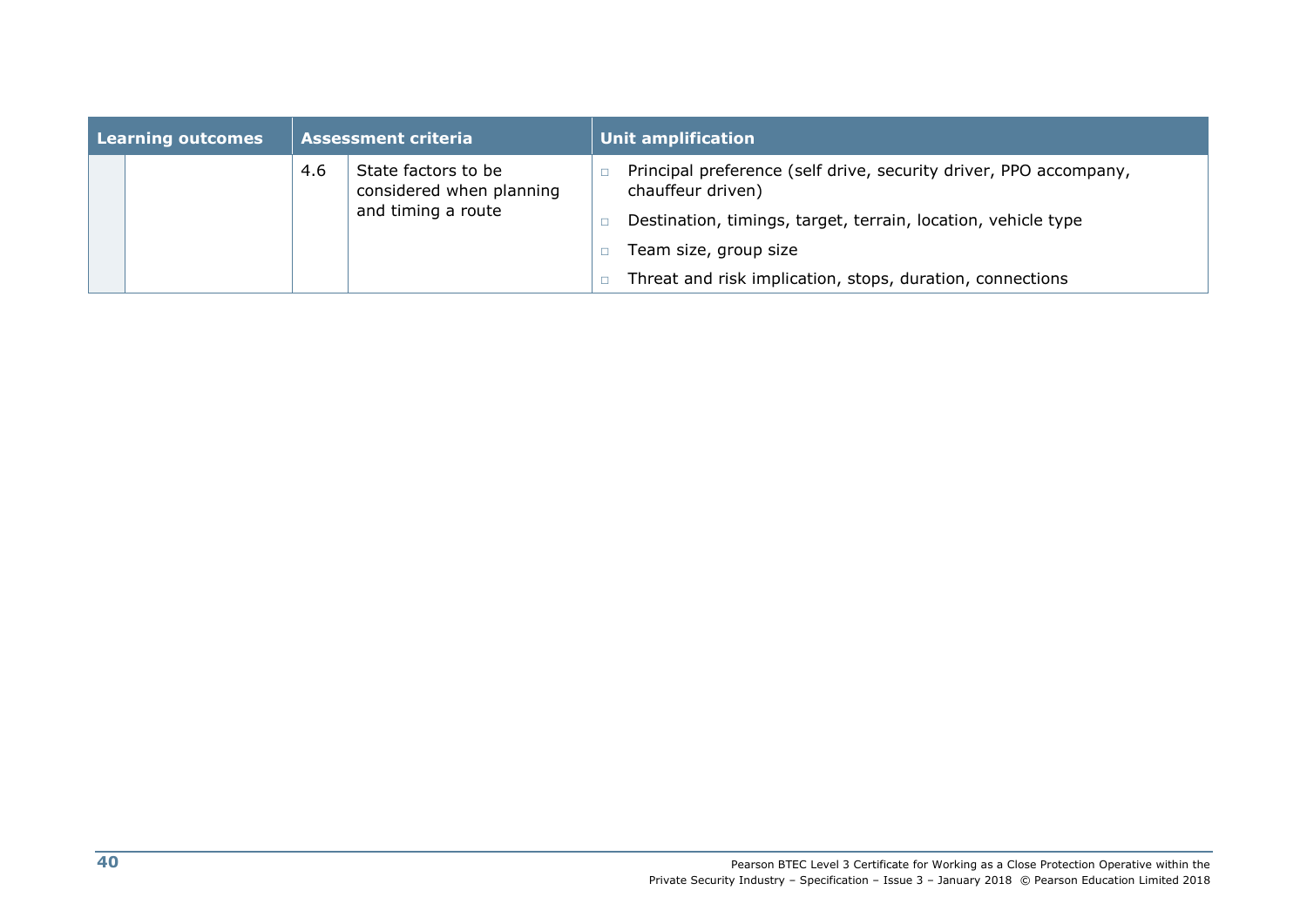| Learning outcomes | | Assessment criteria | | Unit amplification |
|---|---|---|---|---|
| | | 4.6 | State factors to be considered when planning and timing a route | □ Principal preference (self drive, security driver, PPO accompany, chauffeur driven)<br>□ Destination, timings, target, terrain, location, vehicle type<br>□ Team size, group size<br>□ Threat and risk implication, stops, duration, connections |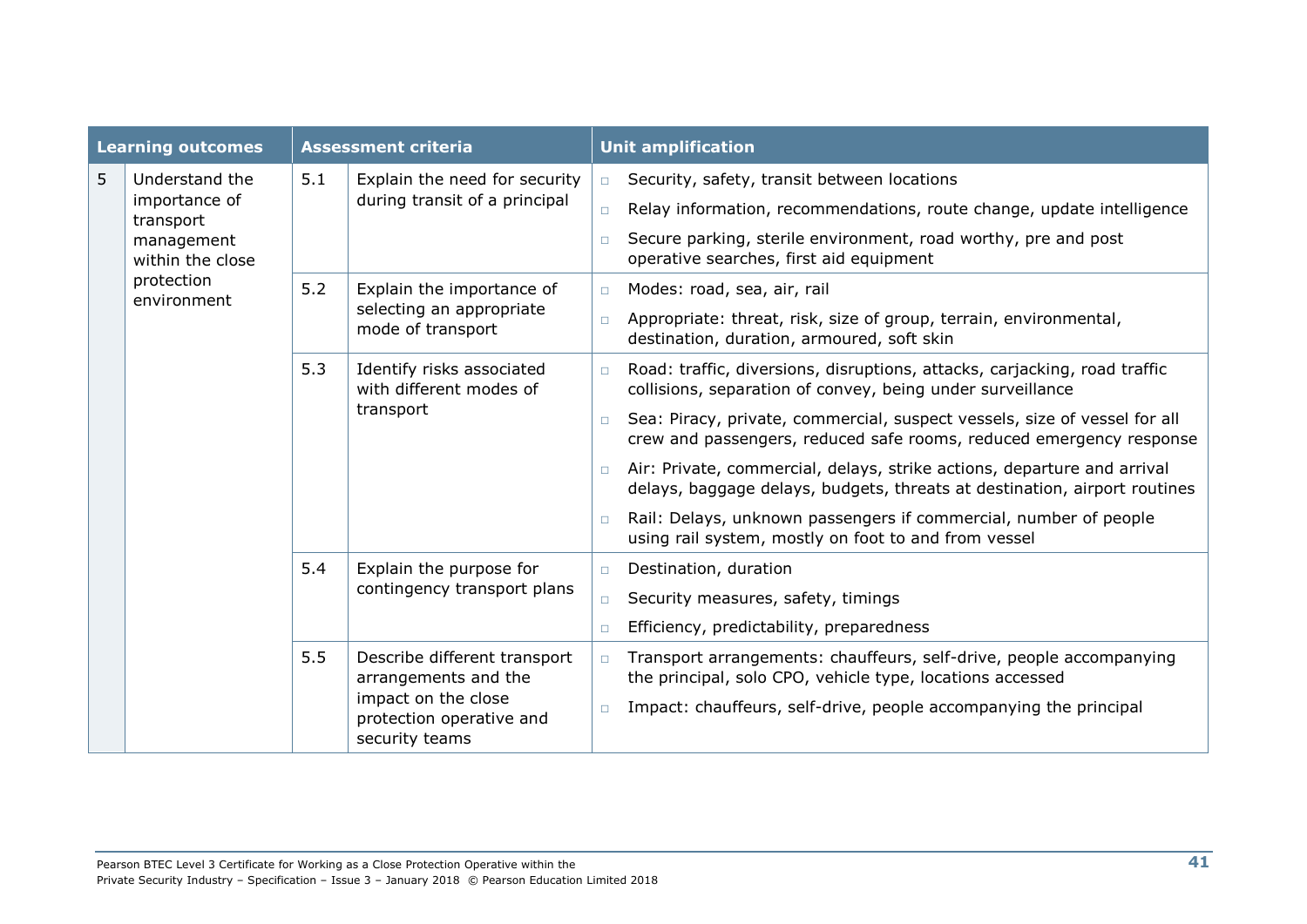| Learning outcomes | | Assessment criteria | | Unit amplification |
|---|---|---|---|---|
| 5 | Understand the importance of transport management within the close protection environment | 5.1 | Explain the need for security during transit of a principal | ▫ Security, safety, transit between locations<br>▫ Relay information, recommendations, route change, update intelligence<br>▫ Secure parking, sterile environment, road worthy, pre and post operative searches, first aid equipment |
| | | 5.2 | Explain the importance of selecting an appropriate mode of transport | ▫ Modes: road, sea, air, rail<br>▫ Appropriate: threat, risk, size of group, terrain, environmental, destination, duration, armoured, soft skin |
| | | 5.3 | Identify risks associated with different modes of transport | ▫ Road: traffic, diversions, disruptions, attacks, carjacking, road traffic collisions, separation of convey, being under surveillance<br>▫ Sea: Piracy, private, commercial, suspect vessels, size of vessel for all crew and passengers, reduced safe rooms, reduced emergency response<br>▫ Air: Private, commercial, delays, strike actions, departure and arrival delays, baggage delays, budgets, threats at destination, airport routines<br>▫ Rail: Delays, unknown passengers if commercial, number of people using rail system, mostly on foot to and from vessel |
| | | 5.4 | Explain the purpose for contingency transport plans | ▫ Destination, duration<br>▫ Security measures, safety, timings<br>▫ Efficiency, predictability, preparedness |
| | | 5.5 | Describe different transport arrangements and the impact on the close protection operative and security teams | ▫ Transport arrangements: chauffeurs, self-drive, people accompanying the principal, solo CPO, vehicle type, locations accessed<br>▫ Impact: chauffeurs, self-drive, people accompanying the principal |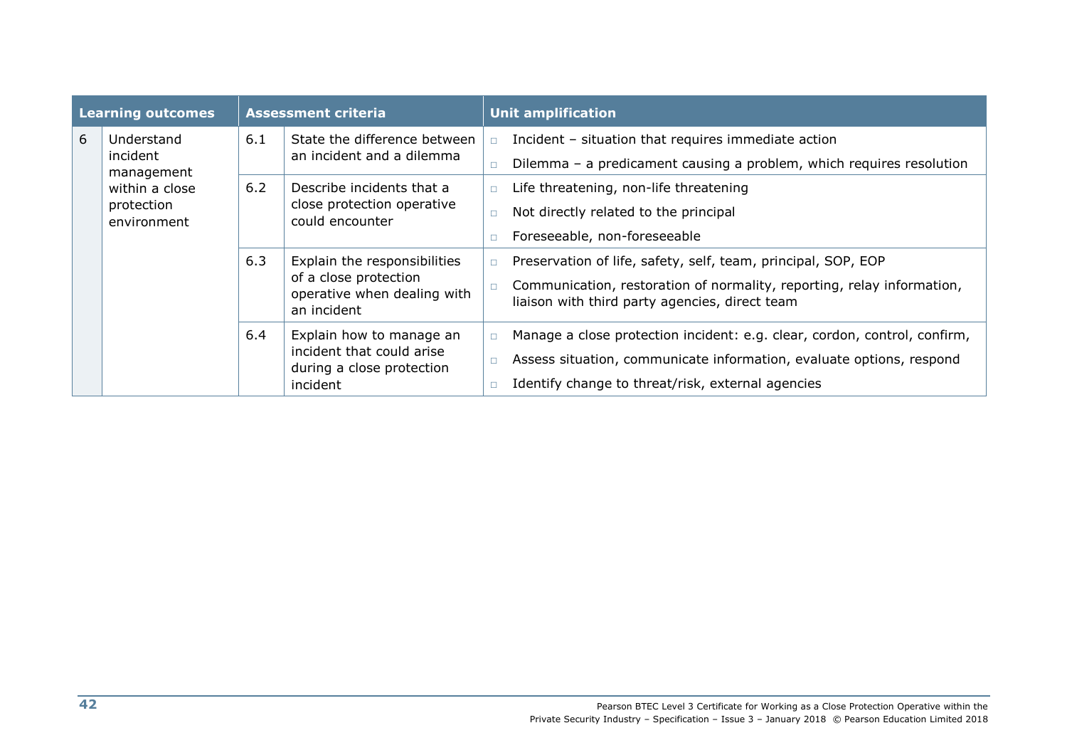| Learning outcomes | | Assessment criteria | | Unit amplification |
|---|---|---|---|---|
| 6 | Understand incident management within a close protection environment | 6.1 | State the difference between an incident and a dilemma | □ Incident – situation that requires immediate action<br>□ Dilemma – a predicament causing a problem, which requires resolution |
| | | 6.2 | Describe incidents that a close protection operative could encounter | □ Life threatening, non-life threatening<br>□ Not directly related to the principal<br>□ Foreseeable, non-foreseeable |
| | | 6.3 | Explain the responsibilities of a close protection operative when dealing with an incident | □ Preservation of life, safety, self, team, principal, SOP, EOP<br>□ Communication, restoration of normality, reporting, relay information, liaison with third party agencies, direct team |
| | | 6.4 | Explain how to manage an incident that could arise during a close protection incident | □ Manage a close protection incident: e.g. clear, cordon, control, confirm,<br>□ Assess situation, communicate information, evaluate options, respond<br>□ Identify change to threat/risk, external agencies |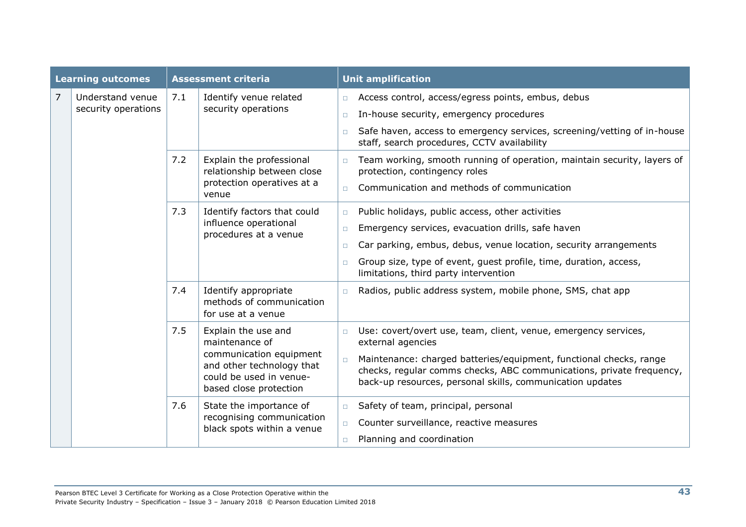| Learning outcomes | | Assessment criteria | | Unit amplification |
|---|---|---|---|---|
| 7 | Understand venue security operations | 7.1 | Identify venue related security operations | □ Access control, access/egress points, embus, debus<br>□ In-house security, emergency procedures<br>□ Safe haven, access to emergency services, screening/vetting of in-house staff, search procedures, CCTV availability |
| | | 7.2 | Explain the professional relationship between close protection operatives at a venue | □ Team working, smooth running of operation, maintain security, layers of protection, contingency roles<br>□ Communication and methods of communication |
| | | 7.3 | Identify factors that could influence operational procedures at a venue | □ Public holidays, public access, other activities<br>□ Emergency services, evacuation drills, safe haven<br>□ Car parking, embus, debus, venue location, security arrangements<br>□ Group size, type of event, guest profile, time, duration, access, limitations, third party intervention |
| | | 7.4 | Identify appropriate methods of communication for use at a venue | □ Radios, public address system, mobile phone, SMS, chat app |
| | | 7.5 | Explain the use and maintenance of communication equipment and other technology that could be used in venue-based close protection | □ Use: covert/overt use, team, client, venue, emergency services, external agencies<br>□ Maintenance: charged batteries/equipment, functional checks, range checks, regular comms checks, ABC communications, private frequency, back-up resources, personal skills, communication updates |
| | | 7.6 | State the importance of recognising communication black spots within a venue | □ Safety of team, principal, personal<br>□ Counter surveillance, reactive measures<br>□ Planning and coordination |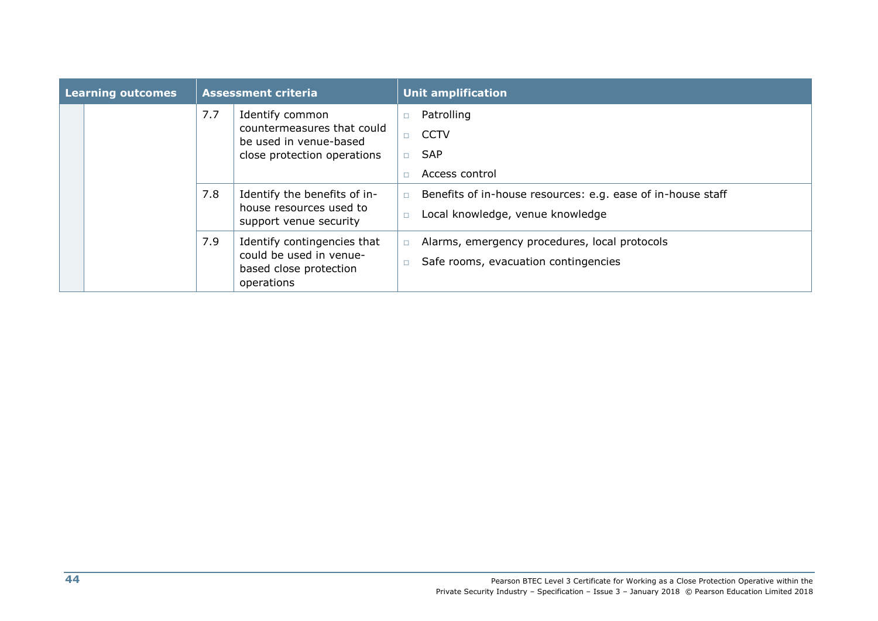| Learning outcomes | | Assessment criteria | | Unit amplification |
|---|---|---|---|---|
| | | 7.7 | Identify common countermeasures that could be used in venue-based close protection operations | □ Patrolling<br>□ CCTV<br>□ SAP<br>□ Access control |
| | | 7.8 | Identify the benefits of in-house resources used to support venue security | □ Benefits of in-house resources: e.g. ease of in-house staff<br>□ Local knowledge, venue knowledge |
| | | 7.9 | Identify contingencies that could be used in venue-based close protection operations | □ Alarms, emergency procedures, local protocols<br>□ Safe rooms, evacuation contingencies |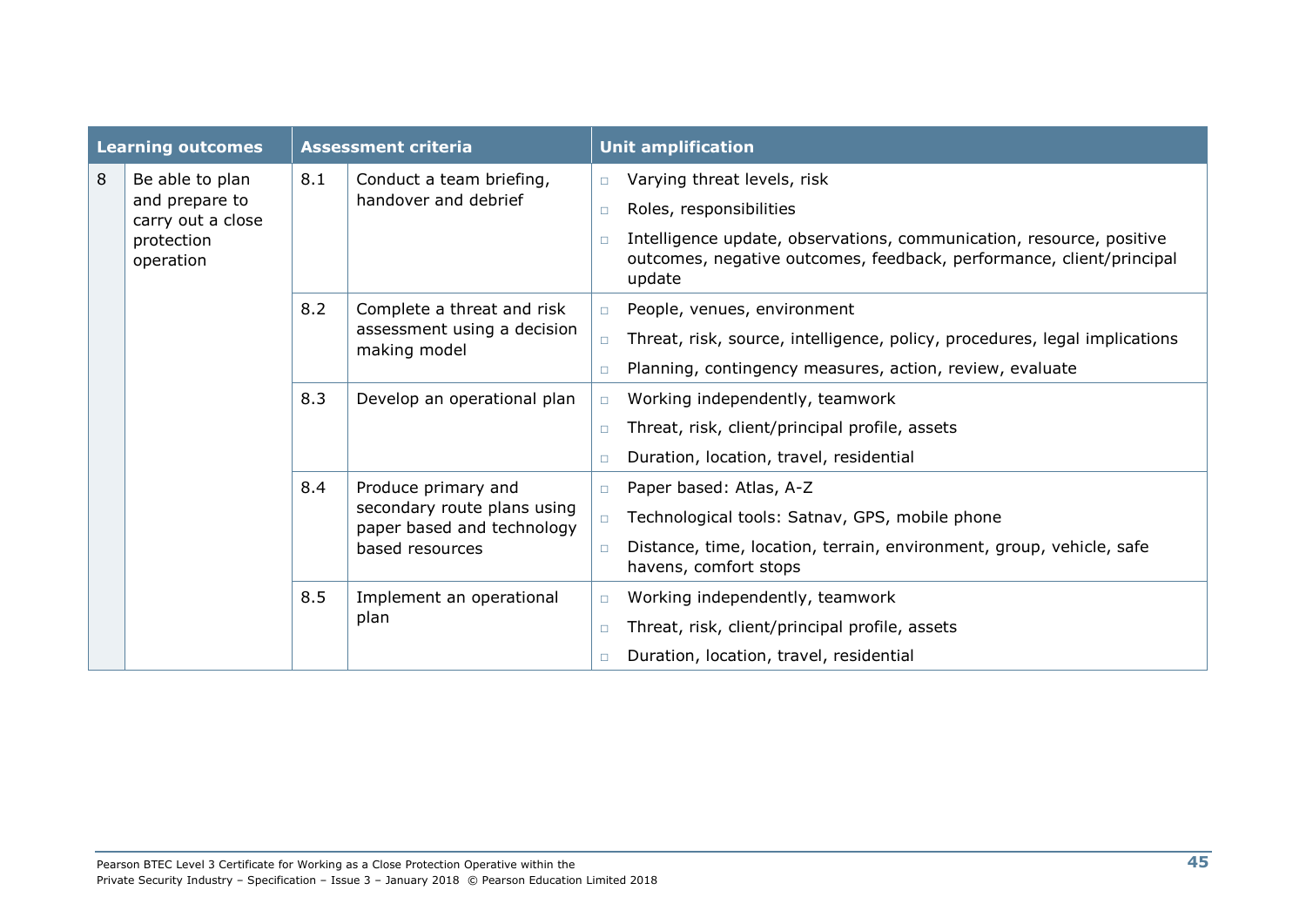| Learning outcomes | | Assessment criteria | | Unit amplification |
|---|---|---|---|---|
| 8 | Be able to plan and prepare to carry out a close protection operation | 8.1 | Conduct a team briefing, handover and debrief | - Varying threat levels, risk<br>- Roles, responsibilities<br>- Intelligence update, observations, communication, resource, positive outcomes, negative outcomes, feedback, performance, client/principal update |
| | | 8.2 | Complete a threat and risk assessment using a decision making model | - People, venues, environment<br>- Threat, risk, source, intelligence, policy, procedures, legal implications<br>- Planning, contingency measures, action, review, evaluate |
| | | 8.3 | Develop an operational plan | - Working independently, teamwork<br>- Threat, risk, client/principal profile, assets<br>- Duration, location, travel, residential |
| | | 8.4 | Produce primary and secondary route plans using paper based and technology based resources | - Paper based: Atlas, A-Z<br>- Technological tools: Satnav, GPS, mobile phone<br>- Distance, time, location, terrain, environment, group, vehicle, safe havens, comfort stops |
| | | 8.5 | Implement an operational plan | - Working independently, teamwork<br>- Threat, risk, client/principal profile, assets<br>- Duration, location, travel, residential |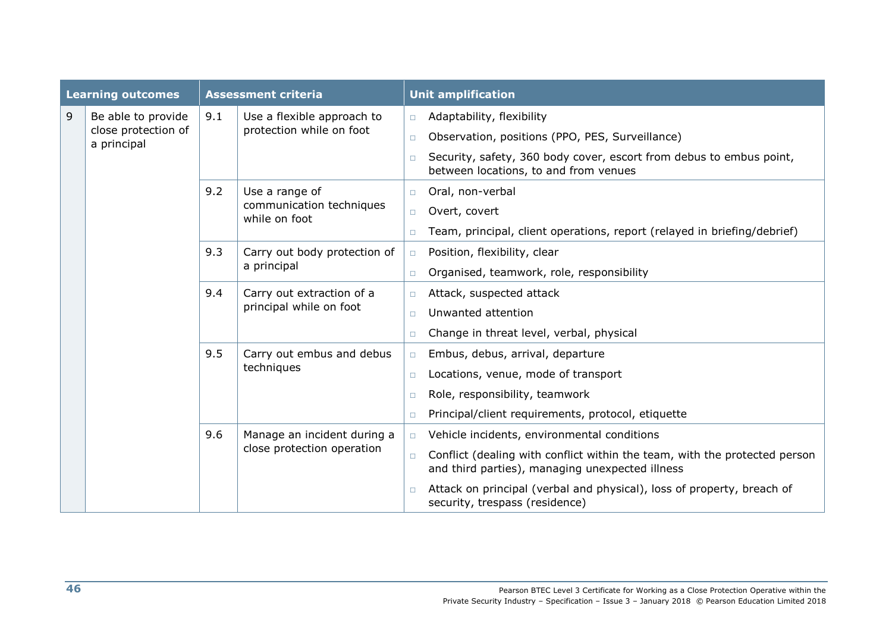| Learning outcomes | | Assessment criteria | | Unit amplification |
|---|---|---|---|---|
| 9 | Be able to provide close protection of a principal | 9.1 | Use a flexible approach to protection while on foot | □ Adaptability, flexibility<br>□ Observation, positions (PPO, PES, Surveillance)<br>□ Security, safety, 360 body cover, escort from debus to embus point, between locations, to and from venues |
| | | 9.2 | Use a range of communication techniques while on foot | □ Oral, non-verbal<br>□ Overt, covert<br>□ Team, principal, client operations, report (relayed in briefing/debrief) |
| | | 9.3 | Carry out body protection of a principal | □ Position, flexibility, clear<br>□ Organised, teamwork, role, responsibility |
| | | 9.4 | Carry out extraction of a principal while on foot | □ Attack, suspected attack<br>□ Unwanted attention<br>□ Change in threat level, verbal, physical |
| | | 9.5 | Carry out embus and debus techniques | □ Embus, debus, arrival, departure<br>□ Locations, venue, mode of transport<br>□ Role, responsibility, teamwork<br>□ Principal/client requirements, protocol, etiquette |
| | | 9.6 | Manage an incident during a close protection operation | □ Vehicle incidents, environmental conditions<br>□ Conflict (dealing with conflict within the team, with the protected person and third parties), managing unexpected illness<br>□ Attack on principal (verbal and physical), loss of property, breach of security, trespass (residence) |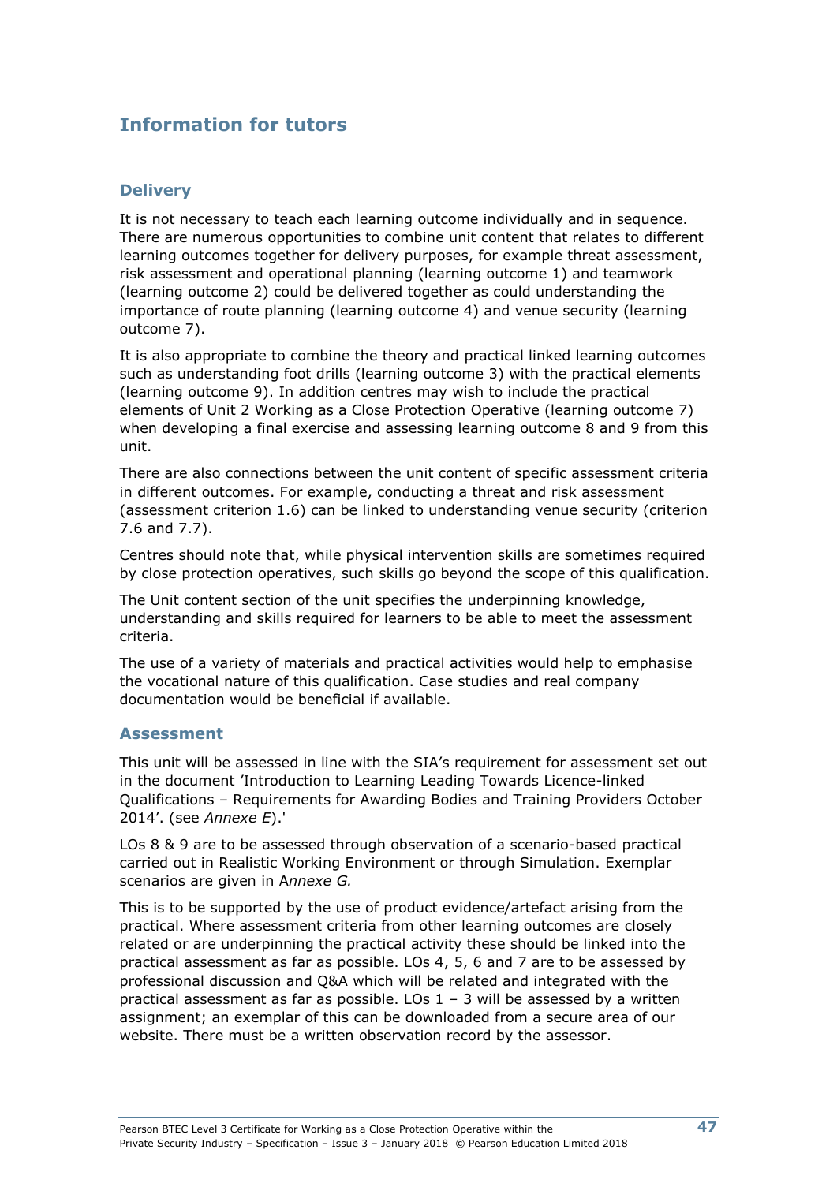## Information for tutors

### Delivery

It is not necessary to teach each learning outcome individually and in sequence. There are numerous opportunities to combine unit content that relates to different learning outcomes together for delivery purposes, for example threat assessment, risk assessment and operational planning (learning outcome 1) and teamwork (learning outcome 2) could be delivered together as could understanding the importance of route planning (learning outcome 4) and venue security (learning outcome 7).

It is also appropriate to combine the theory and practical linked learning outcomes such as understanding foot drills (learning outcome 3) with the practical elements (learning outcome 9). In addition centres may wish to include the practical elements of Unit 2 Working as a Close Protection Operative (learning outcome 7) when developing a final exercise and assessing learning outcome 8 and 9 from this unit.

There are also connections between the unit content of specific assessment criteria in different outcomes. For example, conducting a threat and risk assessment (assessment criterion 1.6) can be linked to understanding venue security (criterion 7.6 and 7.7).

Centres should note that, while physical intervention skills are sometimes required by close protection operatives, such skills go beyond the scope of this qualification.

The Unit content section of the unit specifies the underpinning knowledge, understanding and skills required for learners to be able to meet the assessment criteria.

The use of a variety of materials and practical activities would help to emphasise the vocational nature of this qualification. Case studies and real company documentation would be beneficial if available.

### Assessment

This unit will be assessed in line with the SIA's requirement for assessment set out in the document 'Introduction to Learning Leading Towards Licence-linked Qualifications – Requirements for Awarding Bodies and Training Providers October 2014'. (see *Annexe E*).'

LOs 8 & 9 are to be assessed through observation of a scenario-based practical carried out in Realistic Working Environment or through Simulation. Exemplar scenarios are given in A*nnexe G.*

This is to be supported by the use of product evidence/artefact arising from the practical. Where assessment criteria from other learning outcomes are closely related or are underpinning the practical activity these should be linked into the practical assessment as far as possible. LOs 4, 5, 6 and 7 are to be assessed by professional discussion and Q&A which will be related and integrated with the practical assessment as far as possible. LOs 1 – 3 will be assessed by a written assignment; an exemplar of this can be downloaded from a secure area of our website. There must be a written observation record by the assessor.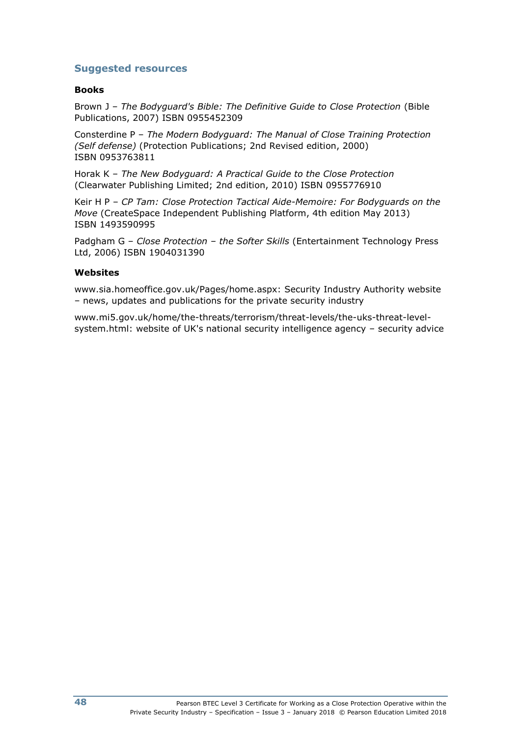## Suggested resources

### Books

Brown J – *The Bodyguard's Bible: The Definitive Guide to Close Protection* (Bible Publications, 2007) ISBN 0955452309

Consterdine P – *The Modern Bodyguard: The Manual of Close Training Protection (Self defense)* (Protection Publications; 2nd Revised edition, 2000) ISBN 0953763811

Horak K – *The New Bodyguard: A Practical Guide to the Close Protection* (Clearwater Publishing Limited; 2nd edition, 2010) ISBN 0955776910

Keir H P – *CP Tam: Close Protection Tactical Aide-Memoire: For Bodyguards on the Move* (CreateSpace Independent Publishing Platform, 4th edition May 2013) ISBN 1493590995

Padgham G – *Close Protection – the Softer Skills* (Entertainment Technology Press Ltd, 2006) ISBN 1904031390

### Websites

www.sia.homeoffice.gov.uk/Pages/home.aspx: Security Industry Authority website – news, updates and publications for the private security industry

www.mi5.gov.uk/home/the-threats/terrorism/threat-levels/the-uks-threat-level-system.html: website of UK's national security intelligence agency – security advice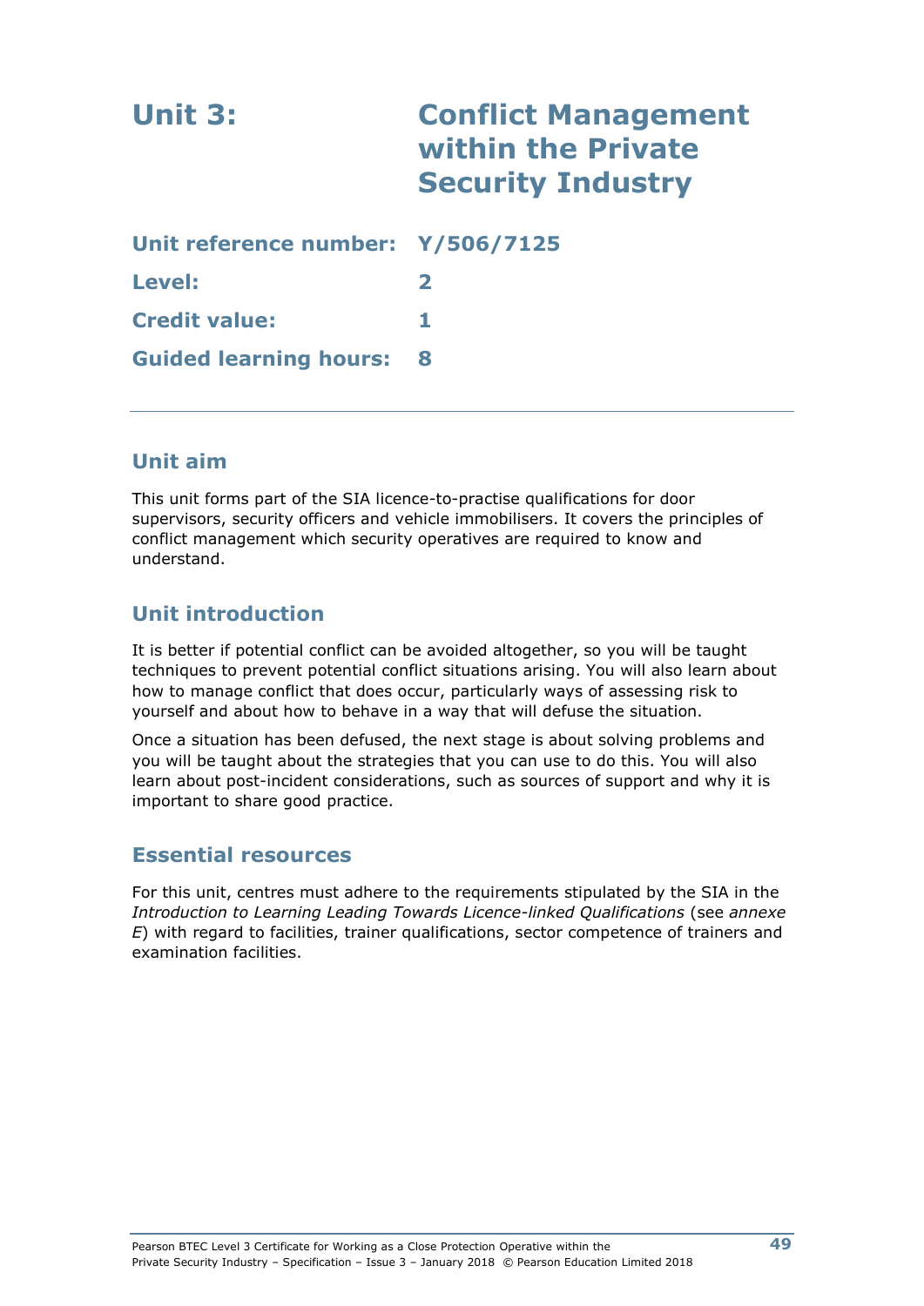# Unit 3: Conflict Management within the Private Security Industry

**Unit reference number:** Y/506/7125

**Level:** 2

**Credit value:** 1

**Guided learning hours:** 8

---

## Unit aim

This unit forms part of the SIA licence-to-practise qualifications for door supervisors, security officers and vehicle immobilisers. It covers the principles of conflict management which security operatives are required to know and understand.

## Unit introduction

It is better if potential conflict can be avoided altogether, so you will be taught techniques to prevent potential conflict situations arising. You will also learn about how to manage conflict that does occur, particularly ways of assessing risk to yourself and about how to behave in a way that will defuse the situation.

Once a situation has been defused, the next stage is about solving problems and you will be taught about the strategies that you can use to do this. You will also learn about post-incident considerations, such as sources of support and why it is important to share good practice.

## Essential resources

For this unit, centres must adhere to the requirements stipulated by the SIA in the *Introduction to Learning Leading Towards Licence-linked Qualifications* (see *annexe E*) with regard to facilities, trainer qualifications, sector competence of trainers and examination facilities.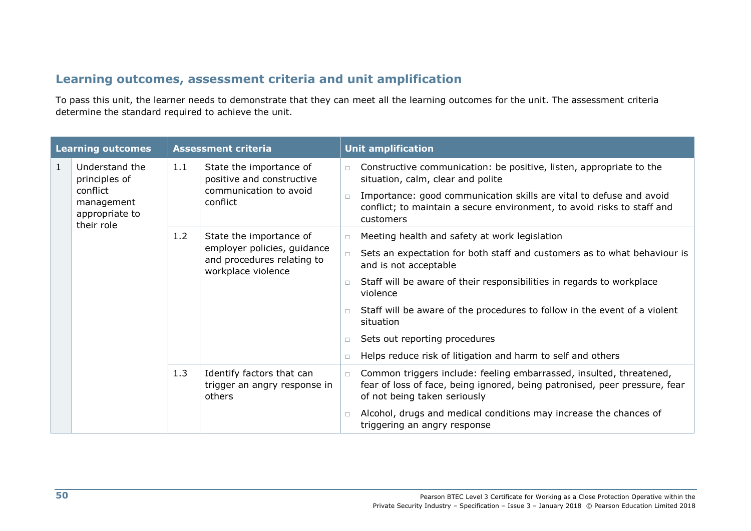## Learning outcomes, assessment criteria and unit amplification

To pass this unit, the learner needs to demonstrate that they can meet all the learning outcomes for the unit. The assessment criteria determine the standard required to achieve the unit.

| Learning outcomes | | Assessment criteria | | Unit amplification |
|---|---|---|---|---|
| 1 | Understand the principles of conflict management appropriate to their role | 1.1 | State the importance of positive and constructive communication to avoid conflict | □ Constructive communication: be positive, listen, appropriate to the situation, calm, clear and polite<br>□ Importance: good communication skills are vital to defuse and avoid conflict; to maintain a secure environment, to avoid risks to staff and customers |
| | | 1.2 | State the importance of employer policies, guidance and procedures relating to workplace violence | □ Meeting health and safety at work legislation<br>□ Sets an expectation for both staff and customers as to what behaviour is and is not acceptable<br>□ Staff will be aware of their responsibilities in regards to workplace violence<br>□ Staff will be aware of the procedures to follow in the event of a violent situation<br>□ Sets out reporting procedures<br>□ Helps reduce risk of litigation and harm to self and others |
| | | 1.3 | Identify factors that can trigger an angry response in others | □ Common triggers include: feeling embarrassed, insulted, threatened, fear of loss of face, being ignored, being patronised, peer pressure, fear of not being taken seriously<br>□ Alcohol, drugs and medical conditions may increase the chances of triggering an angry response |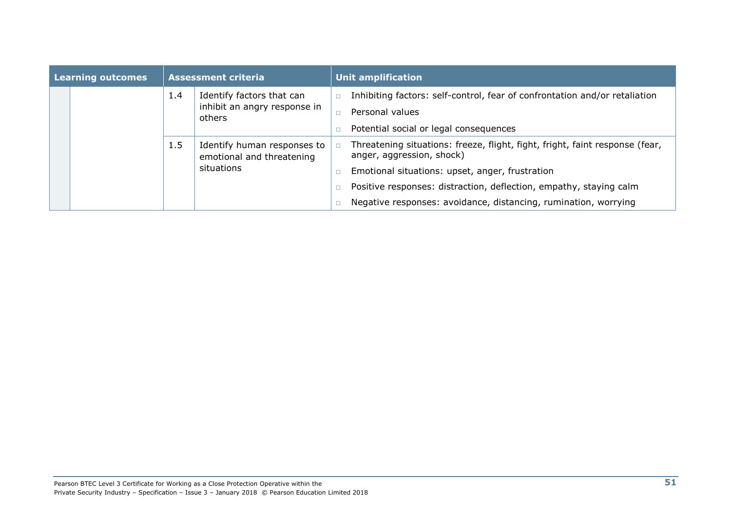| Learning outcomes | | Assessment criteria | | Unit amplification |
|---|---|---|---|---|
| | | 1.4 | Identify factors that can inhibit an angry response in others | □ Inhibiting factors: self-control, fear of confrontation and/or retaliation<br>□ Personal values<br>□ Potential social or legal consequences |
| | | 1.5 | Identify human responses to emotional and threatening situations | □ Threatening situations: freeze, flight, fight, fright, faint response (fear, anger, aggression, shock)<br>□ Emotional situations: upset, anger, frustration<br>□ Positive responses: distraction, deflection, empathy, staying calm<br>□ Negative responses: avoidance, distancing, rumination, worrying |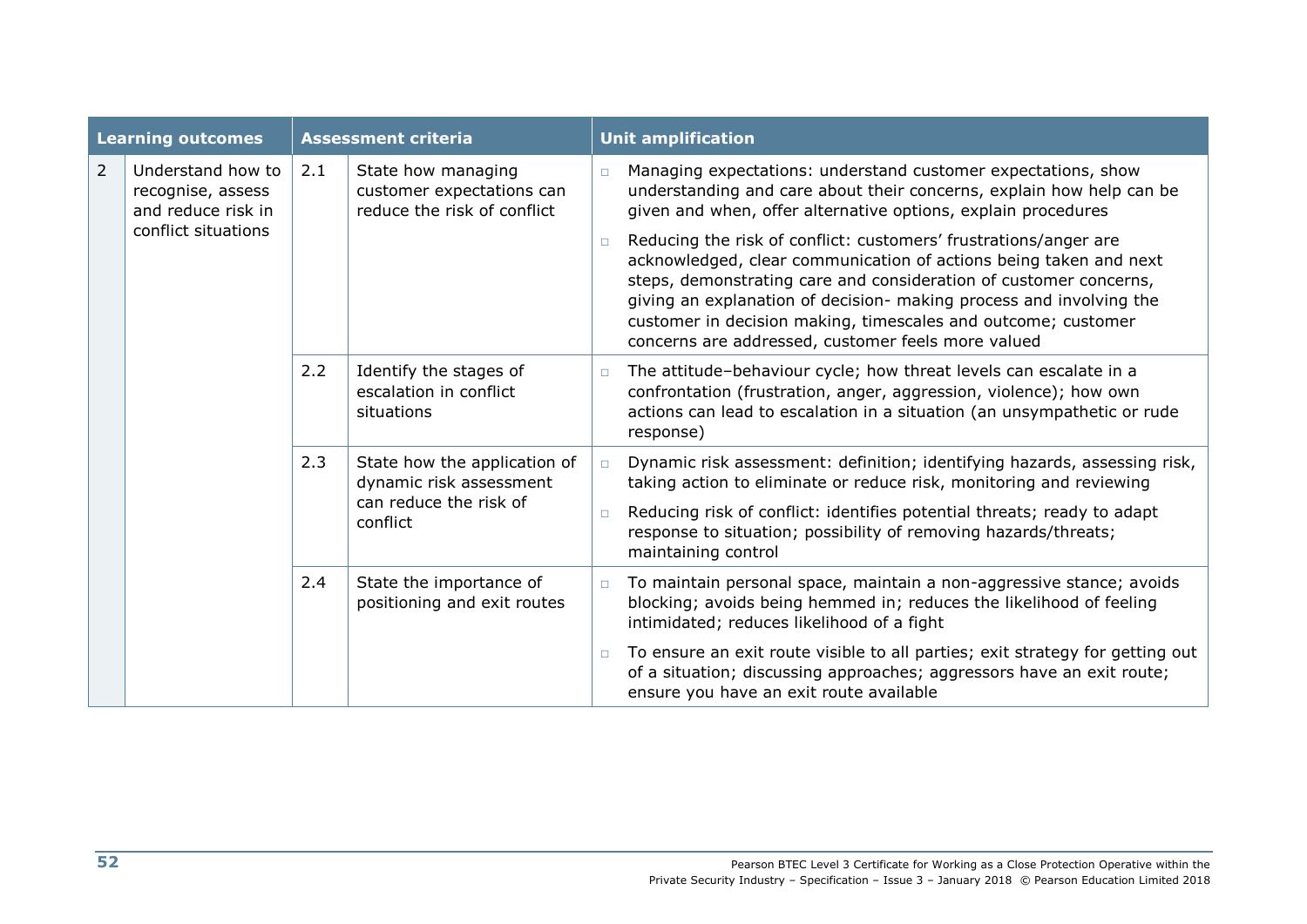| Learning outcomes | | Assessment criteria | | Unit amplification |
|---|---|---|---|---|
| 2 | Understand how to recognise, assess and reduce risk in conflict situations | 2.1 | State how managing customer expectations can reduce the risk of conflict | □ Managing expectations: understand customer expectations, show understanding and care about their concerns, explain how help can be given and when, offer alternative options, explain procedures<br>□ Reducing the risk of conflict: customers' frustrations/anger are acknowledged, clear communication of actions being taken and next steps, demonstrating care and consideration of customer concerns, giving an explanation of decision- making process and involving the customer in decision making, timescales and outcome; customer concerns are addressed, customer feels more valued |
| | | 2.2 | Identify the stages of escalation in conflict situations | □ The attitude–behaviour cycle; how threat levels can escalate in a confrontation (frustration, anger, aggression, violence); how own actions can lead to escalation in a situation (an unsympathetic or rude response) |
| | | 2.3 | State how the application of dynamic risk assessment can reduce the risk of conflict | □ Dynamic risk assessment: definition; identifying hazards, assessing risk, taking action to eliminate or reduce risk, monitoring and reviewing<br>□ Reducing risk of conflict: identifies potential threats; ready to adapt response to situation; possibility of removing hazards/threats; maintaining control |
| | | 2.4 | State the importance of positioning and exit routes | □ To maintain personal space, maintain a non-aggressive stance; avoids blocking; avoids being hemmed in; reduces the likelihood of feeling intimidated; reduces likelihood of a fight<br>□ To ensure an exit route visible to all parties; exit strategy for getting out of a situation; discussing approaches; aggressors have an exit route; ensure you have an exit route available |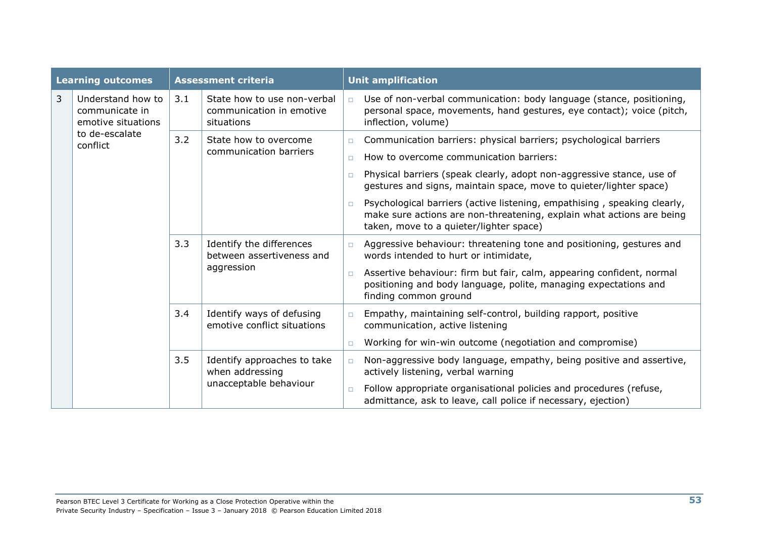| Learning outcomes | | Assessment criteria | | Unit amplification |
|---|---|---|---|---|
| 3 | Understand how to communicate in emotive situations to de-escalate conflict | 3.1 | State how to use non-verbal communication in emotive situations | □ Use of non-verbal communication: body language (stance, positioning, personal space, movements, hand gestures, eye contact); voice (pitch, inflection, volume) |
| | | 3.2 | State how to overcome communication barriers | □ Communication barriers: physical barriers; psychological barriers<br>□ How to overcome communication barriers:<br>□ Physical barriers (speak clearly, adopt non-aggressive stance, use of gestures and signs, maintain space, move to quieter/lighter space)<br>□ Psychological barriers (active listening, empathising , speaking clearly, make sure actions are non-threatening, explain what actions are being taken, move to a quieter/lighter space) |
| | | 3.3 | Identify the differences between assertiveness and aggression | □ Aggressive behaviour: threatening tone and positioning, gestures and words intended to hurt or intimidate,<br>□ Assertive behaviour: firm but fair, calm, appearing confident, normal positioning and body language, polite, managing expectations and finding common ground |
| | | 3.4 | Identify ways of defusing emotive conflict situations | □ Empathy, maintaining self-control, building rapport, positive communication, active listening<br>□ Working for win-win outcome (negotiation and compromise) |
| | | 3.5 | Identify approaches to take when addressing unacceptable behaviour | □ Non-aggressive body language, empathy, being positive and assertive, actively listening, verbal warning<br>□ Follow appropriate organisational policies and procedures (refuse, admittance, ask to leave, call police if necessary, ejection) |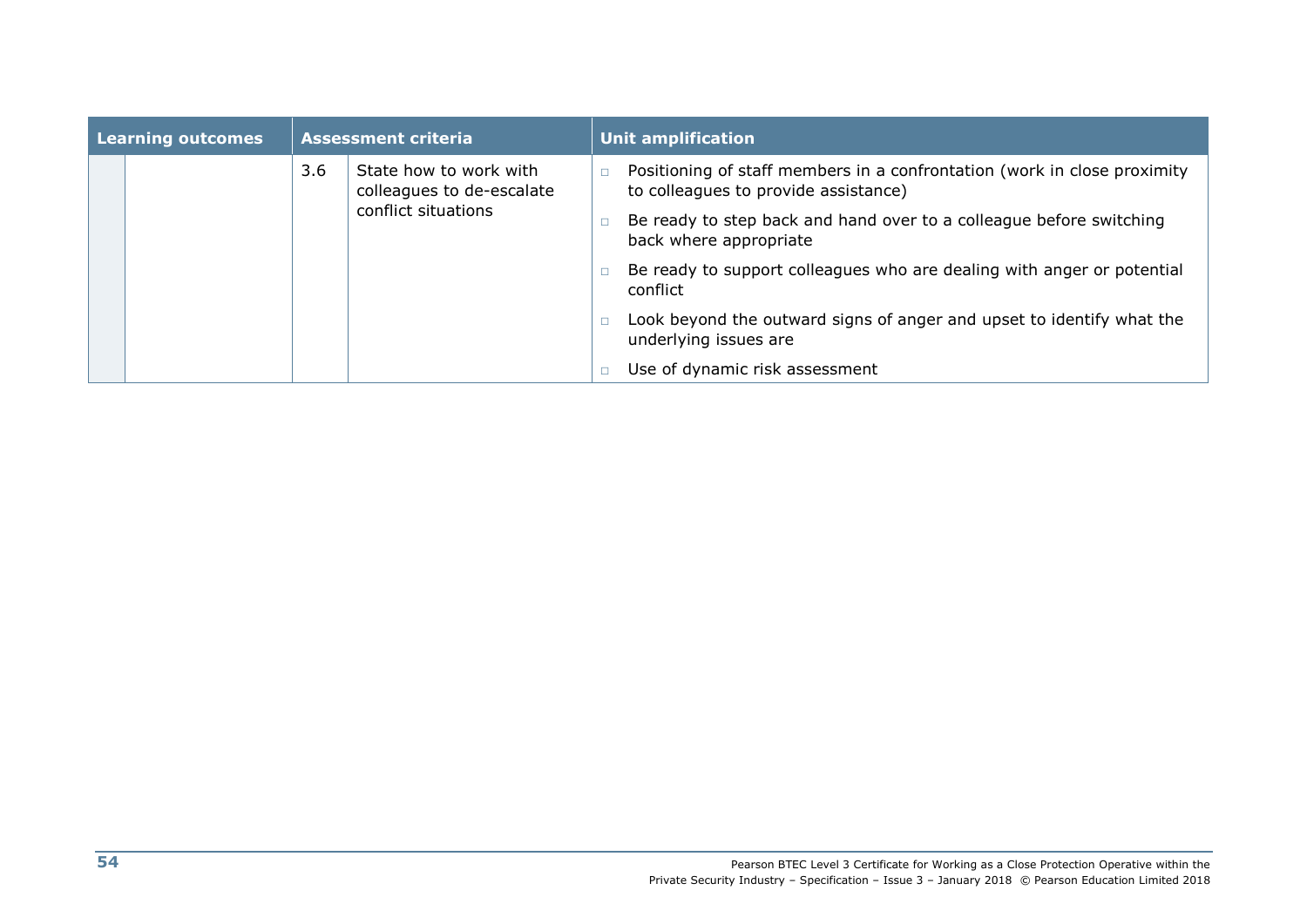| Learning outcomes | | Assessment criteria | | Unit amplification |
|---|---|---|---|---|
| | | 3.6 | State how to work with colleagues to de-escalate conflict situations | □ Positioning of staff members in a confrontation (work in close proximity to colleagues to provide assistance)<br>□ Be ready to step back and hand over to a colleague before switching back where appropriate<br>□ Be ready to support colleagues who are dealing with anger or potential conflict<br>□ Look beyond the outward signs of anger and upset to identify what the underlying issues are<br>□ Use of dynamic risk assessment |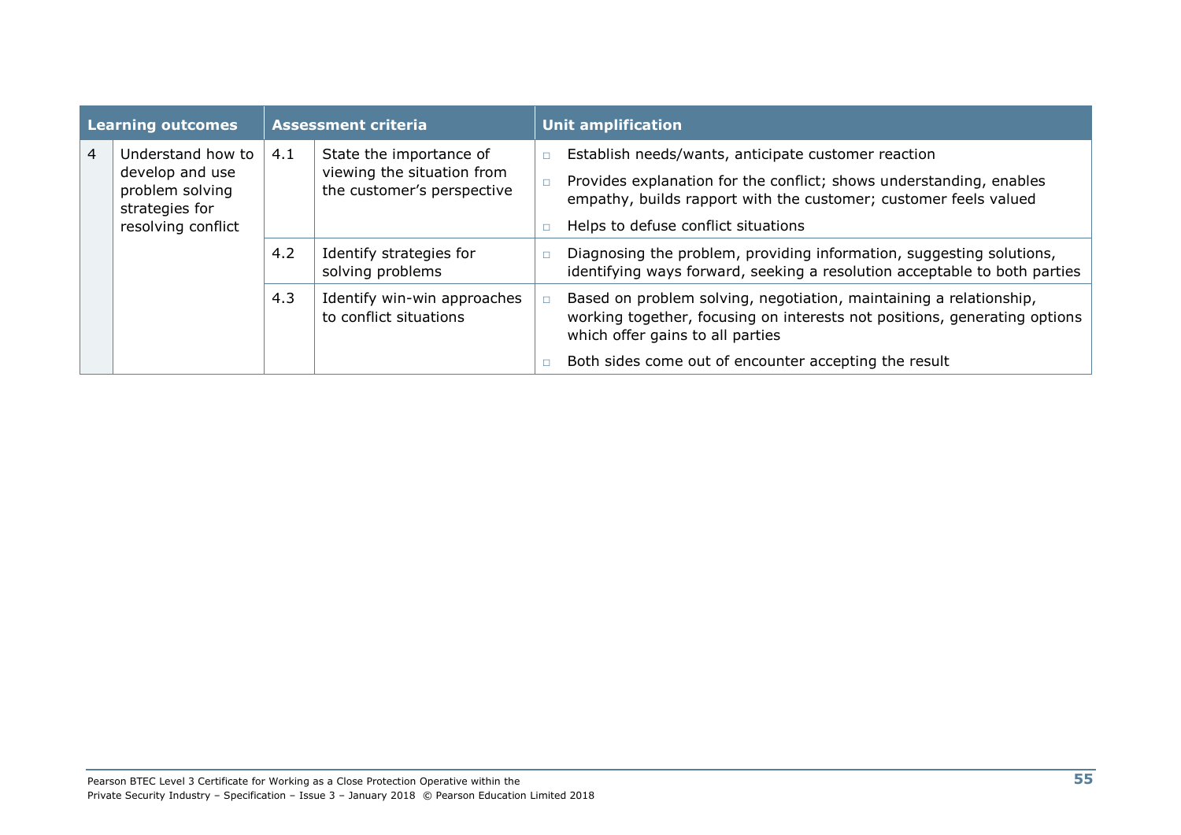| Learning outcomes | | Assessment criteria | | Unit amplification |
|---|---|---|---|---|
| 4 | Understand how to develop and use problem solving strategies for resolving conflict | 4.1 | State the importance of viewing the situation from the customer's perspective | □ Establish needs/wants, anticipate customer reaction<br>□ Provides explanation for the conflict; shows understanding, enables empathy, builds rapport with the customer; customer feels valued<br>□ Helps to defuse conflict situations |
| | | 4.2 | Identify strategies for solving problems | □ Diagnosing the problem, providing information, suggesting solutions, identifying ways forward, seeking a resolution acceptable to both parties |
| | | 4.3 | Identify win-win approaches to conflict situations | □ Based on problem solving, negotiation, maintaining a relationship, working together, focusing on interests not positions, generating options which offer gains to all parties<br>□ Both sides come out of encounter accepting the result |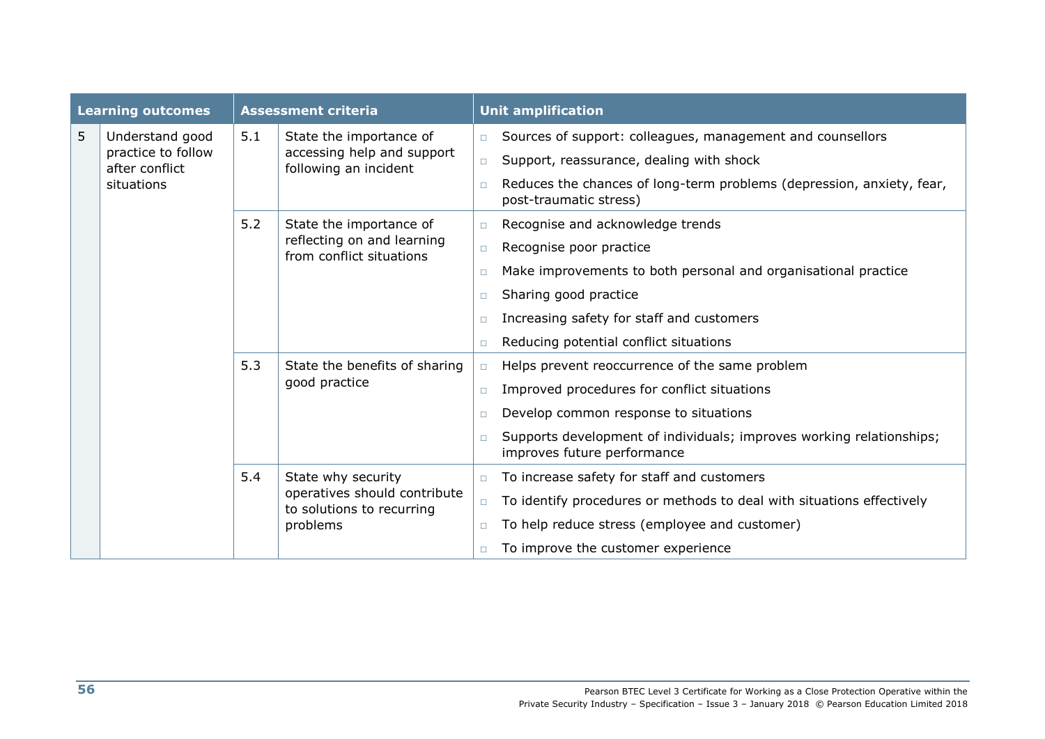| Learning outcomes | | Assessment criteria | | Unit amplification |
|---|---|---|---|---|
| 5 | Understand good practice to follow after conflict situations | 5.1 | State the importance of accessing help and support following an incident | □ Sources of support: colleagues, management and counsellors<br>□ Support, reassurance, dealing with shock<br>□ Reduces the chances of long-term problems (depression, anxiety, fear, post-traumatic stress) |
| | | 5.2 | State the importance of reflecting on and learning from conflict situations | □ Recognise and acknowledge trends<br>□ Recognise poor practice<br>□ Make improvements to both personal and organisational practice<br>□ Sharing good practice<br>□ Increasing safety for staff and customers<br>□ Reducing potential conflict situations |
| | | 5.3 | State the benefits of sharing good practice | □ Helps prevent reoccurrence of the same problem<br>□ Improved procedures for conflict situations<br>□ Develop common response to situations<br>□ Supports development of individuals; improves working relationships; improves future performance |
| | | 5.4 | State why security operatives should contribute to solutions to recurring problems | □ To increase safety for staff and customers<br>□ To identify procedures or methods to deal with situations effectively<br>□ To help reduce stress (employee and customer)<br>□ To improve the customer experience |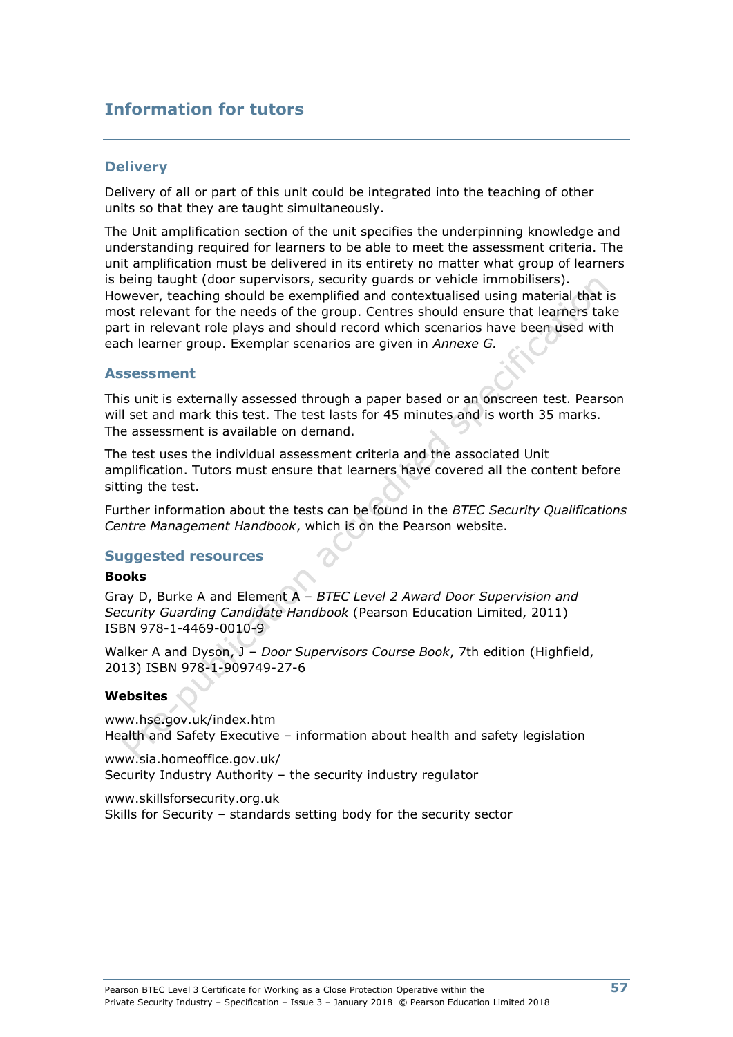# Information for tutors

## Delivery

Delivery of all or part of this unit could be integrated into the teaching of other units so that they are taught simultaneously.

The Unit amplification section of the unit specifies the underpinning knowledge and understanding required for learners to be able to meet the assessment criteria. The unit amplification must be delivered in its entirety no matter what group of learners is being taught (door supervisors, security guards or vehicle immobilisers). However, teaching should be exemplified and contextualised using material that is most relevant for the needs of the group. Centres should ensure that learners take part in relevant role plays and should record which scenarios have been used with each learner group. Exemplar scenarios are given in *Annexe G.*

## Assessment

This unit is externally assessed through a paper based or an onscreen test. Pearson will set and mark this test. The test lasts for 45 minutes and is worth 35 marks. The assessment is available on demand.

The test uses the individual assessment criteria and the associated Unit amplification. Tutors must ensure that learners have covered all the content before sitting the test.

Further information about the tests can be found in the *BTEC Security Qualifications Centre Management Handbook*, which is on the Pearson website.

## Suggested resources

**Books**

Gray D, Burke A and Element A – *BTEC Level 2 Award Door Supervision and Security Guarding Candidate Handbook* (Pearson Education Limited, 2011) ISBN 978-1-4469-0010-9

Walker A and Dyson, J – *Door Supervisors Course Book*, 7th edition (Highfield, 2013) ISBN 978-1-909749-27-6

**Websites**

www.hse.gov.uk/index.htm
Health and Safety Executive – information about health and safety legislation

www.sia.homeoffice.gov.uk/
Security Industry Authority – the security industry regulator

www.skillsforsecurity.org.uk
Skills for Security – standards setting body for the security sector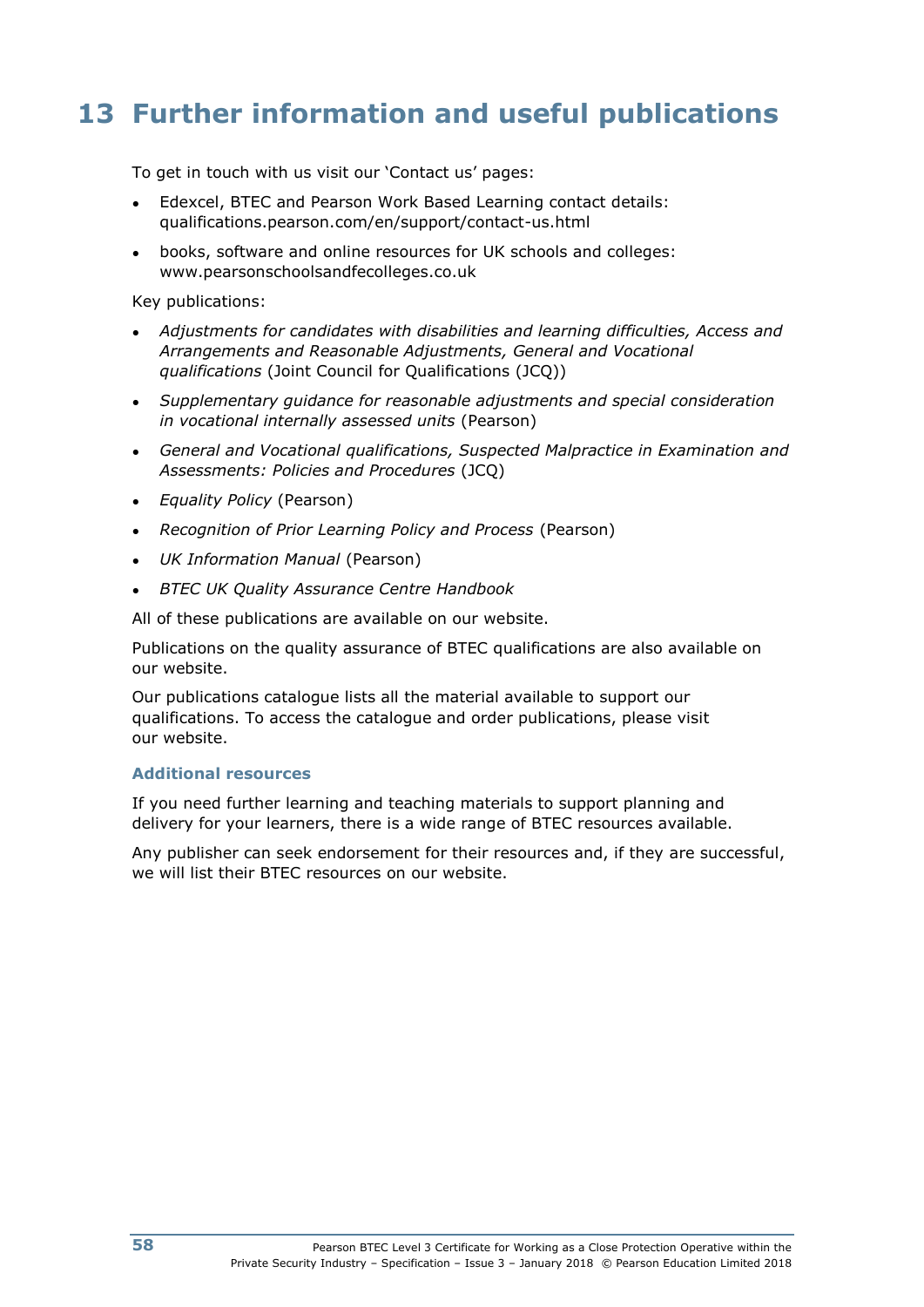# 13 Further information and useful publications

To get in touch with us visit our 'Contact us' pages:

- Edexcel, BTEC and Pearson Work Based Learning contact details: qualifications.pearson.com/en/support/contact-us.html
- books, software and online resources for UK schools and colleges: www.pearsonschoolsandfecolleges.co.uk

Key publications:

- *Adjustments for candidates with disabilities and learning difficulties, Access and Arrangements and Reasonable Adjustments, General and Vocational qualifications* (Joint Council for Qualifications (JCQ))
- *Supplementary guidance for reasonable adjustments and special consideration in vocational internally assessed units* (Pearson)
- *General and Vocational qualifications, Suspected Malpractice in Examination and Assessments: Policies and Procedures* (JCQ)
- *Equality Policy* (Pearson)
- *Recognition of Prior Learning Policy and Process* (Pearson)
- *UK Information Manual* (Pearson)
- *BTEC UK Quality Assurance Centre Handbook*

All of these publications are available on our website.

Publications on the quality assurance of BTEC qualifications are also available on our website.

Our publications catalogue lists all the material available to support our qualifications. To access the catalogue and order publications, please visit our website.

### Additional resources

If you need further learning and teaching materials to support planning and delivery for your learners, there is a wide range of BTEC resources available.

Any publisher can seek endorsement for their resources and, if they are successful, we will list their BTEC resources on our website.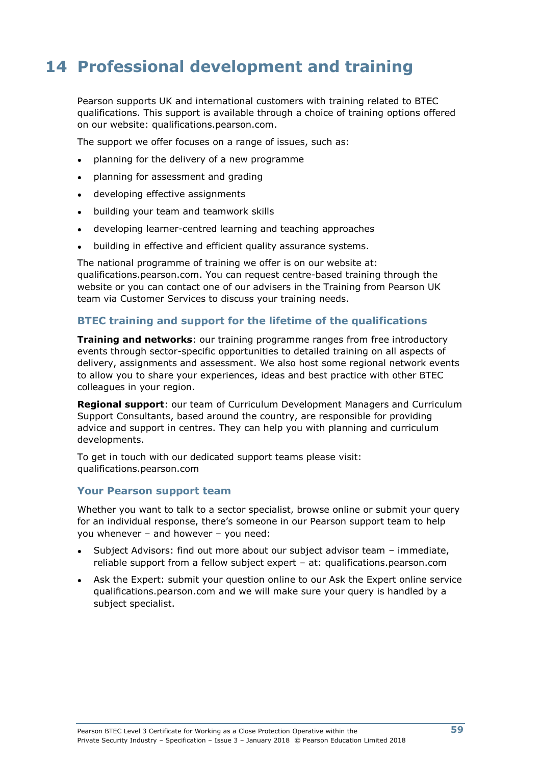# 14 Professional development and training

Pearson supports UK and international customers with training related to BTEC qualifications. This support is available through a choice of training options offered on our website: qualifications.pearson.com.

The support we offer focuses on a range of issues, such as:

- planning for the delivery of a new programme
- planning for assessment and grading
- developing effective assignments
- building your team and teamwork skills
- developing learner-centred learning and teaching approaches
- building in effective and efficient quality assurance systems.

The national programme of training we offer is on our website at: qualifications.pearson.com. You can request centre-based training through the website or you can contact one of our advisers in the Training from Pearson UK team via Customer Services to discuss your training needs.

## BTEC training and support for the lifetime of the qualifications

**Training and networks**: our training programme ranges from free introductory events through sector-specific opportunities to detailed training on all aspects of delivery, assignments and assessment. We also host some regional network events to allow you to share your experiences, ideas and best practice with other BTEC colleagues in your region.

**Regional support**: our team of Curriculum Development Managers and Curriculum Support Consultants, based around the country, are responsible for providing advice and support in centres. They can help you with planning and curriculum developments.

To get in touch with our dedicated support teams please visit: qualifications.pearson.com

## Your Pearson support team

Whether you want to talk to a sector specialist, browse online or submit your query for an individual response, there's someone in our Pearson support team to help you whenever – and however – you need:

- Subject Advisors: find out more about our subject advisor team – immediate, reliable support from a fellow subject expert – at: qualifications.pearson.com
- Ask the Expert: submit your question online to our Ask the Expert online service qualifications.pearson.com and we will make sure your query is handled by a subject specialist.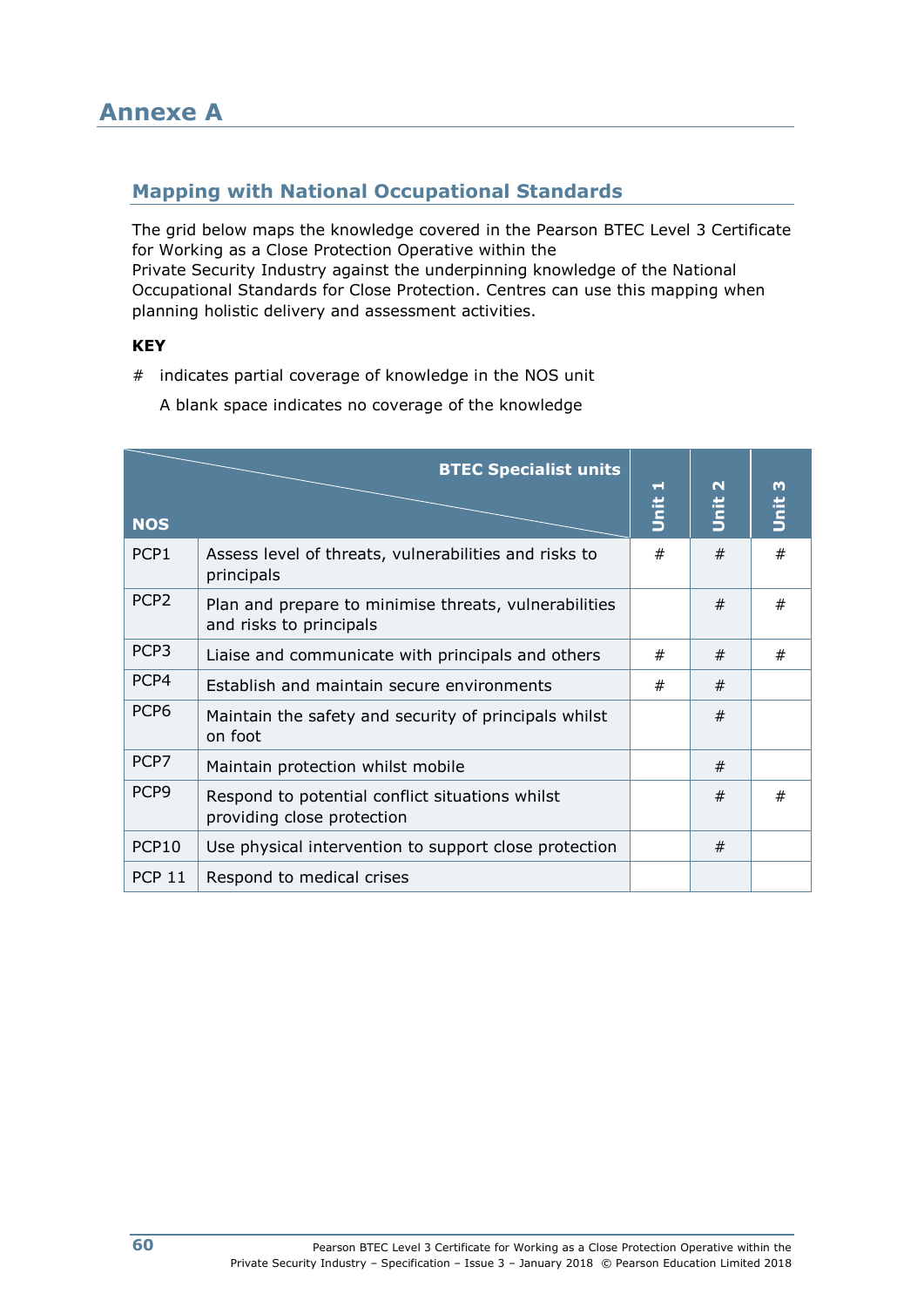# Annexe A

## Mapping with National Occupational Standards

The grid below maps the knowledge covered in the Pearson BTEC Level 3 Certificate for Working as a Close Protection Operative within the Private Security Industry against the underpinning knowledge of the National Occupational Standards for Close Protection. Centres can use this mapping when planning holistic delivery and assessment activities.

**KEY**

# indicates partial coverage of knowledge in the NOS unit

A blank space indicates no coverage of the knowledge

| NOS | BTEC Specialist units | Unit 1 | Unit 2 | Unit 3 |
|---|---|---|---|---|
| PCP1 | Assess level of threats, vulnerabilities and risks to principals | # | # | # |
| PCP2 | Plan and prepare to minimise threats, vulnerabilities and risks to principals | | # | # |
| PCP3 | Liaise and communicate with principals and others | # | # | # |
| PCP4 | Establish and maintain secure environments | # | # | |
| PCP6 | Maintain the safety and security of principals whilst on foot | | # | |
| PCP7 | Maintain protection whilst mobile | | # | |
| PCP9 | Respond to potential conflict situations whilst providing close protection | | # | # |
| PCP10 | Use physical intervention to support close protection | | # | |
| PCP 11 | Respond to medical crises | | | |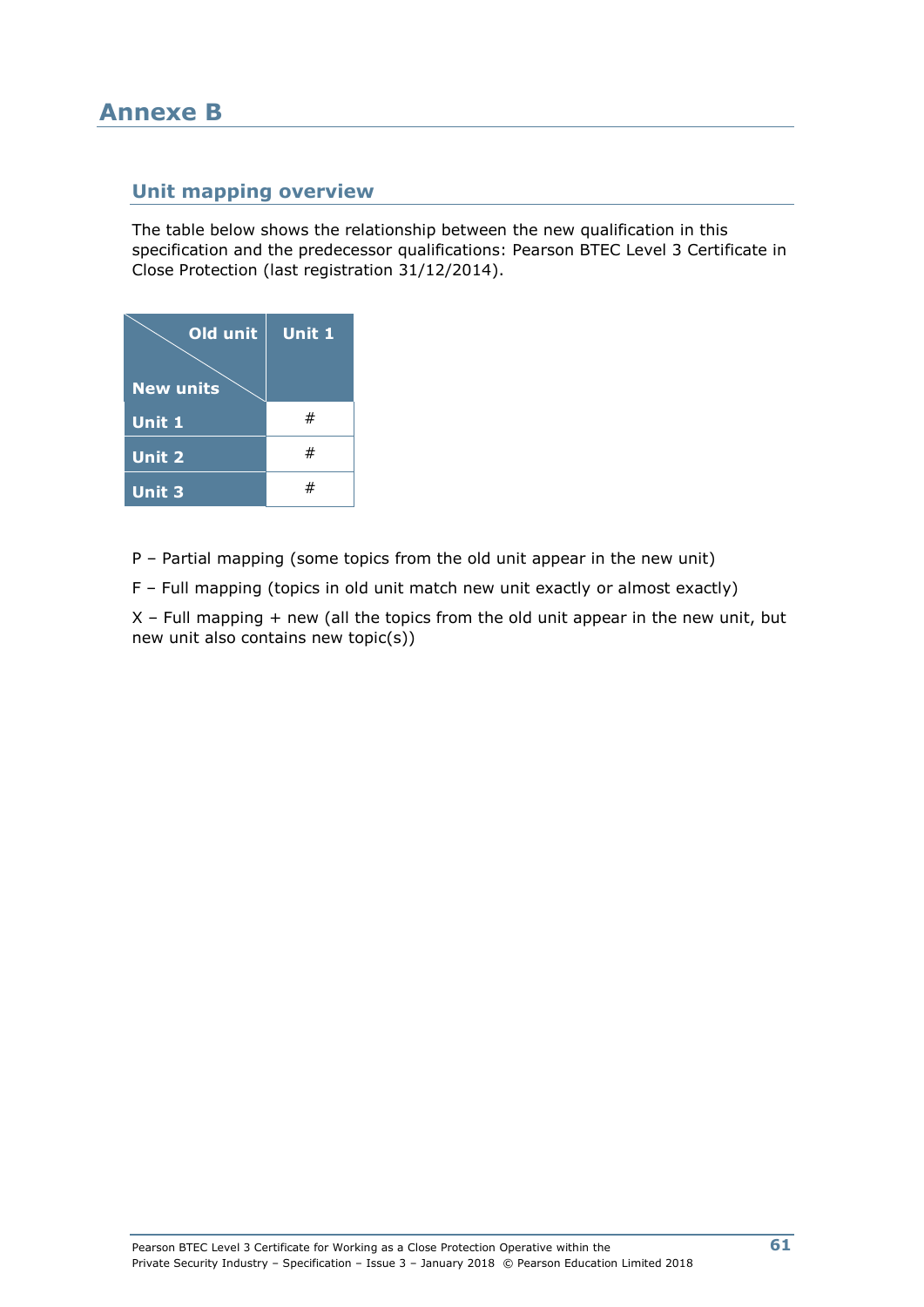# Annexe B

## Unit mapping overview

The table below shows the relationship between the new qualification in this specification and the predecessor qualifications: Pearson BTEC Level 3 Certificate in Close Protection (last registration 31/12/2014).

| Old unit / New units | Unit 1 |
|---|---|
| **Unit 1** | # |
| **Unit 2** | # |
| **Unit 3** | # |

P – Partial mapping (some topics from the old unit appear in the new unit)

F – Full mapping (topics in old unit match new unit exactly or almost exactly)

X – Full mapping + new (all the topics from the old unit appear in the new unit, but new unit also contains new topic(s))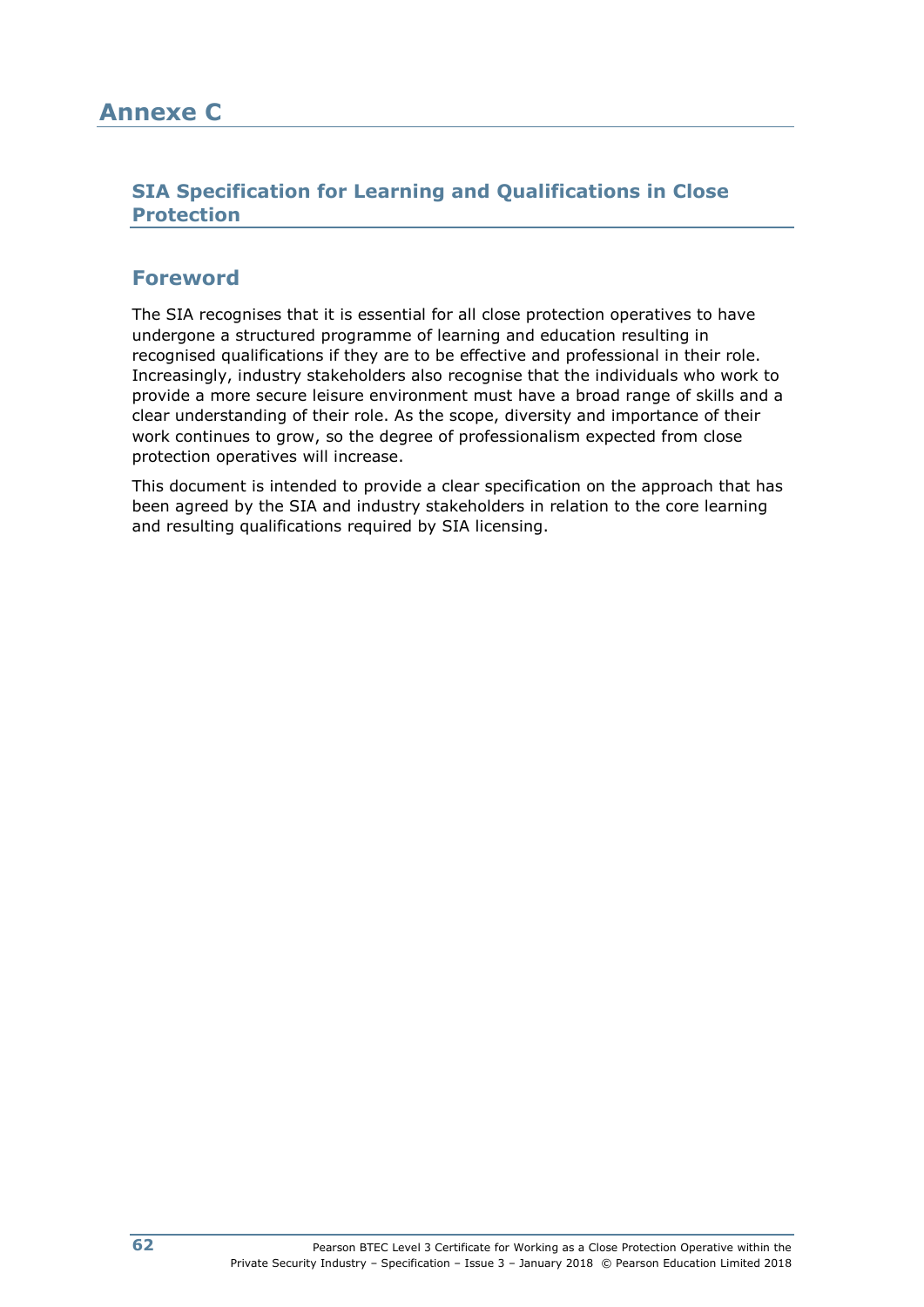# Annexe C

## SIA Specification for Learning and Qualifications in Close Protection

## Foreword

The SIA recognises that it is essential for all close protection operatives to have undergone a structured programme of learning and education resulting in recognised qualifications if they are to be effective and professional in their role. Increasingly, industry stakeholders also recognise that the individuals who work to provide a more secure leisure environment must have a broad range of skills and a clear understanding of their role. As the scope, diversity and importance of their work continues to grow, so the degree of professionalism expected from close protection operatives will increase.

This document is intended to provide a clear specification on the approach that has been agreed by the SIA and industry stakeholders in relation to the core learning and resulting qualifications required by SIA licensing.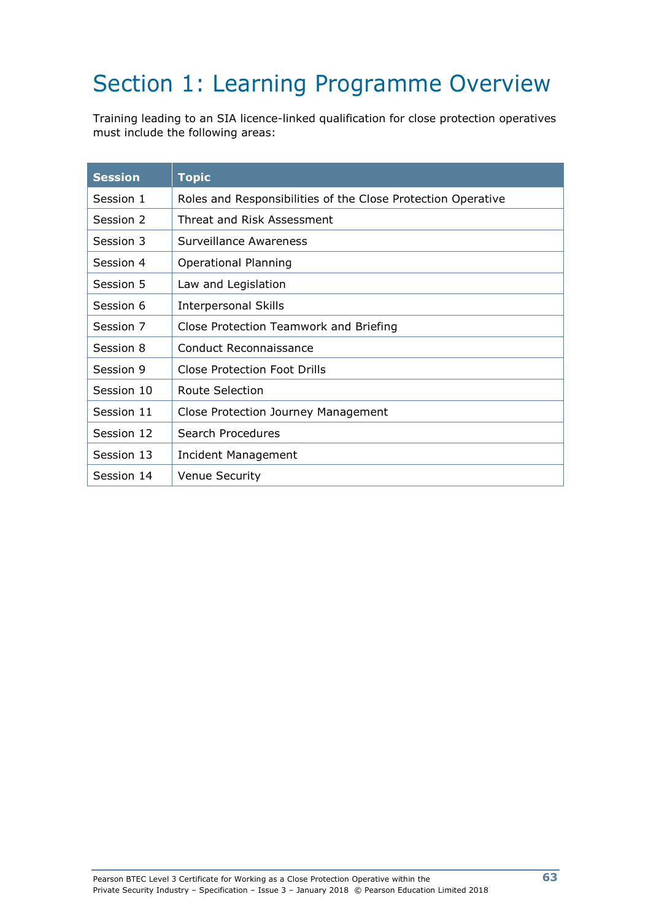# Section 1: Learning Programme Overview

Training leading to an SIA licence-linked qualification for close protection operatives must include the following areas:

| Session | Topic |
|---|---|
| Session 1 | Roles and Responsibilities of the Close Protection Operative |
| Session 2 | Threat and Risk Assessment |
| Session 3 | Surveillance Awareness |
| Session 4 | Operational Planning |
| Session 5 | Law and Legislation |
| Session 6 | Interpersonal Skills |
| Session 7 | Close Protection Teamwork and Briefing |
| Session 8 | Conduct Reconnaissance |
| Session 9 | Close Protection Foot Drills |
| Session 10 | Route Selection |
| Session 11 | Close Protection Journey Management |
| Session 12 | Search Procedures |
| Session 13 | Incident Management |
| Session 14 | Venue Security |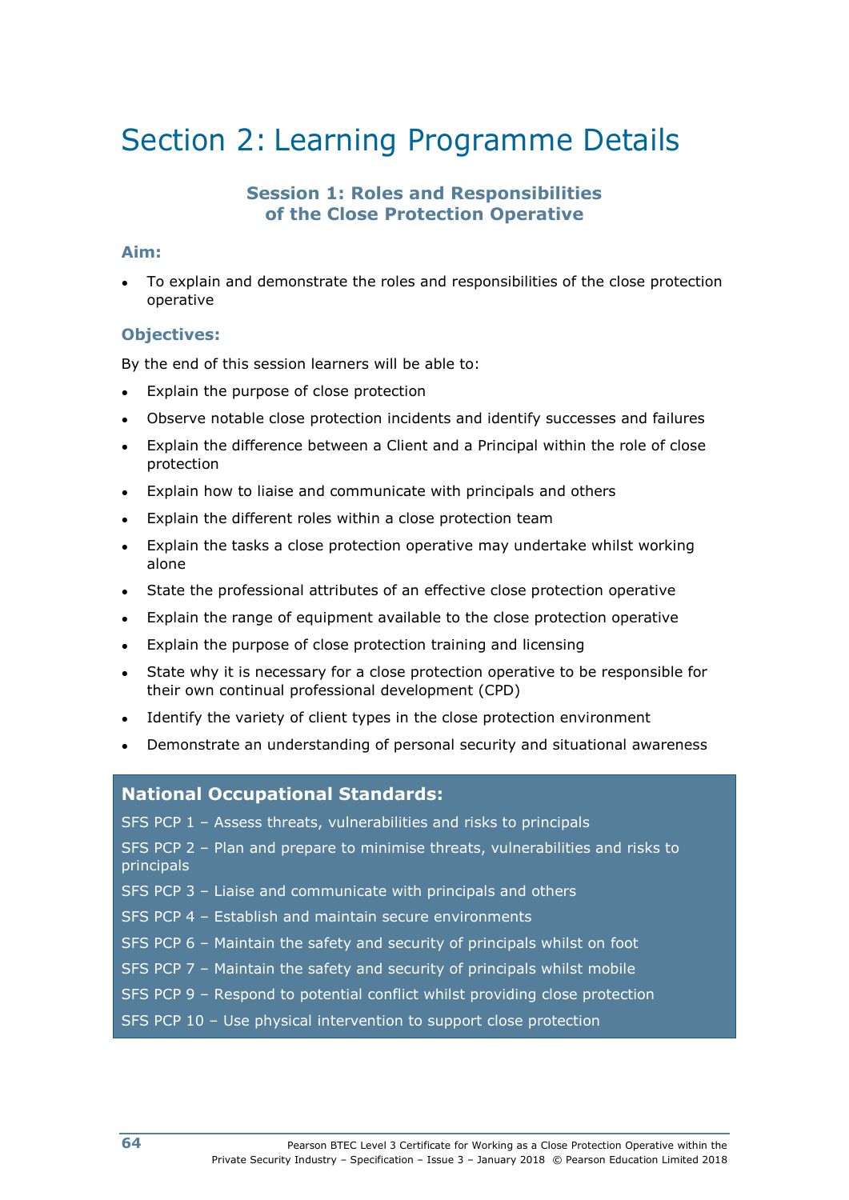# Section 2: Learning Programme Details

### Session 1: Roles and Responsibilities of the Close Protection Operative

**Aim:**

- To explain and demonstrate the roles and responsibilities of the close protection operative

**Objectives:**

By the end of this session learners will be able to:

- Explain the purpose of close protection
- Observe notable close protection incidents and identify successes and failures
- Explain the difference between a Client and a Principal within the role of close protection
- Explain how to liaise and communicate with principals and others
- Explain the different roles within a close protection team
- Explain the tasks a close protection operative may undertake whilst working alone
- State the professional attributes of an effective close protection operative
- Explain the range of equipment available to the close protection operative
- Explain the purpose of close protection training and licensing
- State why it is necessary for a close protection operative to be responsible for their own continual professional development (CPD)
- Identify the variety of client types in the close protection environment
- Demonstrate an understanding of personal security and situational awareness

**National Occupational Standards:**

SFS PCP 1 – Assess threats, vulnerabilities and risks to principals

SFS PCP 2 – Plan and prepare to minimise threats, vulnerabilities and risks to principals

SFS PCP 3 – Liaise and communicate with principals and others

SFS PCP 4 – Establish and maintain secure environments

SFS PCP 6 – Maintain the safety and security of principals whilst on foot

SFS PCP 7 – Maintain the safety and security of principals whilst mobile

SFS PCP 9 – Respond to potential conflict whilst providing close protection

SFS PCP 10 – Use physical intervention to support close protection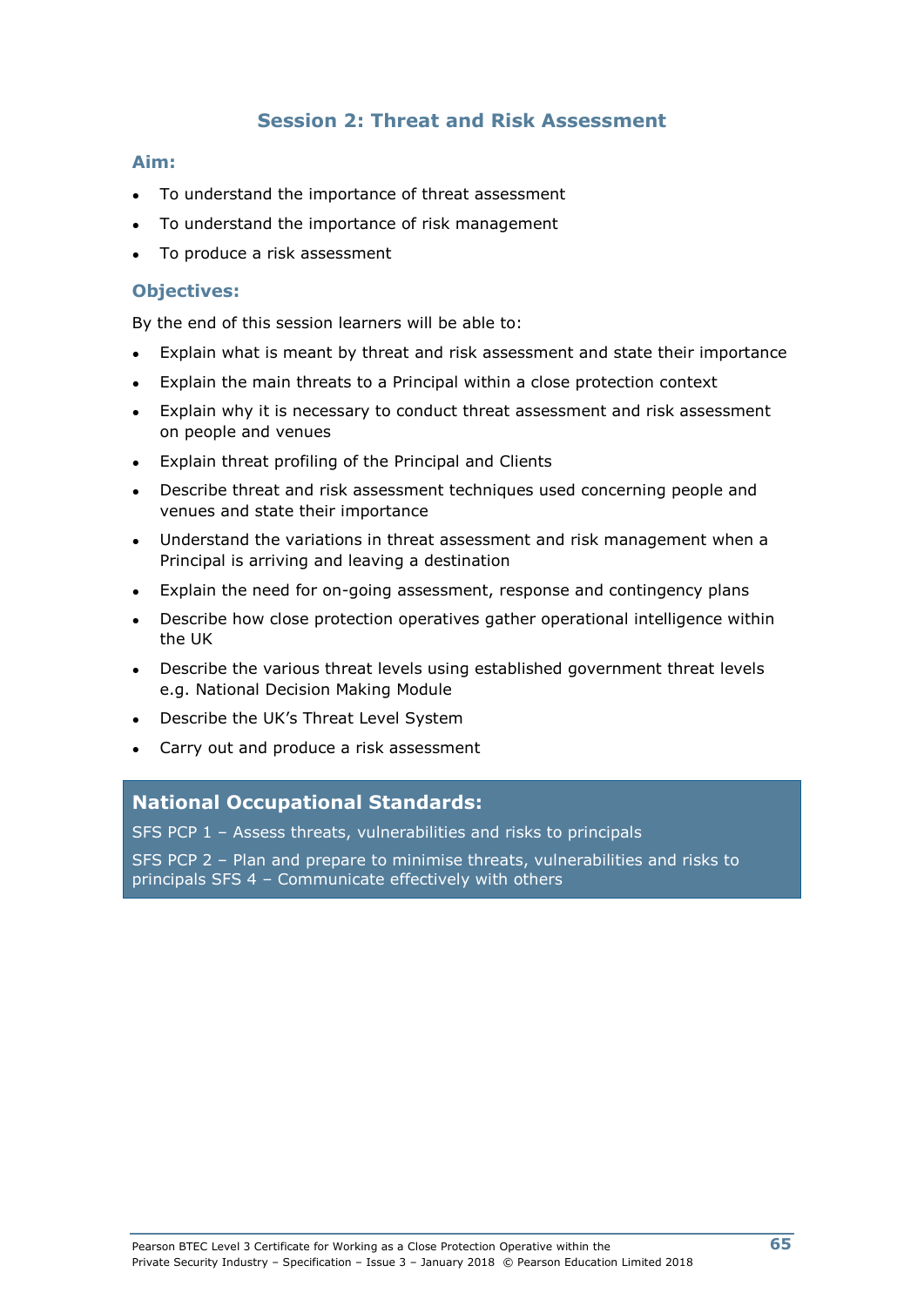## Session 2: Threat and Risk Assessment

### Aim:

- To understand the importance of threat assessment
- To understand the importance of risk management
- To produce a risk assessment

### Objectives:

By the end of this session learners will be able to:

- Explain what is meant by threat and risk assessment and state their importance
- Explain the main threats to a Principal within a close protection context
- Explain why it is necessary to conduct threat assessment and risk assessment on people and venues
- Explain threat profiling of the Principal and Clients
- Describe threat and risk assessment techniques used concerning people and venues and state their importance
- Understand the variations in threat assessment and risk management when a Principal is arriving and leaving a destination
- Explain the need for on-going assessment, response and contingency plans
- Describe how close protection operatives gather operational intelligence within the UK
- Describe the various threat levels using established government threat levels e.g. National Decision Making Module
- Describe the UK's Threat Level System
- Carry out and produce a risk assessment

### National Occupational Standards:

SFS PCP 1 – Assess threats, vulnerabilities and risks to principals

SFS PCP 2 – Plan and prepare to minimise threats, vulnerabilities and risks to principals SFS 4 – Communicate effectively with others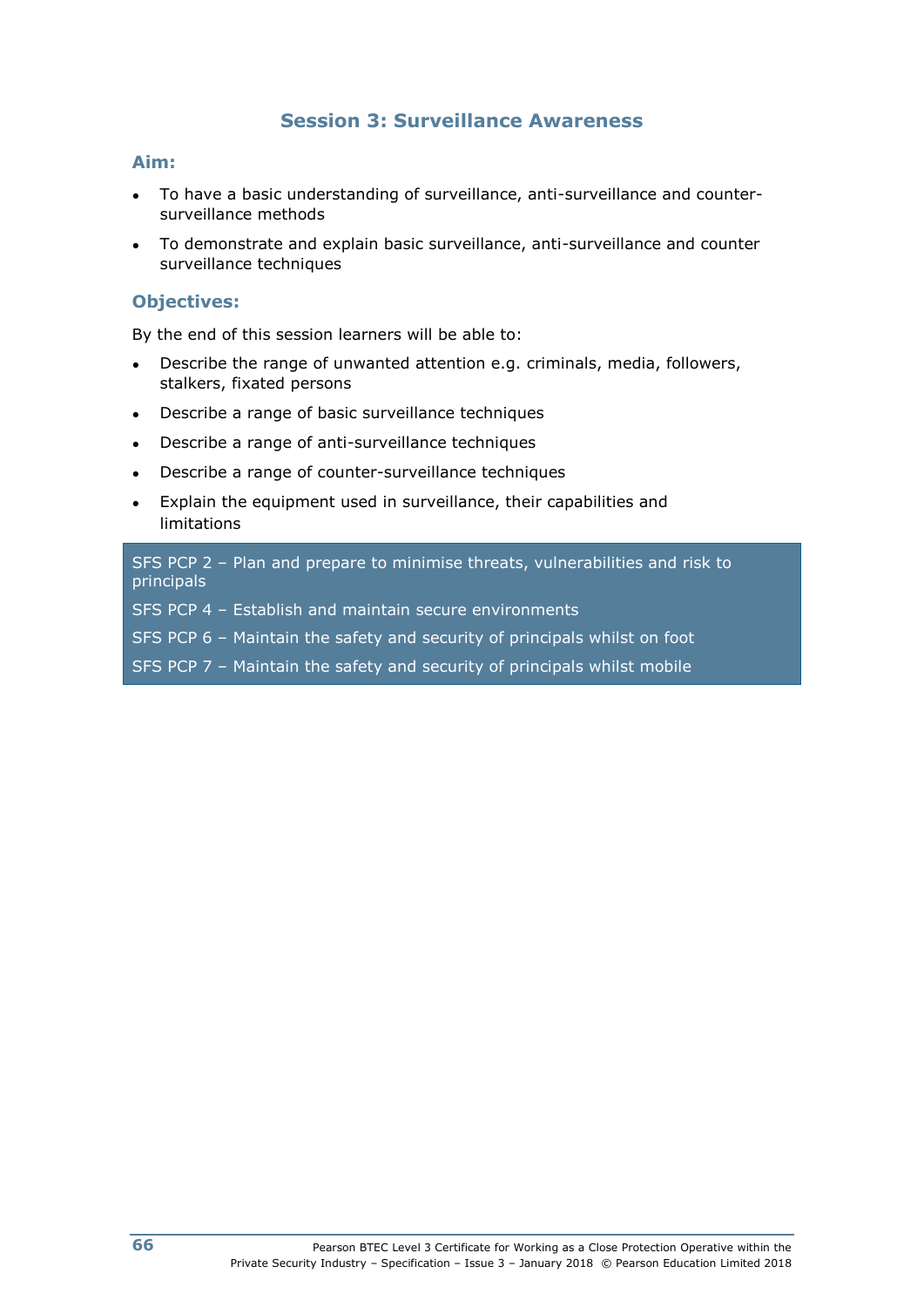## Session 3: Surveillance Awareness

### Aim:

- To have a basic understanding of surveillance, anti-surveillance and counter-surveillance methods
- To demonstrate and explain basic surveillance, anti-surveillance and counter surveillance techniques

### Objectives:

By the end of this session learners will be able to:

- Describe the range of unwanted attention e.g. criminals, media, followers, stalkers, fixated persons
- Describe a range of basic surveillance techniques
- Describe a range of anti-surveillance techniques
- Describe a range of counter-surveillance techniques
- Explain the equipment used in surveillance, their capabilities and limitations

SFS PCP 2 – Plan and prepare to minimise threats, vulnerabilities and risk to principals

SFS PCP 4 – Establish and maintain secure environments

SFS PCP 6 – Maintain the safety and security of principals whilst on foot

SFS PCP 7 – Maintain the safety and security of principals whilst mobile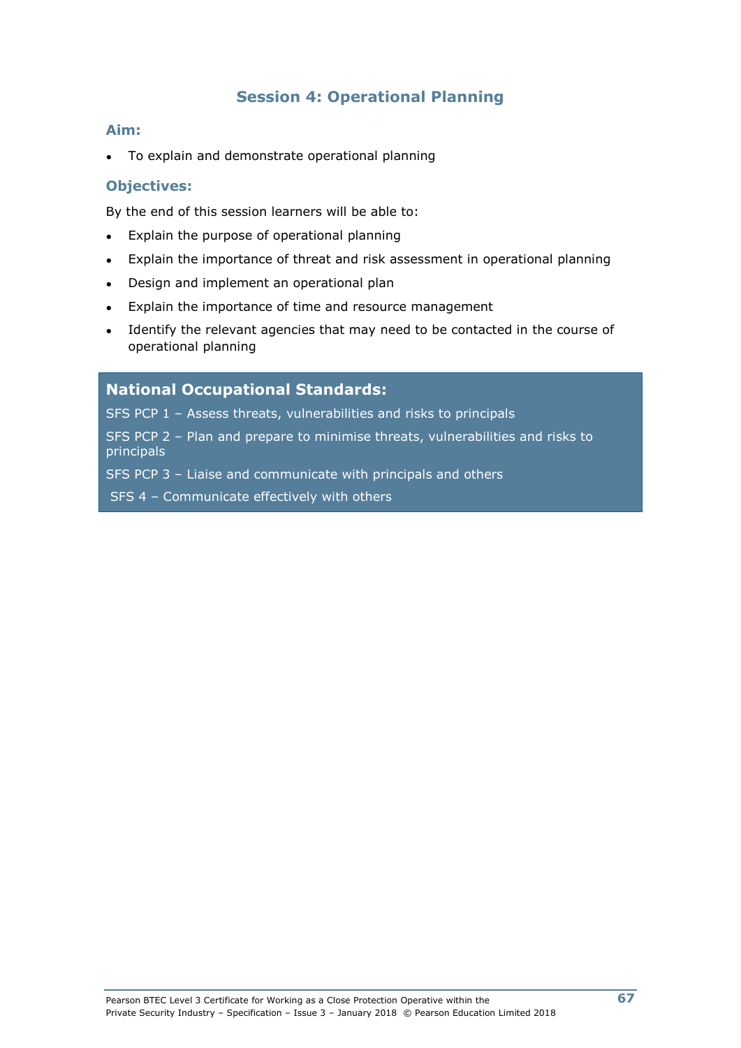## Session 4: Operational Planning

### Aim:

- To explain and demonstrate operational planning

### Objectives:

By the end of this session learners will be able to:

- Explain the purpose of operational planning
- Explain the importance of threat and risk assessment in operational planning
- Design and implement an operational plan
- Explain the importance of time and resource management
- Identify the relevant agencies that may need to be contacted in the course of operational planning

### National Occupational Standards:

SFS PCP 1 – Assess threats, vulnerabilities and risks to principals

SFS PCP 2 – Plan and prepare to minimise threats, vulnerabilities and risks to principals

SFS PCP 3 – Liaise and communicate with principals and others

SFS 4 – Communicate effectively with others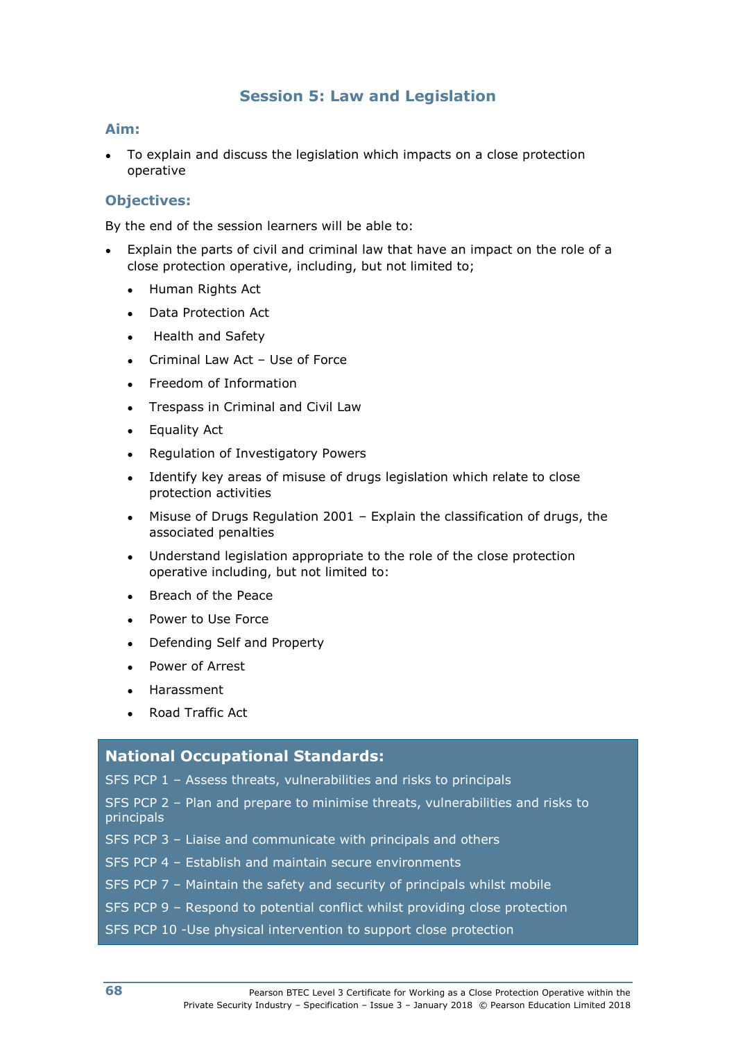## Session 5: Law and Legislation

### Aim:

- To explain and discuss the legislation which impacts on a close protection operative

### Objectives:

By the end of the session learners will be able to:

- Explain the parts of civil and criminal law that have an impact on the role of a close protection operative, including, but not limited to;
  - Human Rights Act
  - Data Protection Act
  - Health and Safety
  - Criminal Law Act – Use of Force
  - Freedom of Information
  - Trespass in Criminal and Civil Law
  - Equality Act
  - Regulation of Investigatory Powers
  - Identify key areas of misuse of drugs legislation which relate to close protection activities
  - Misuse of Drugs Regulation 2001 – Explain the classification of drugs, the associated penalties
  - Understand legislation appropriate to the role of the close protection operative including, but not limited to:
  - Breach of the Peace
  - Power to Use Force
  - Defending Self and Property
  - Power of Arrest
  - Harassment
  - Road Traffic Act

### National Occupational Standards:

SFS PCP 1 – Assess threats, vulnerabilities and risks to principals

SFS PCP 2 – Plan and prepare to minimise threats, vulnerabilities and risks to principals

SFS PCP 3 – Liaise and communicate with principals and others

SFS PCP 4 – Establish and maintain secure environments

SFS PCP 7 – Maintain the safety and security of principals whilst mobile

SFS PCP 9 – Respond to potential conflict whilst providing close protection

SFS PCP 10 -Use physical intervention to support close protection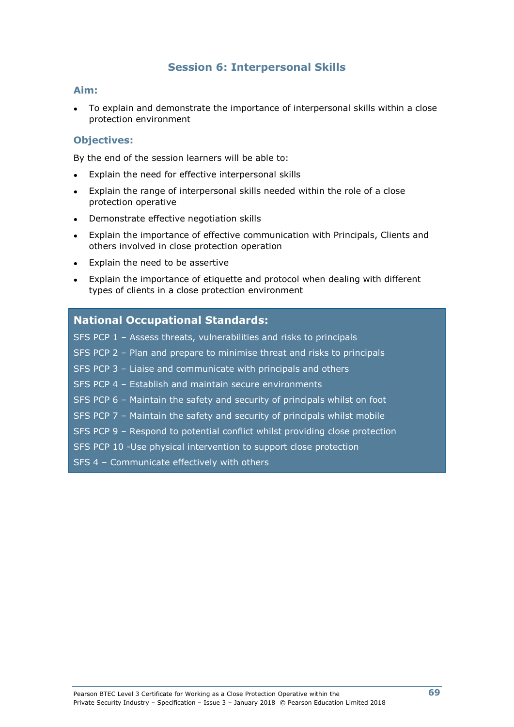## Session 6: Interpersonal Skills

### Aim:

- To explain and demonstrate the importance of interpersonal skills within a close protection environment

### Objectives:

By the end of the session learners will be able to:

- Explain the need for effective interpersonal skills
- Explain the range of interpersonal skills needed within the role of a close protection operative
- Demonstrate effective negotiation skills
- Explain the importance of effective communication with Principals, Clients and others involved in close protection operation
- Explain the need to be assertive
- Explain the importance of etiquette and protocol when dealing with different types of clients in a close protection environment

### National Occupational Standards:

SFS PCP 1 – Assess threats, vulnerabilities and risks to principals

SFS PCP 2 – Plan and prepare to minimise threat and risks to principals

SFS PCP 3 – Liaise and communicate with principals and others

SFS PCP 4 – Establish and maintain secure environments

SFS PCP 6 – Maintain the safety and security of principals whilst on foot

SFS PCP 7 – Maintain the safety and security of principals whilst mobile

SFS PCP 9 – Respond to potential conflict whilst providing close protection

SFS PCP 10 -Use physical intervention to support close protection

SFS 4 – Communicate effectively with others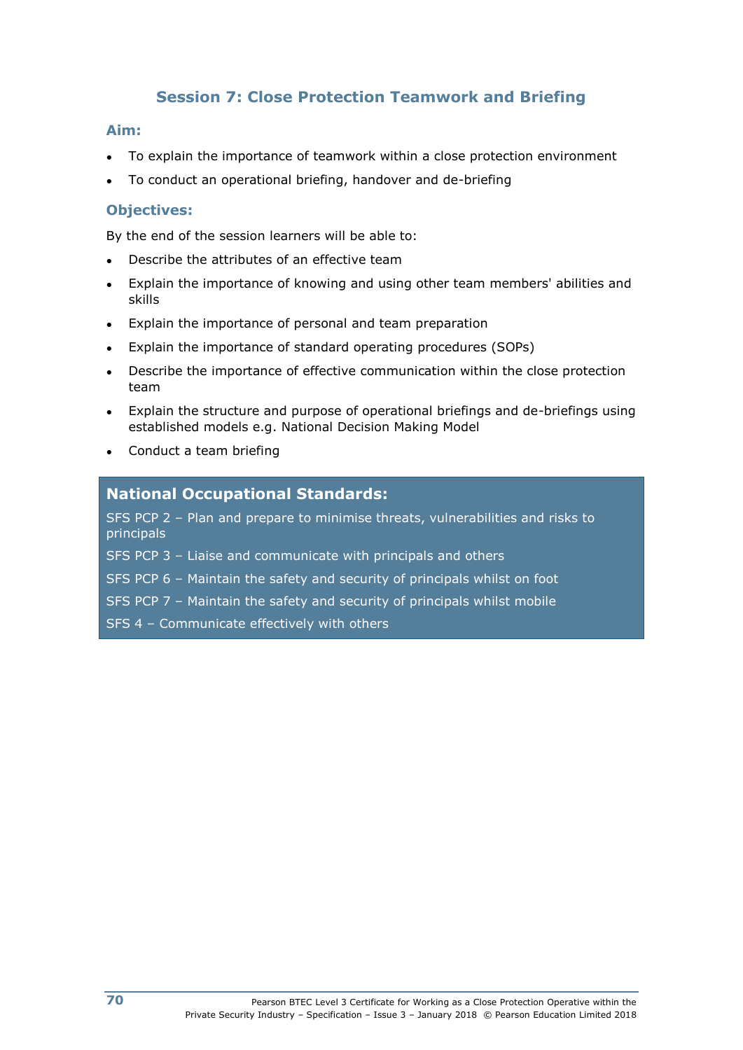## Session 7: Close Protection Teamwork and Briefing

### Aim:

- To explain the importance of teamwork within a close protection environment
- To conduct an operational briefing, handover and de-briefing

### Objectives:

By the end of the session learners will be able to:

- Describe the attributes of an effective team
- Explain the importance of knowing and using other team members' abilities and skills
- Explain the importance of personal and team preparation
- Explain the importance of standard operating procedures (SOPs)
- Describe the importance of effective communication within the close protection team
- Explain the structure and purpose of operational briefings and de-briefings using established models e.g. National Decision Making Model
- Conduct a team briefing

### National Occupational Standards:

SFS PCP 2 – Plan and prepare to minimise threats, vulnerabilities and risks to principals

SFS PCP 3 – Liaise and communicate with principals and others

SFS PCP 6 – Maintain the safety and security of principals whilst on foot

SFS PCP 7 – Maintain the safety and security of principals whilst mobile

SFS 4 – Communicate effectively with others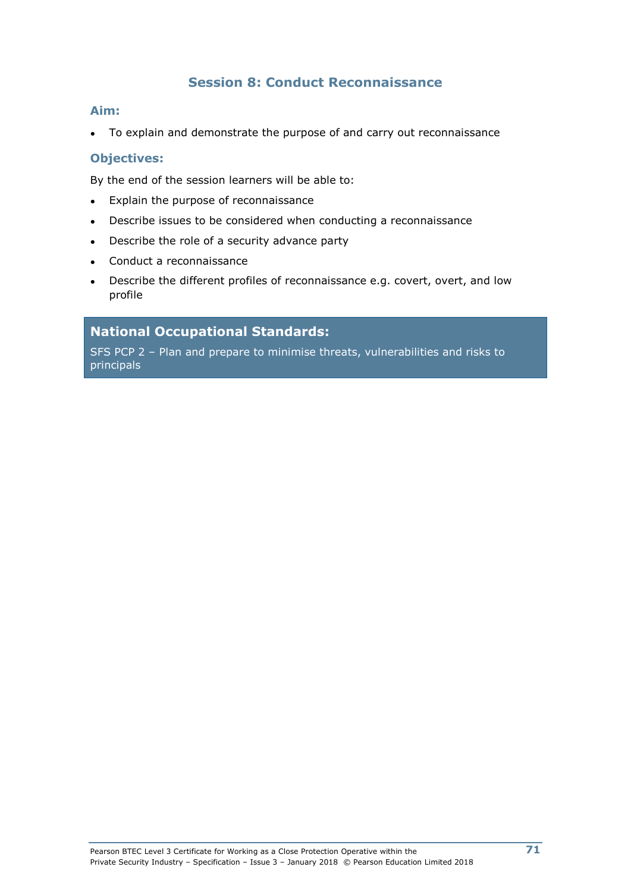## Session 8: Conduct Reconnaissance

### Aim:

- To explain and demonstrate the purpose of and carry out reconnaissance

### Objectives:

By the end of the session learners will be able to:

- Explain the purpose of reconnaissance
- Describe issues to be considered when conducting a reconnaissance
- Describe the role of a security advance party
- Conduct a reconnaissance
- Describe the different profiles of reconnaissance e.g. covert, overt, and low profile

### National Occupational Standards:

SFS PCP 2 – Plan and prepare to minimise threats, vulnerabilities and risks to principals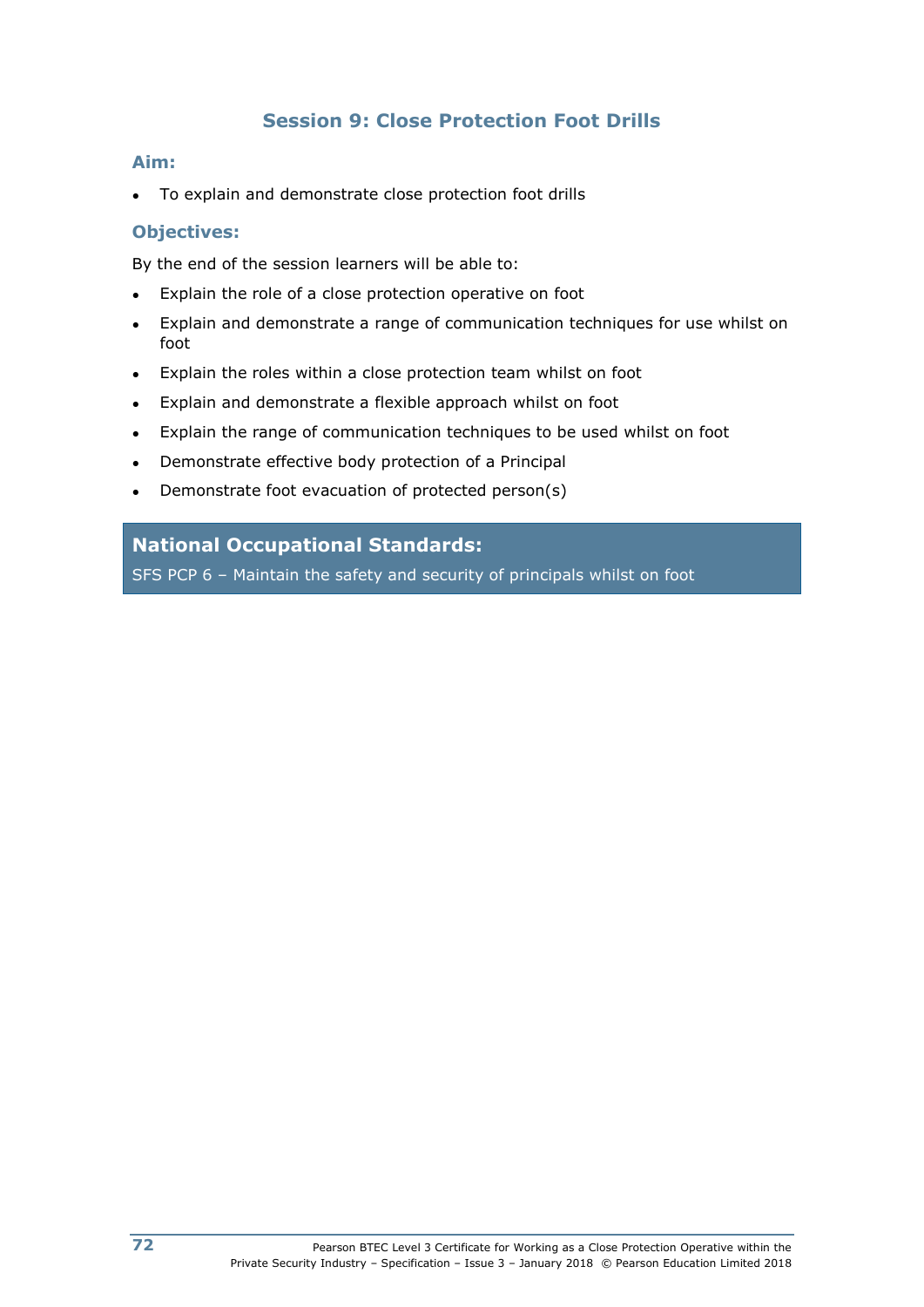## Session 9: Close Protection Foot Drills

### Aim:

- To explain and demonstrate close protection foot drills

### Objectives:

By the end of the session learners will be able to:

- Explain the role of a close protection operative on foot
- Explain and demonstrate a range of communication techniques for use whilst on foot
- Explain the roles within a close protection team whilst on foot
- Explain and demonstrate a flexible approach whilst on foot
- Explain the range of communication techniques to be used whilst on foot
- Demonstrate effective body protection of a Principal
- Demonstrate foot evacuation of protected person(s)

### National Occupational Standards:

SFS PCP 6 – Maintain the safety and security of principals whilst on foot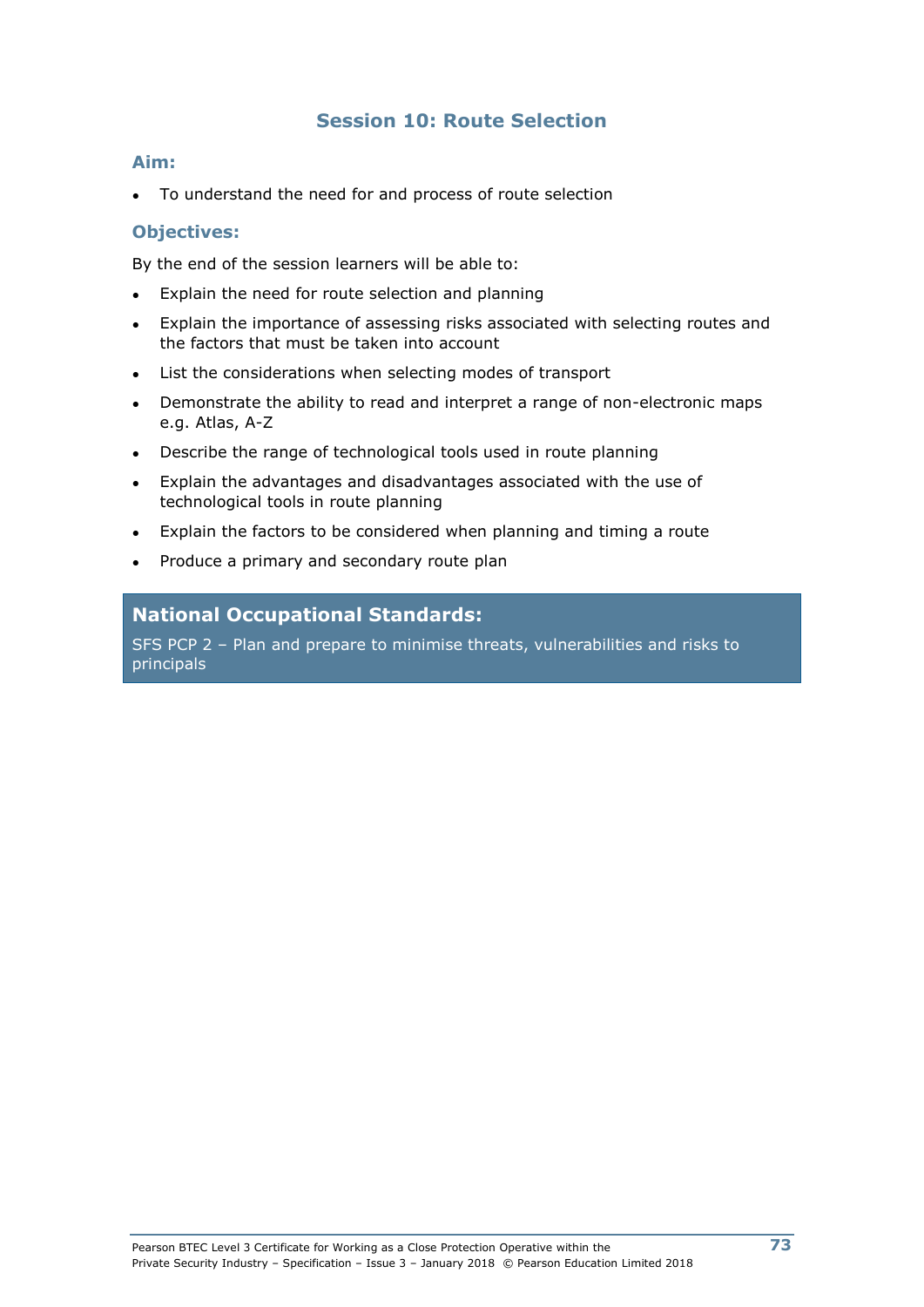## Session 10: Route Selection

### Aim:

- To understand the need for and process of route selection

### Objectives:

By the end of the session learners will be able to:

- Explain the need for route selection and planning
- Explain the importance of assessing risks associated with selecting routes and the factors that must be taken into account
- List the considerations when selecting modes of transport
- Demonstrate the ability to read and interpret a range of non-electronic maps e.g. Atlas, A-Z
- Describe the range of technological tools used in route planning
- Explain the advantages and disadvantages associated with the use of technological tools in route planning
- Explain the factors to be considered when planning and timing a route
- Produce a primary and secondary route plan

### National Occupational Standards:

SFS PCP 2 – Plan and prepare to minimise threats, vulnerabilities and risks to principals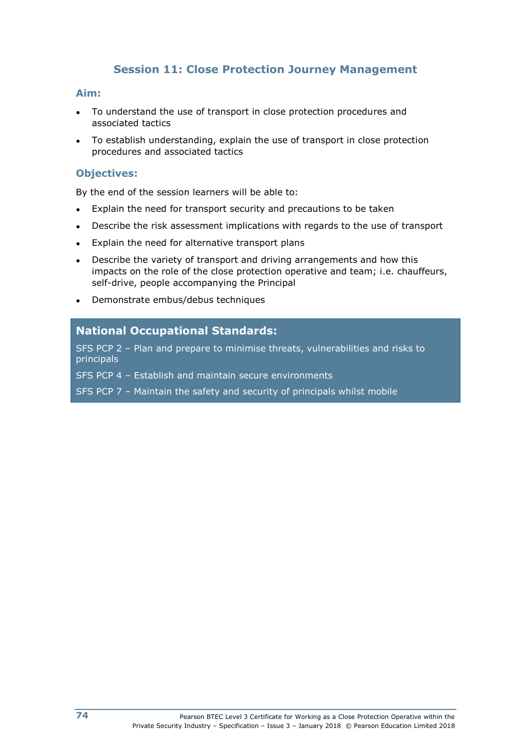## Session 11: Close Protection Journey Management

### Aim:

- To understand the use of transport in close protection procedures and associated tactics
- To establish understanding, explain the use of transport in close protection procedures and associated tactics

### Objectives:

By the end of the session learners will be able to:

- Explain the need for transport security and precautions to be taken
- Describe the risk assessment implications with regards to the use of transport
- Explain the need for alternative transport plans
- Describe the variety of transport and driving arrangements and how this impacts on the role of the close protection operative and team; i.e. chauffeurs, self-drive, people accompanying the Principal
- Demonstrate embus/debus techniques

### National Occupational Standards:

SFS PCP 2 – Plan and prepare to minimise threats, vulnerabilities and risks to principals

SFS PCP 4 – Establish and maintain secure environments

SFS PCP 7 – Maintain the safety and security of principals whilst mobile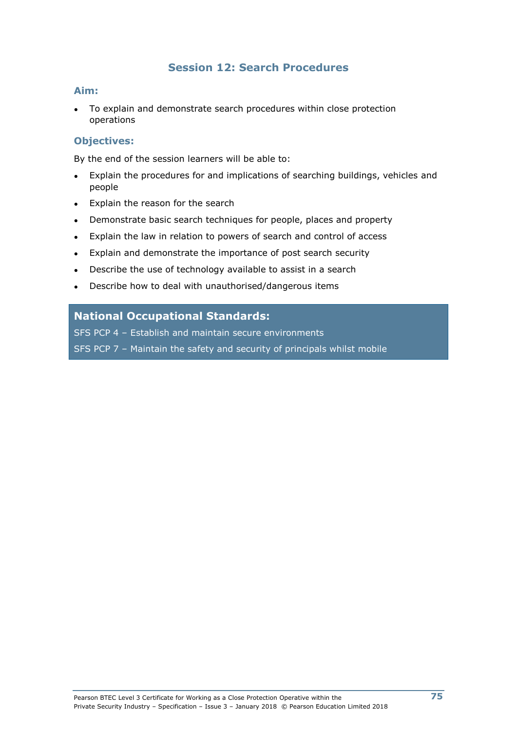## Session 12: Search Procedures

### Aim:

- To explain and demonstrate search procedures within close protection operations

### Objectives:

By the end of the session learners will be able to:

- Explain the procedures for and implications of searching buildings, vehicles and people
- Explain the reason for the search
- Demonstrate basic search techniques for people, places and property
- Explain the law in relation to powers of search and control of access
- Explain and demonstrate the importance of post search security
- Describe the use of technology available to assist in a search
- Describe how to deal with unauthorised/dangerous items

### National Occupational Standards:

SFS PCP 4 – Establish and maintain secure environments

SFS PCP 7 – Maintain the safety and security of principals whilst mobile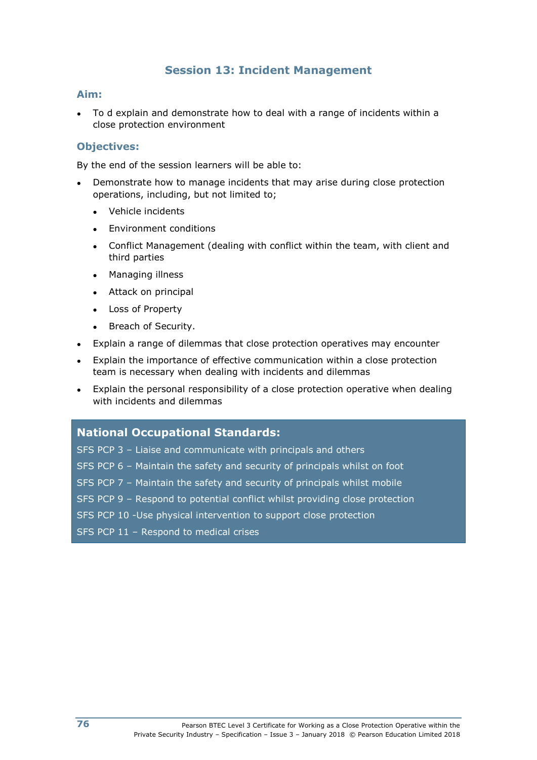## Session 13: Incident Management

### Aim:

- To d explain and demonstrate how to deal with a range of incidents within a close protection environment

### Objectives:

By the end of the session learners will be able to:

- Demonstrate how to manage incidents that may arise during close protection operations, including, but not limited to;
  - Vehicle incidents
  - Environment conditions
  - Conflict Management (dealing with conflict within the team, with client and third parties
  - Managing illness
  - Attack on principal
  - Loss of Property
  - Breach of Security.
- Explain a range of dilemmas that close protection operatives may encounter
- Explain the importance of effective communication within a close protection team is necessary when dealing with incidents and dilemmas
- Explain the personal responsibility of a close protection operative when dealing with incidents and dilemmas

**National Occupational Standards:**

SFS PCP 3 – Liaise and communicate with principals and others

SFS PCP 6 – Maintain the safety and security of principals whilst on foot

SFS PCP 7 – Maintain the safety and security of principals whilst mobile

SFS PCP 9 – Respond to potential conflict whilst providing close protection

SFS PCP 10 -Use physical intervention to support close protection

SFS PCP 11 – Respond to medical crises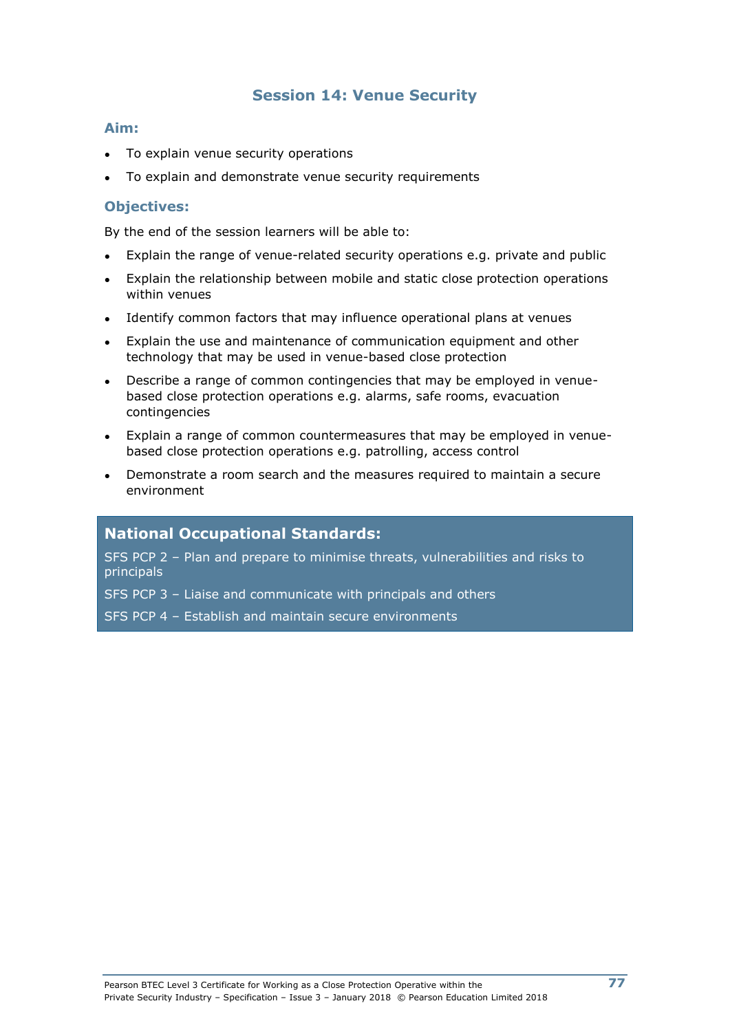# Session 14: Venue Security

## Aim:

- To explain venue security operations
- To explain and demonstrate venue security requirements

## Objectives:

By the end of the session learners will be able to:

- Explain the range of venue-related security operations e.g. private and public
- Explain the relationship between mobile and static close protection operations within venues
- Identify common factors that may influence operational plans at venues
- Explain the use and maintenance of communication equipment and other technology that may be used in venue-based close protection
- Describe a range of common contingencies that may be employed in venue-based close protection operations e.g. alarms, safe rooms, evacuation contingencies
- Explain a range of common countermeasures that may be employed in venue-based close protection operations e.g. patrolling, access control
- Demonstrate a room search and the measures required to maintain a secure environment

## National Occupational Standards:

SFS PCP 2 – Plan and prepare to minimise threats, vulnerabilities and risks to principals

SFS PCP 3 – Liaise and communicate with principals and others

SFS PCP 4 – Establish and maintain secure environments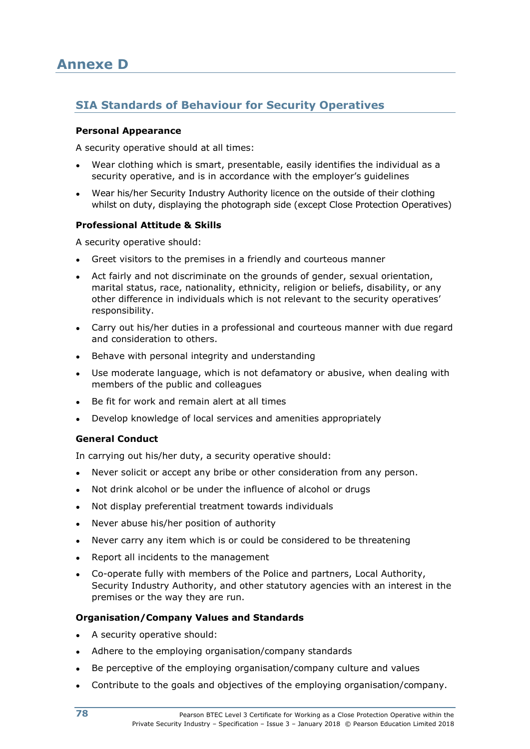# Annexe D

## SIA Standards of Behaviour for Security Operatives

**Personal Appearance**

A security operative should at all times:

- Wear clothing which is smart, presentable, easily identifies the individual as a security operative, and is in accordance with the employer's guidelines
- Wear his/her Security Industry Authority licence on the outside of their clothing whilst on duty, displaying the photograph side (except Close Protection Operatives)

**Professional Attitude & Skills**

A security operative should:

- Greet visitors to the premises in a friendly and courteous manner
- Act fairly and not discriminate on the grounds of gender, sexual orientation, marital status, race, nationality, ethnicity, religion or beliefs, disability, or any other difference in individuals which is not relevant to the security operatives' responsibility.
- Carry out his/her duties in a professional and courteous manner with due regard and consideration to others.
- Behave with personal integrity and understanding
- Use moderate language, which is not defamatory or abusive, when dealing with members of the public and colleagues
- Be fit for work and remain alert at all times
- Develop knowledge of local services and amenities appropriately

**General Conduct**

In carrying out his/her duty, a security operative should:

- Never solicit or accept any bribe or other consideration from any person.
- Not drink alcohol or be under the influence of alcohol or drugs
- Not display preferential treatment towards individuals
- Never abuse his/her position of authority
- Never carry any item which is or could be considered to be threatening
- Report all incidents to the management
- Co-operate fully with members of the Police and partners, Local Authority, Security Industry Authority, and other statutory agencies with an interest in the premises or the way they are run.

**Organisation/Company Values and Standards**

- A security operative should:
- Adhere to the employing organisation/company standards
- Be perceptive of the employing organisation/company culture and values
- Contribute to the goals and objectives of the employing organisation/company.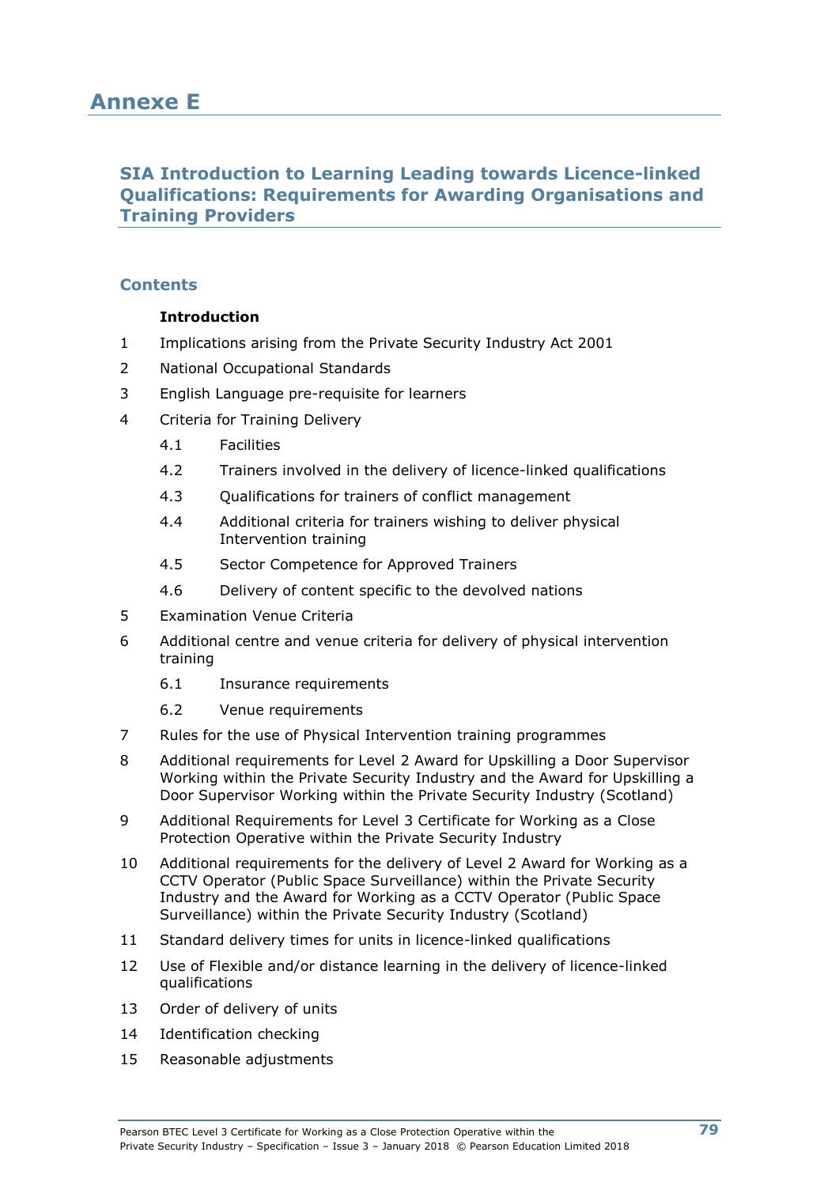# Annexe E

## SIA Introduction to Learning Leading towards Licence-linked Qualifications: Requirements for Awarding Organisations and Training Providers

### Contents

**Introduction**

1 Implications arising from the Private Security Industry Act 2001

2 National Occupational Standards

3 English Language pre-requisite for learners

4 Criteria for Training Delivery

  4.1 Facilities

  4.2 Trainers involved in the delivery of licence-linked qualifications

  4.3 Qualifications for trainers of conflict management

  4.4 Additional criteria for trainers wishing to deliver physical Intervention training

  4.5 Sector Competence for Approved Trainers

  4.6 Delivery of content specific to the devolved nations

5 Examination Venue Criteria

6 Additional centre and venue criteria for delivery of physical intervention training

  6.1 Insurance requirements

  6.2 Venue requirements

7 Rules for the use of Physical Intervention training programmes

8 Additional requirements for Level 2 Award for Upskilling a Door Supervisor Working within the Private Security Industry and the Award for Upskilling a Door Supervisor Working within the Private Security Industry (Scotland)

9 Additional Requirements for Level 3 Certificate for Working as a Close Protection Operative within the Private Security Industry

10 Additional requirements for the delivery of Level 2 Award for Working as a CCTV Operator (Public Space Surveillance) within the Private Security Industry and the Award for Working as a CCTV Operator (Public Space Surveillance) within the Private Security Industry (Scotland)

11 Standard delivery times for units in licence-linked qualifications

12 Use of Flexible and/or distance learning in the delivery of licence-linked qualifications

13 Order of delivery of units

14 Identification checking

15 Reasonable adjustments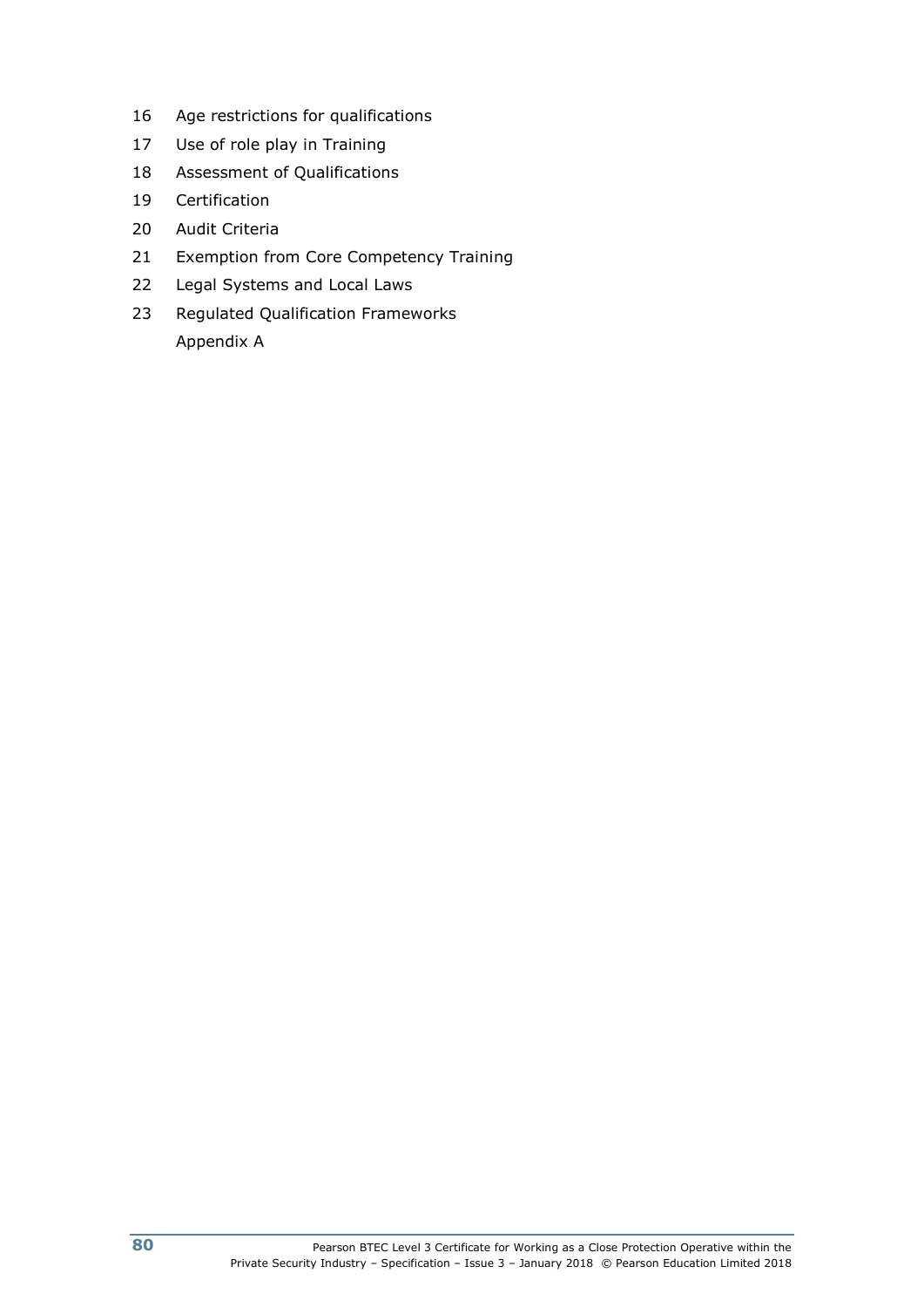16 Age restrictions for qualifications

17 Use of role play in Training

18 Assessment of Qualifications

19 Certification

20 Audit Criteria

21 Exemption from Core Competency Training

22 Legal Systems and Local Laws

23 Regulated Qualification Frameworks

Appendix A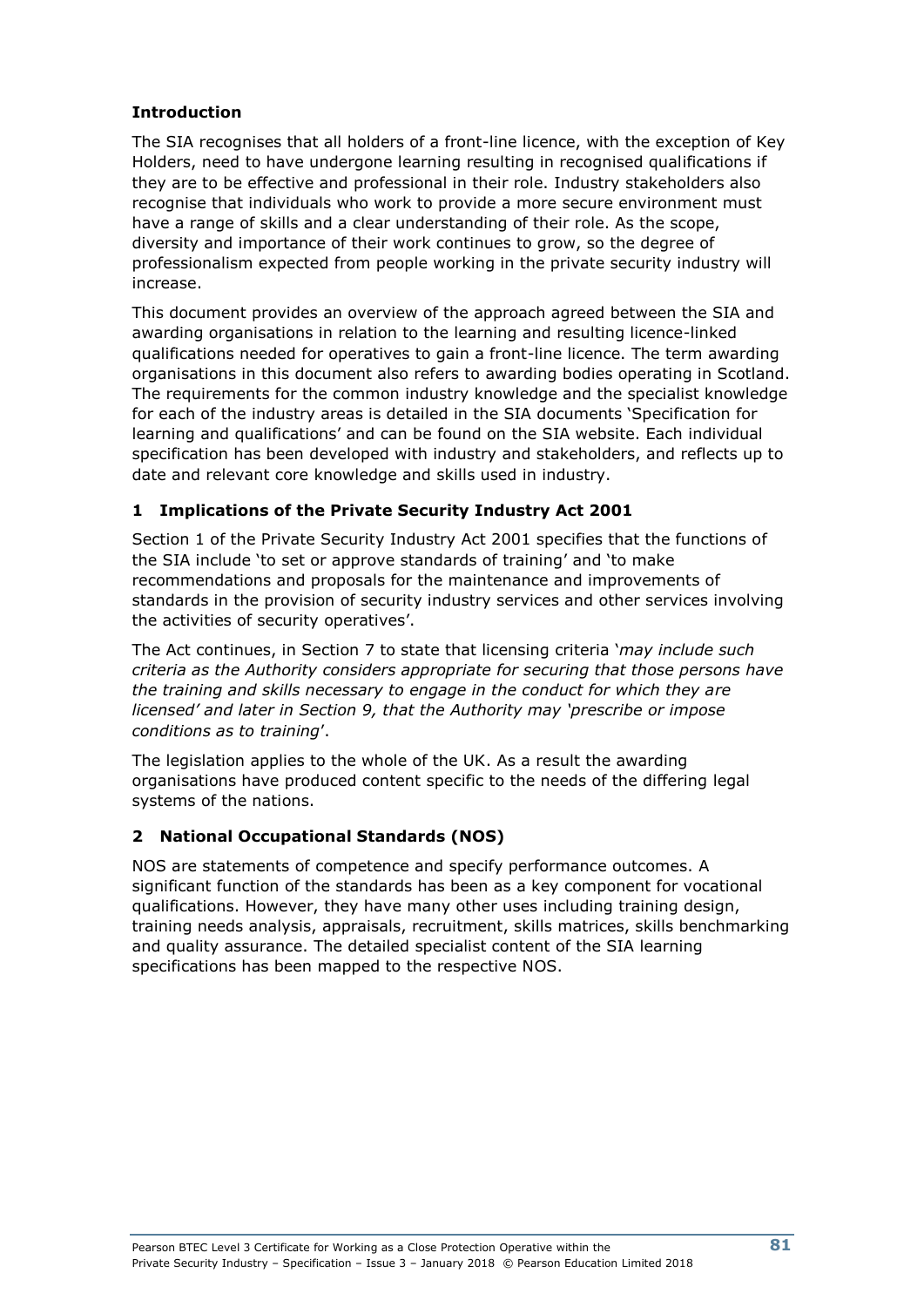## Introduction

The SIA recognises that all holders of a front-line licence, with the exception of Key Holders, need to have undergone learning resulting in recognised qualifications if they are to be effective and professional in their role. Industry stakeholders also recognise that individuals who work to provide a more secure environment must have a range of skills and a clear understanding of their role. As the scope, diversity and importance of their work continues to grow, so the degree of professionalism expected from people working in the private security industry will increase.

This document provides an overview of the approach agreed between the SIA and awarding organisations in relation to the learning and resulting licence-linked qualifications needed for operatives to gain a front-line licence. The term awarding organisations in this document also refers to awarding bodies operating in Scotland. The requirements for the common industry knowledge and the specialist knowledge for each of the industry areas is detailed in the SIA documents 'Specification for learning and qualifications' and can be found on the SIA website. Each individual specification has been developed with industry and stakeholders, and reflects up to date and relevant core knowledge and skills used in industry.

## 1 Implications of the Private Security Industry Act 2001

Section 1 of the Private Security Industry Act 2001 specifies that the functions of the SIA include 'to set or approve standards of training' and 'to make recommendations and proposals for the maintenance and improvements of standards in the provision of security industry services and other services involving the activities of security operatives'.

The Act continues, in Section 7 to state that licensing criteria '*may include such criteria as the Authority considers appropriate for securing that those persons have the training and skills necessary to engage in the conduct for which they are licensed' and later in Section 9, that the Authority may 'prescribe or impose conditions as to training*'.

The legislation applies to the whole of the UK. As a result the awarding organisations have produced content specific to the needs of the differing legal systems of the nations.

## 2 National Occupational Standards (NOS)

NOS are statements of competence and specify performance outcomes. A significant function of the standards has been as a key component for vocational qualifications. However, they have many other uses including training design, training needs analysis, appraisals, recruitment, skills matrices, skills benchmarking and quality assurance. The detailed specialist content of the SIA learning specifications has been mapped to the respective NOS.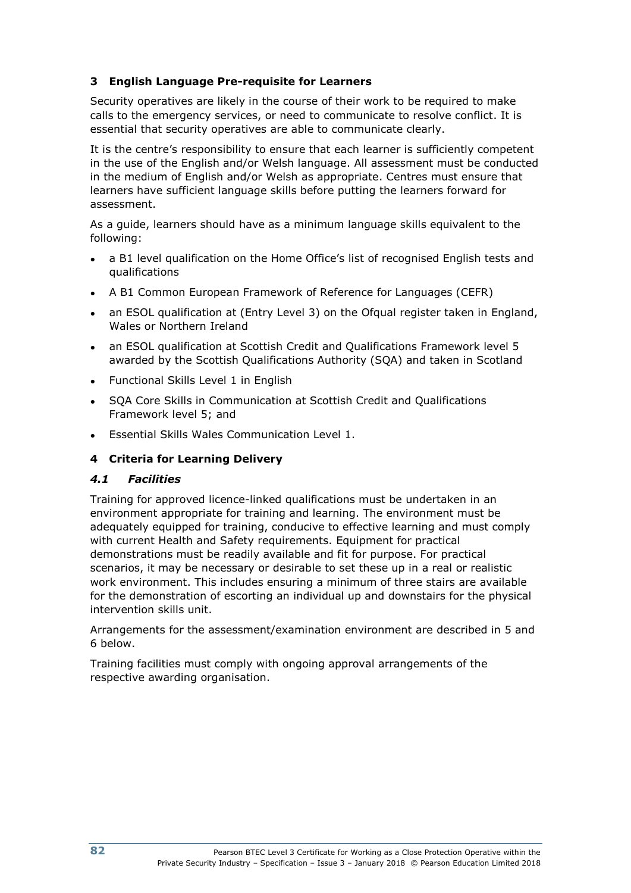## 3 English Language Pre-requisite for Learners

Security operatives are likely in the course of their work to be required to make calls to the emergency services, or need to communicate to resolve conflict. It is essential that security operatives are able to communicate clearly.

It is the centre's responsibility to ensure that each learner is sufficiently competent in the use of the English and/or Welsh language. All assessment must be conducted in the medium of English and/or Welsh as appropriate. Centres must ensure that learners have sufficient language skills before putting the learners forward for assessment.

As a guide, learners should have as a minimum language skills equivalent to the following:

- a B1 level qualification on the Home Office's list of recognised English tests and qualifications
- A B1 Common European Framework of Reference for Languages (CEFR)
- an ESOL qualification at (Entry Level 3) on the Ofqual register taken in England, Wales or Northern Ireland
- an ESOL qualification at Scottish Credit and Qualifications Framework level 5 awarded by the Scottish Qualifications Authority (SQA) and taken in Scotland
- Functional Skills Level 1 in English
- SQA Core Skills in Communication at Scottish Credit and Qualifications Framework level 5; and
- Essential Skills Wales Communication Level 1.

## 4 Criteria for Learning Delivery

### *4.1 Facilities*

Training for approved licence-linked qualifications must be undertaken in an environment appropriate for training and learning. The environment must be adequately equipped for training, conducive to effective learning and must comply with current Health and Safety requirements. Equipment for practical demonstrations must be readily available and fit for purpose. For practical scenarios, it may be necessary or desirable to set these up in a real or realistic work environment. This includes ensuring a minimum of three stairs are available for the demonstration of escorting an individual up and downstairs for the physical intervention skills unit.

Arrangements for the assessment/examination environment are described in 5 and 6 below.

Training facilities must comply with ongoing approval arrangements of the respective awarding organisation.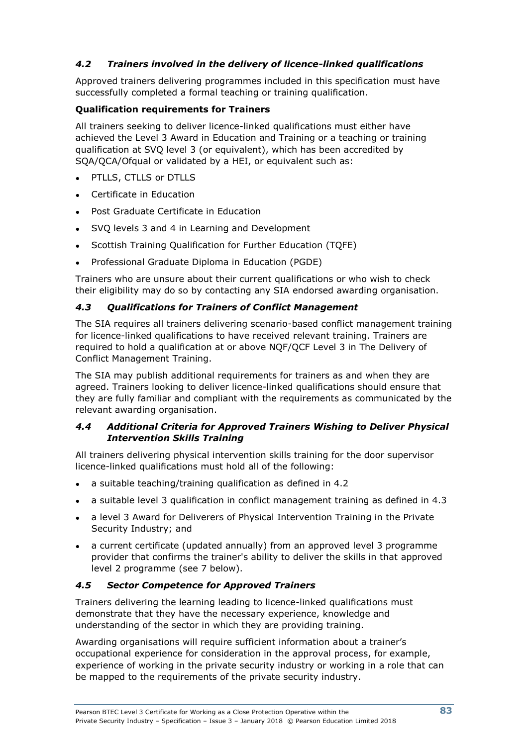### *4.2 Trainers involved in the delivery of licence-linked qualifications*

Approved trainers delivering programmes included in this specification must have successfully completed a formal teaching or training qualification.

**Qualification requirements for Trainers**

All trainers seeking to deliver licence-linked qualifications must either have achieved the Level 3 Award in Education and Training or a teaching or training qualification at SVQ level 3 (or equivalent), which has been accredited by SQA/QCA/Ofqual or validated by a HEI, or equivalent such as:

- PTLLS, CTLLS or DTLLS
- Certificate in Education
- Post Graduate Certificate in Education
- SVQ levels 3 and 4 in Learning and Development
- Scottish Training Qualification for Further Education (TQFE)
- Professional Graduate Diploma in Education (PGDE)

Trainers who are unsure about their current qualifications or who wish to check their eligibility may do so by contacting any SIA endorsed awarding organisation.

### *4.3 Qualifications for Trainers of Conflict Management*

The SIA requires all trainers delivering scenario-based conflict management training for licence-linked qualifications to have received relevant training. Trainers are required to hold a qualification at or above NQF/QCF Level 3 in The Delivery of Conflict Management Training.

The SIA may publish additional requirements for trainers as and when they are agreed. Trainers looking to deliver licence-linked qualifications should ensure that they are fully familiar and compliant with the requirements as communicated by the relevant awarding organisation.

### *4.4 Additional Criteria for Approved Trainers Wishing to Deliver Physical Intervention Skills Training*

All trainers delivering physical intervention skills training for the door supervisor licence-linked qualifications must hold all of the following:

- a suitable teaching/training qualification as defined in 4.2
- a suitable level 3 qualification in conflict management training as defined in 4.3
- a level 3 Award for Deliverers of Physical Intervention Training in the Private Security Industry; and
- a current certificate (updated annually) from an approved level 3 programme provider that confirms the trainer's ability to deliver the skills in that approved level 2 programme (see 7 below).

### *4.5 Sector Competence for Approved Trainers*

Trainers delivering the learning leading to licence-linked qualifications must demonstrate that they have the necessary experience, knowledge and understanding of the sector in which they are providing training.

Awarding organisations will require sufficient information about a trainer's occupational experience for consideration in the approval process, for example, experience of working in the private security industry or working in a role that can be mapped to the requirements of the private security industry.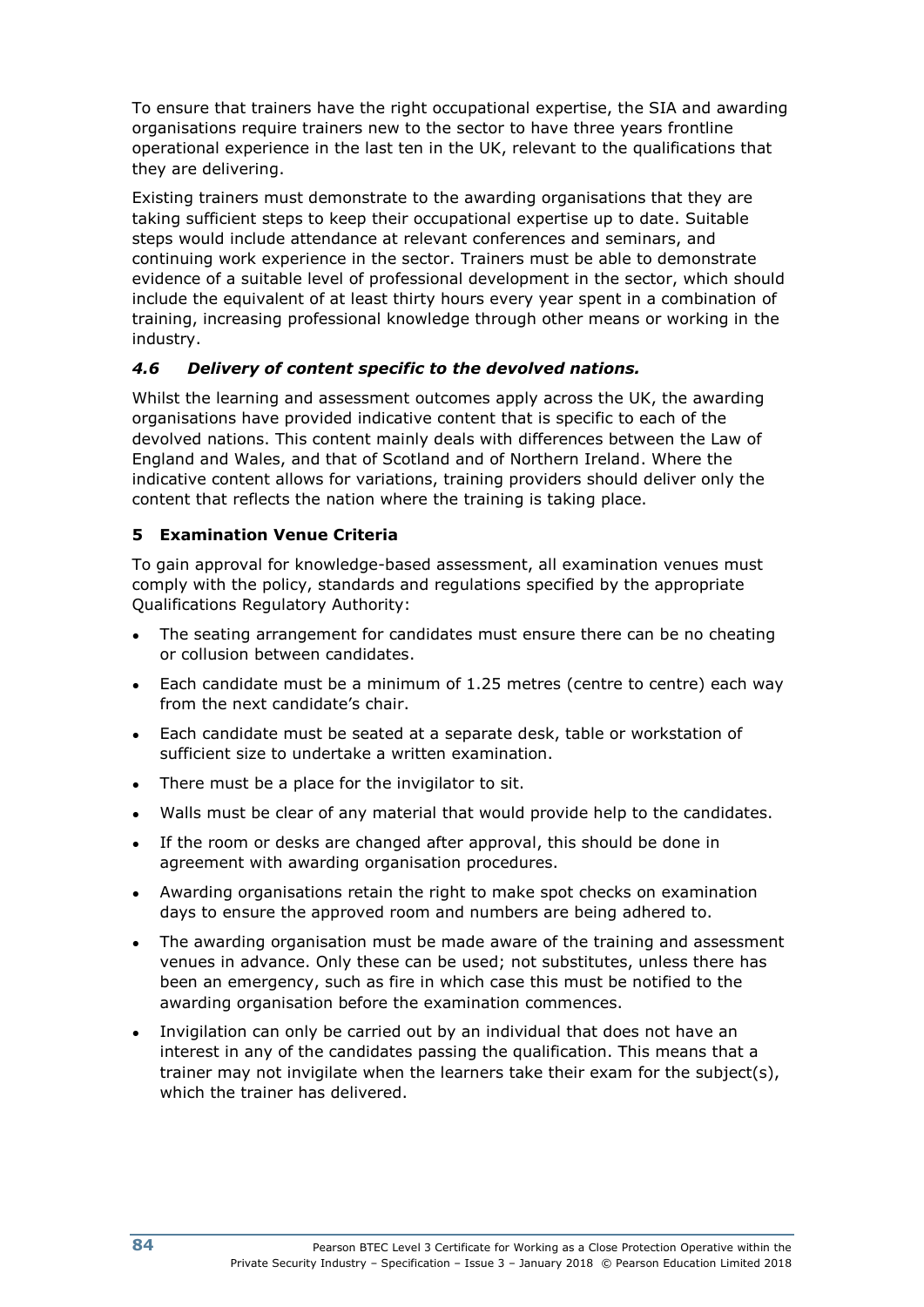To ensure that trainers have the right occupational expertise, the SIA and awarding organisations require trainers new to the sector to have three years frontline operational experience in the last ten in the UK, relevant to the qualifications that they are delivering.

Existing trainers must demonstrate to the awarding organisations that they are taking sufficient steps to keep their occupational expertise up to date. Suitable steps would include attendance at relevant conferences and seminars, and continuing work experience in the sector. Trainers must be able to demonstrate evidence of a suitable level of professional development in the sector, which should include the equivalent of at least thirty hours every year spent in a combination of training, increasing professional knowledge through other means or working in the industry.

### *4.6 Delivery of content specific to the devolved nations.*

Whilst the learning and assessment outcomes apply across the UK, the awarding organisations have provided indicative content that is specific to each of the devolved nations. This content mainly deals with differences between the Law of England and Wales, and that of Scotland and of Northern Ireland. Where the indicative content allows for variations, training providers should deliver only the content that reflects the nation where the training is taking place.

## 5 Examination Venue Criteria

To gain approval for knowledge-based assessment, all examination venues must comply with the policy, standards and regulations specified by the appropriate Qualifications Regulatory Authority:

- The seating arrangement for candidates must ensure there can be no cheating or collusion between candidates.
- Each candidate must be a minimum of 1.25 metres (centre to centre) each way from the next candidate's chair.
- Each candidate must be seated at a separate desk, table or workstation of sufficient size to undertake a written examination.
- There must be a place for the invigilator to sit.
- Walls must be clear of any material that would provide help to the candidates.
- If the room or desks are changed after approval, this should be done in agreement with awarding organisation procedures.
- Awarding organisations retain the right to make spot checks on examination days to ensure the approved room and numbers are being adhered to.
- The awarding organisation must be made aware of the training and assessment venues in advance. Only these can be used; not substitutes, unless there has been an emergency, such as fire in which case this must be notified to the awarding organisation before the examination commences.
- Invigilation can only be carried out by an individual that does not have an interest in any of the candidates passing the qualification. This means that a trainer may not invigilate when the learners take their exam for the subject(s), which the trainer has delivered.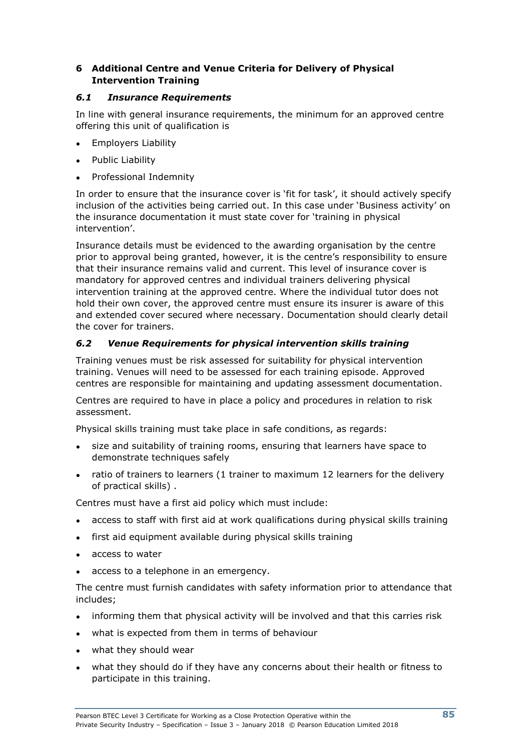## 6 Additional Centre and Venue Criteria for Delivery of Physical Intervention Training

### *6.1 Insurance Requirements*

In line with general insurance requirements, the minimum for an approved centre offering this unit of qualification is

- Employers Liability
- Public Liability
- Professional Indemnity

In order to ensure that the insurance cover is 'fit for task', it should actively specify inclusion of the activities being carried out. In this case under 'Business activity' on the insurance documentation it must state cover for 'training in physical intervention'.

Insurance details must be evidenced to the awarding organisation by the centre prior to approval being granted, however, it is the centre's responsibility to ensure that their insurance remains valid and current. This level of insurance cover is mandatory for approved centres and individual trainers delivering physical intervention training at the approved centre. Where the individual tutor does not hold their own cover, the approved centre must ensure its insurer is aware of this and extended cover secured where necessary. Documentation should clearly detail the cover for trainers.

### *6.2 Venue Requirements for physical intervention skills training*

Training venues must be risk assessed for suitability for physical intervention training. Venues will need to be assessed for each training episode. Approved centres are responsible for maintaining and updating assessment documentation.

Centres are required to have in place a policy and procedures in relation to risk assessment.

Physical skills training must take place in safe conditions, as regards:

- size and suitability of training rooms, ensuring that learners have space to demonstrate techniques safely
- ratio of trainers to learners (1 trainer to maximum 12 learners for the delivery of practical skills) .

Centres must have a first aid policy which must include:

- access to staff with first aid at work qualifications during physical skills training
- first aid equipment available during physical skills training
- access to water
- access to a telephone in an emergency.

The centre must furnish candidates with safety information prior to attendance that includes;

- informing them that physical activity will be involved and that this carries risk
- what is expected from them in terms of behaviour
- what they should wear
- what they should do if they have any concerns about their health or fitness to participate in this training.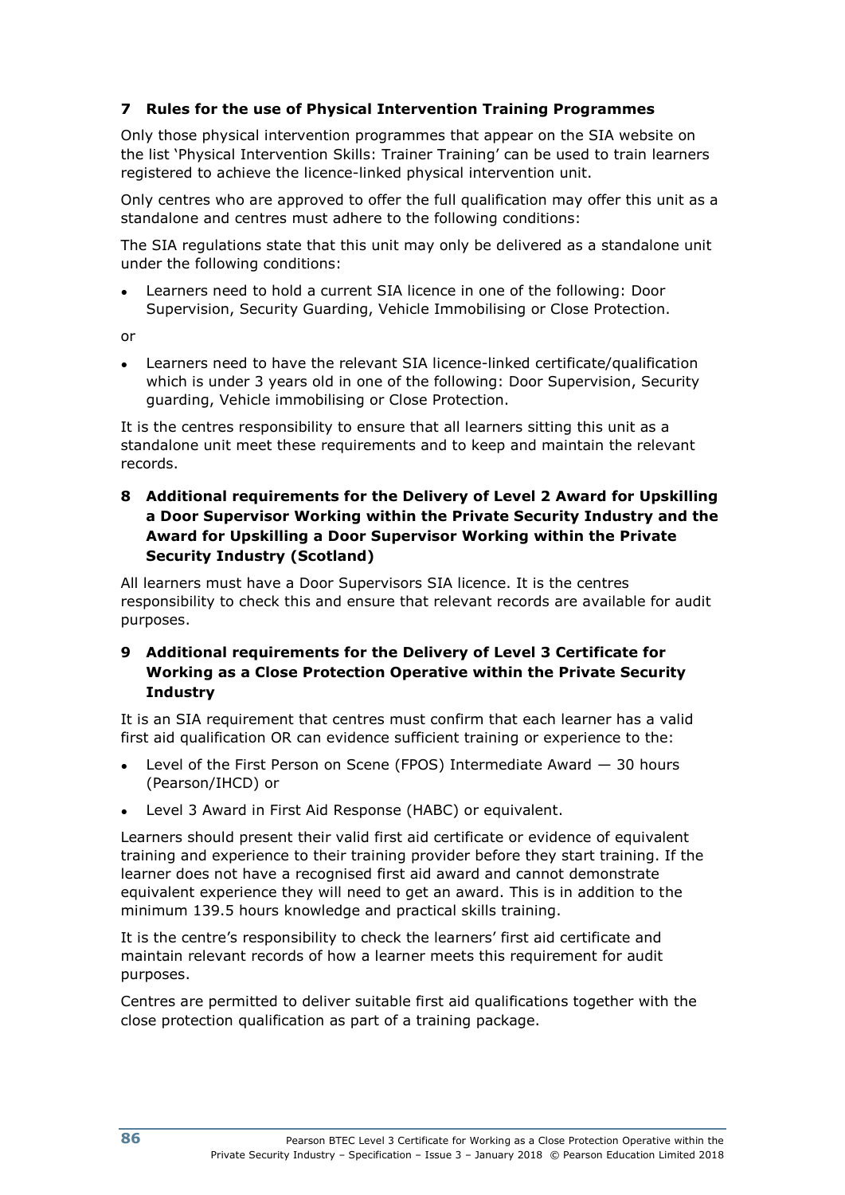## 7 Rules for the use of Physical Intervention Training Programmes

Only those physical intervention programmes that appear on the SIA website on the list 'Physical Intervention Skills: Trainer Training' can be used to train learners registered to achieve the licence-linked physical intervention unit.

Only centres who are approved to offer the full qualification may offer this unit as a standalone and centres must adhere to the following conditions:

The SIA regulations state that this unit may only be delivered as a standalone unit under the following conditions:

- Learners need to hold a current SIA licence in one of the following: Door Supervision, Security Guarding, Vehicle Immobilising or Close Protection.

or

- Learners need to have the relevant SIA licence-linked certificate/qualification which is under 3 years old in one of the following: Door Supervision, Security guarding, Vehicle immobilising or Close Protection.

It is the centres responsibility to ensure that all learners sitting this unit as a standalone unit meet these requirements and to keep and maintain the relevant records.

## 8 Additional requirements for the Delivery of Level 2 Award for Upskilling a Door Supervisor Working within the Private Security Industry and the Award for Upskilling a Door Supervisor Working within the Private Security Industry (Scotland)

All learners must have a Door Supervisors SIA licence. It is the centres responsibility to check this and ensure that relevant records are available for audit purposes.

## 9 Additional requirements for the Delivery of Level 3 Certificate for Working as a Close Protection Operative within the Private Security Industry

It is an SIA requirement that centres must confirm that each learner has a valid first aid qualification OR can evidence sufficient training or experience to the:

- Level of the First Person on Scene (FPOS) Intermediate Award — 30 hours (Pearson/IHCD) or
- Level 3 Award in First Aid Response (HABC) or equivalent.

Learners should present their valid first aid certificate or evidence of equivalent training and experience to their training provider before they start training. If the learner does not have a recognised first aid award and cannot demonstrate equivalent experience they will need to get an award. This is in addition to the minimum 139.5 hours knowledge and practical skills training.

It is the centre's responsibility to check the learners' first aid certificate and maintain relevant records of how a learner meets this requirement for audit purposes.

Centres are permitted to deliver suitable first aid qualifications together with the close protection qualification as part of a training package.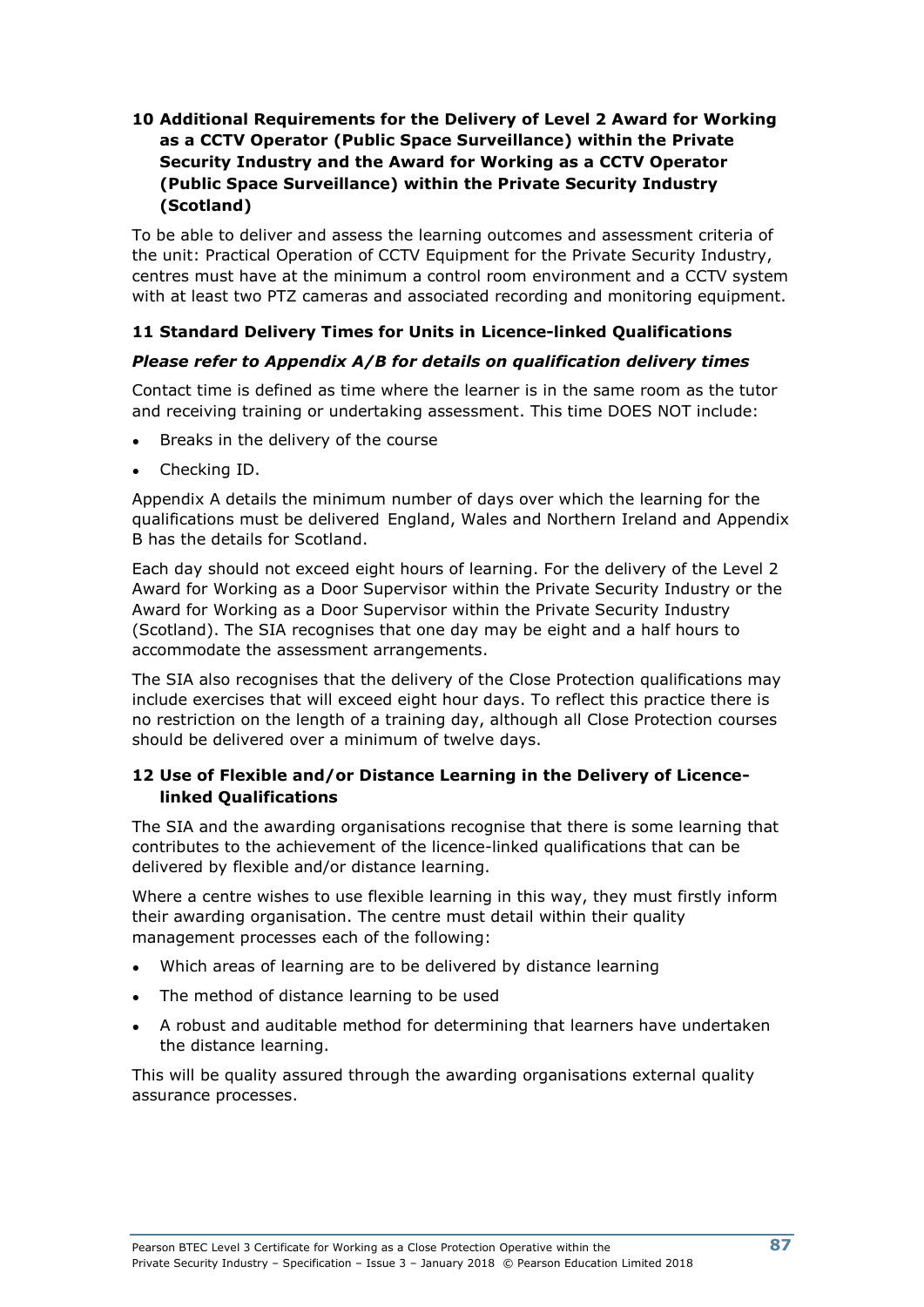## 10 Additional Requirements for the Delivery of Level 2 Award for Working as a CCTV Operator (Public Space Surveillance) within the Private Security Industry and the Award for Working as a CCTV Operator (Public Space Surveillance) within the Private Security Industry (Scotland)

To be able to deliver and assess the learning outcomes and assessment criteria of the unit: Practical Operation of CCTV Equipment for the Private Security Industry, centres must have at the minimum a control room environment and a CCTV system with at least two PTZ cameras and associated recording and monitoring equipment.

## 11 Standard Delivery Times for Units in Licence-linked Qualifications

***Please refer to Appendix A/B for details on qualification delivery times***

Contact time is defined as time where the learner is in the same room as the tutor and receiving training or undertaking assessment. This time DOES NOT include:

- Breaks in the delivery of the course
- Checking ID.

Appendix A details the minimum number of days over which the learning for the qualifications must be delivered England, Wales and Northern Ireland and Appendix B has the details for Scotland.

Each day should not exceed eight hours of learning. For the delivery of the Level 2 Award for Working as a Door Supervisor within the Private Security Industry or the Award for Working as a Door Supervisor within the Private Security Industry (Scotland). The SIA recognises that one day may be eight and a half hours to accommodate the assessment arrangements.

The SIA also recognises that the delivery of the Close Protection qualifications may include exercises that will exceed eight hour days. To reflect this practice there is no restriction on the length of a training day, although all Close Protection courses should be delivered over a minimum of twelve days.

## 12 Use of Flexible and/or Distance Learning in the Delivery of Licence-linked Qualifications

The SIA and the awarding organisations recognise that there is some learning that contributes to the achievement of the licence-linked qualifications that can be delivered by flexible and/or distance learning.

Where a centre wishes to use flexible learning in this way, they must firstly inform their awarding organisation. The centre must detail within their quality management processes each of the following:

- Which areas of learning are to be delivered by distance learning
- The method of distance learning to be used
- A robust and auditable method for determining that learners have undertaken the distance learning.

This will be quality assured through the awarding organisations external quality assurance processes.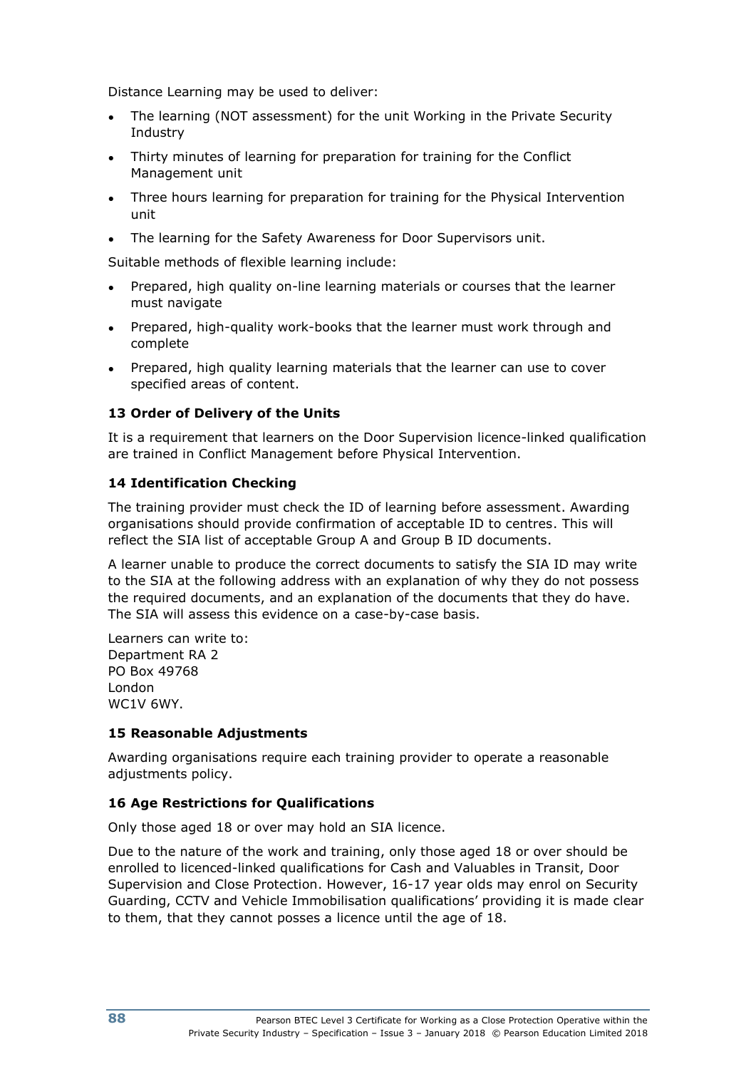Distance Learning may be used to deliver:

- The learning (NOT assessment) for the unit Working in the Private Security Industry
- Thirty minutes of learning for preparation for training for the Conflict Management unit
- Three hours learning for preparation for training for the Physical Intervention unit
- The learning for the Safety Awareness for Door Supervisors unit.

Suitable methods of flexible learning include:

- Prepared, high quality on-line learning materials or courses that the learner must navigate
- Prepared, high-quality work-books that the learner must work through and complete
- Prepared, high quality learning materials that the learner can use to cover specified areas of content.

### 13 Order of Delivery of the Units

It is a requirement that learners on the Door Supervision licence-linked qualification are trained in Conflict Management before Physical Intervention.

### 14 Identification Checking

The training provider must check the ID of learning before assessment. Awarding organisations should provide confirmation of acceptable ID to centres. This will reflect the SIA list of acceptable Group A and Group B ID documents.

A learner unable to produce the correct documents to satisfy the SIA ID may write to the SIA at the following address with an explanation of why they do not possess the required documents, and an explanation of the documents that they do have. The SIA will assess this evidence on a case-by-case basis.

Learners can write to:
Department RA 2
PO Box 49768
London
WC1V 6WY.

### 15 Reasonable Adjustments

Awarding organisations require each training provider to operate a reasonable adjustments policy.

### 16 Age Restrictions for Qualifications

Only those aged 18 or over may hold an SIA licence.

Due to the nature of the work and training, only those aged 18 or over should be enrolled to licenced-linked qualifications for Cash and Valuables in Transit, Door Supervision and Close Protection. However, 16-17 year olds may enrol on Security Guarding, CCTV and Vehicle Immobilisation qualifications' providing it is made clear to them, that they cannot posses a licence until the age of 18.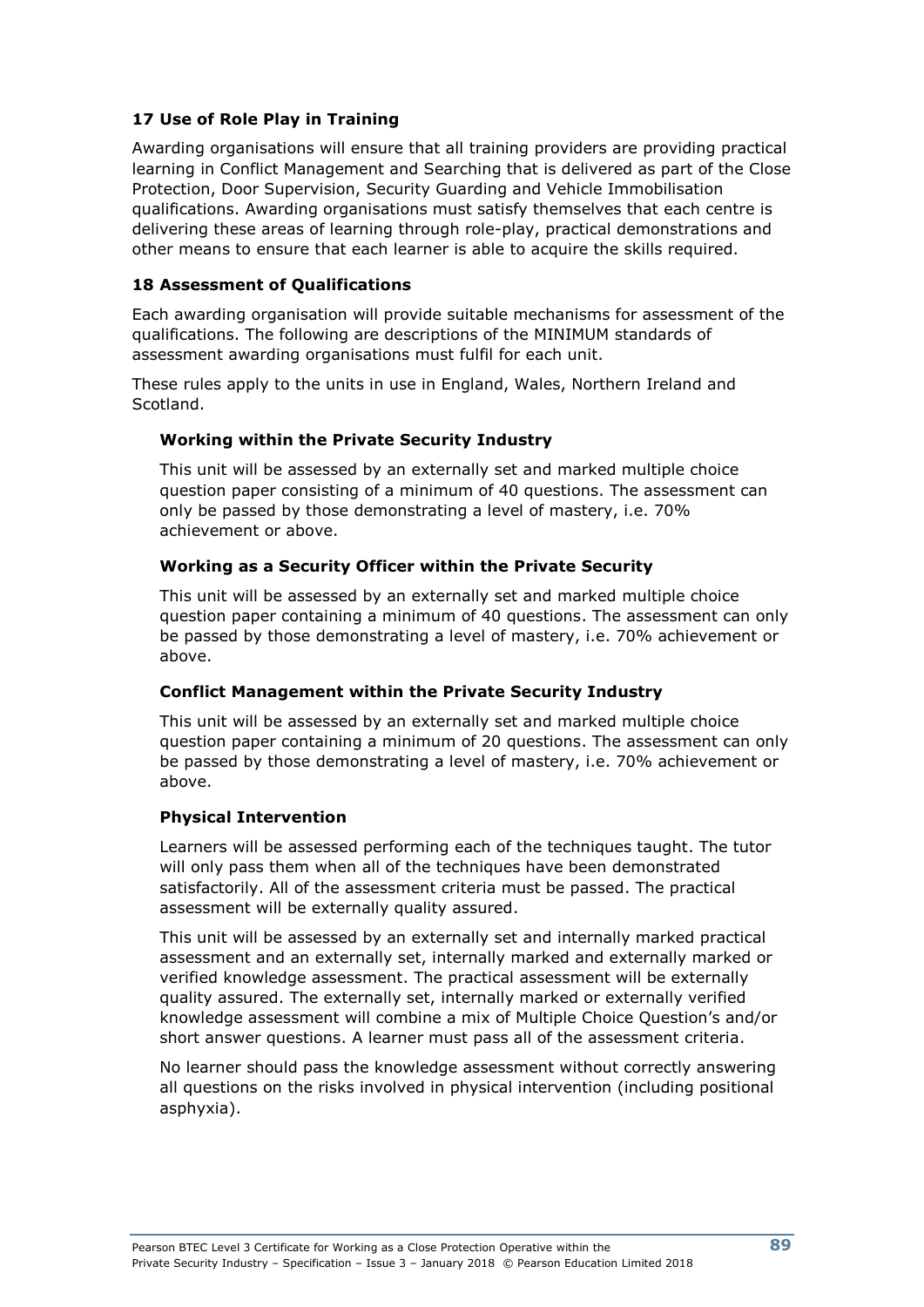## 17 Use of Role Play in Training

Awarding organisations will ensure that all training providers are providing practical learning in Conflict Management and Searching that is delivered as part of the Close Protection, Door Supervision, Security Guarding and Vehicle Immobilisation qualifications. Awarding organisations must satisfy themselves that each centre is delivering these areas of learning through role-play, practical demonstrations and other means to ensure that each learner is able to acquire the skills required.

## 18 Assessment of Qualifications

Each awarding organisation will provide suitable mechanisms for assessment of the qualifications. The following are descriptions of the MINIMUM standards of assessment awarding organisations must fulfil for each unit.

These rules apply to the units in use in England, Wales, Northern Ireland and Scotland.

### Working within the Private Security Industry

This unit will be assessed by an externally set and marked multiple choice question paper consisting of a minimum of 40 questions. The assessment can only be passed by those demonstrating a level of mastery, i.e. 70% achievement or above.

### Working as a Security Officer within the Private Security

This unit will be assessed by an externally set and marked multiple choice question paper containing a minimum of 40 questions. The assessment can only be passed by those demonstrating a level of mastery, i.e. 70% achievement or above.

### Conflict Management within the Private Security Industry

This unit will be assessed by an externally set and marked multiple choice question paper containing a minimum of 20 questions. The assessment can only be passed by those demonstrating a level of mastery, i.e. 70% achievement or above.

### Physical Intervention

Learners will be assessed performing each of the techniques taught. The tutor will only pass them when all of the techniques have been demonstrated satisfactorily. All of the assessment criteria must be passed. The practical assessment will be externally quality assured.

This unit will be assessed by an externally set and internally marked practical assessment and an externally set, internally marked and externally marked or verified knowledge assessment. The practical assessment will be externally quality assured. The externally set, internally marked or externally verified knowledge assessment will combine a mix of Multiple Choice Question's and/or short answer questions. A learner must pass all of the assessment criteria.

No learner should pass the knowledge assessment without correctly answering all questions on the risks involved in physical intervention (including positional asphyxia).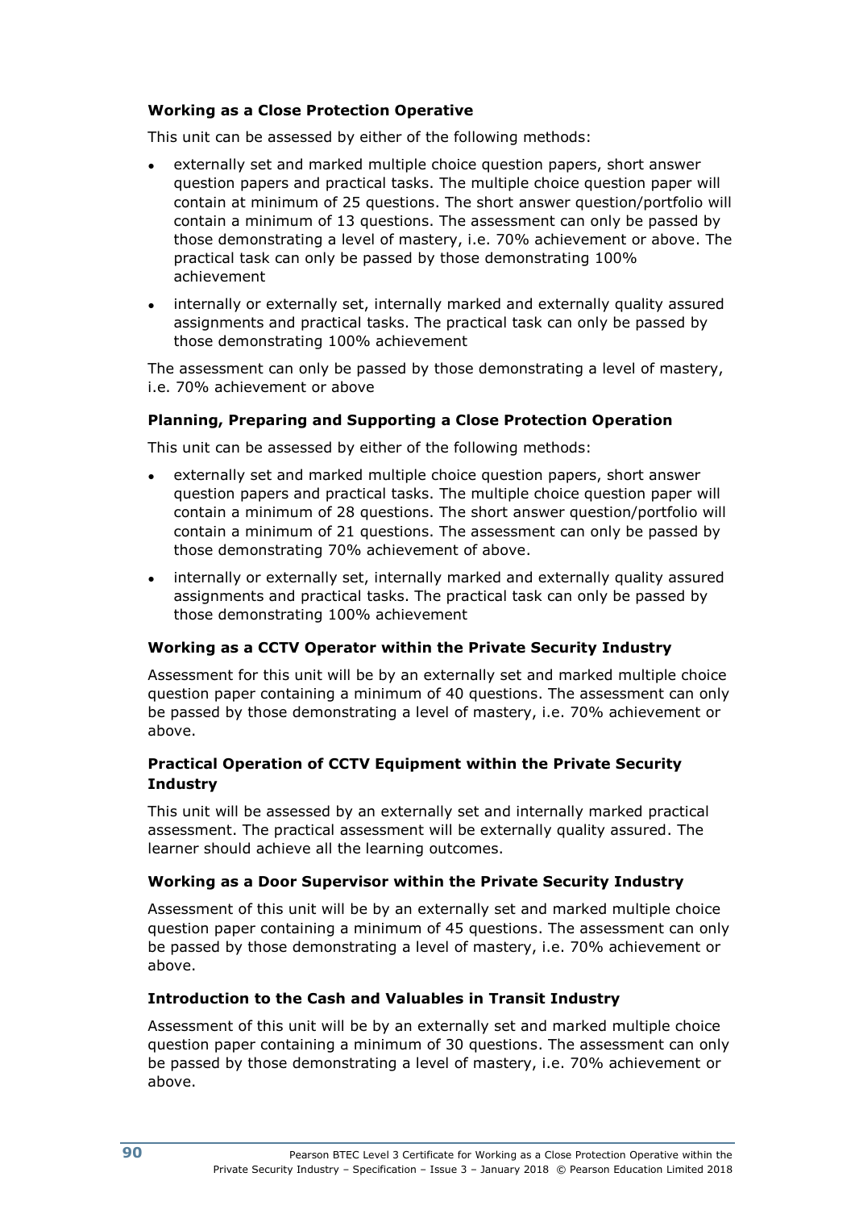**Working as a Close Protection Operative**

This unit can be assessed by either of the following methods:

- externally set and marked multiple choice question papers, short answer question papers and practical tasks. The multiple choice question paper will contain at minimum of 25 questions. The short answer question/portfolio will contain a minimum of 13 questions. The assessment can only be passed by those demonstrating a level of mastery, i.e. 70% achievement or above. The practical task can only be passed by those demonstrating 100% achievement
- internally or externally set, internally marked and externally quality assured assignments and practical tasks. The practical task can only be passed by those demonstrating 100% achievement

The assessment can only be passed by those demonstrating a level of mastery, i.e. 70% achievement or above

**Planning, Preparing and Supporting a Close Protection Operation**

This unit can be assessed by either of the following methods:

- externally set and marked multiple choice question papers, short answer question papers and practical tasks. The multiple choice question paper will contain a minimum of 28 questions. The short answer question/portfolio will contain a minimum of 21 questions. The assessment can only be passed by those demonstrating 70% achievement of above.
- internally or externally set, internally marked and externally quality assured assignments and practical tasks. The practical task can only be passed by those demonstrating 100% achievement

**Working as a CCTV Operator within the Private Security Industry**

Assessment for this unit will be by an externally set and marked multiple choice question paper containing a minimum of 40 questions. The assessment can only be passed by those demonstrating a level of mastery, i.e. 70% achievement or above.

**Practical Operation of CCTV Equipment within the Private Security Industry**

This unit will be assessed by an externally set and internally marked practical assessment. The practical assessment will be externally quality assured. The learner should achieve all the learning outcomes.

**Working as a Door Supervisor within the Private Security Industry**

Assessment of this unit will be by an externally set and marked multiple choice question paper containing a minimum of 45 questions. The assessment can only be passed by those demonstrating a level of mastery, i.e. 70% achievement or above.

**Introduction to the Cash and Valuables in Transit Industry**

Assessment of this unit will be by an externally set and marked multiple choice question paper containing a minimum of 30 questions. The assessment can only be passed by those demonstrating a level of mastery, i.e. 70% achievement or above.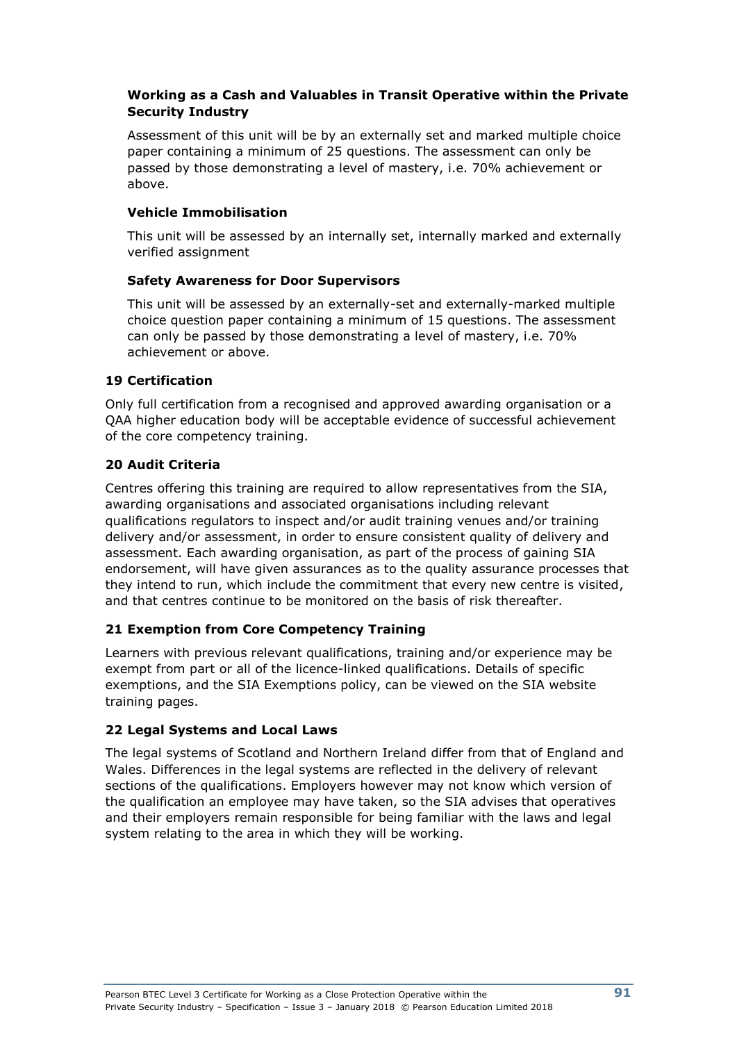#### Working as a Cash and Valuables in Transit Operative within the Private Security Industry

Assessment of this unit will be by an externally set and marked multiple choice paper containing a minimum of 25 questions. The assessment can only be passed by those demonstrating a level of mastery, i.e. 70% achievement or above.

#### Vehicle Immobilisation

This unit will be assessed by an internally set, internally marked and externally verified assignment

#### Safety Awareness for Door Supervisors

This unit will be assessed by an externally-set and externally-marked multiple choice question paper containing a minimum of 15 questions. The assessment can only be passed by those demonstrating a level of mastery, i.e. 70% achievement or above.

### 19 Certification

Only full certification from a recognised and approved awarding organisation or a QAA higher education body will be acceptable evidence of successful achievement of the core competency training.

### 20 Audit Criteria

Centres offering this training are required to allow representatives from the SIA, awarding organisations and associated organisations including relevant qualifications regulators to inspect and/or audit training venues and/or training delivery and/or assessment, in order to ensure consistent quality of delivery and assessment. Each awarding organisation, as part of the process of gaining SIA endorsement, will have given assurances as to the quality assurance processes that they intend to run, which include the commitment that every new centre is visited, and that centres continue to be monitored on the basis of risk thereafter.

### 21 Exemption from Core Competency Training

Learners with previous relevant qualifications, training and/or experience may be exempt from part or all of the licence-linked qualifications. Details of specific exemptions, and the SIA Exemptions policy, can be viewed on the SIA website training pages.

### 22 Legal Systems and Local Laws

The legal systems of Scotland and Northern Ireland differ from that of England and Wales. Differences in the legal systems are reflected in the delivery of relevant sections of the qualifications. Employers however may not know which version of the qualification an employee may have taken, so the SIA advises that operatives and their employers remain responsible for being familiar with the laws and legal system relating to the area in which they will be working.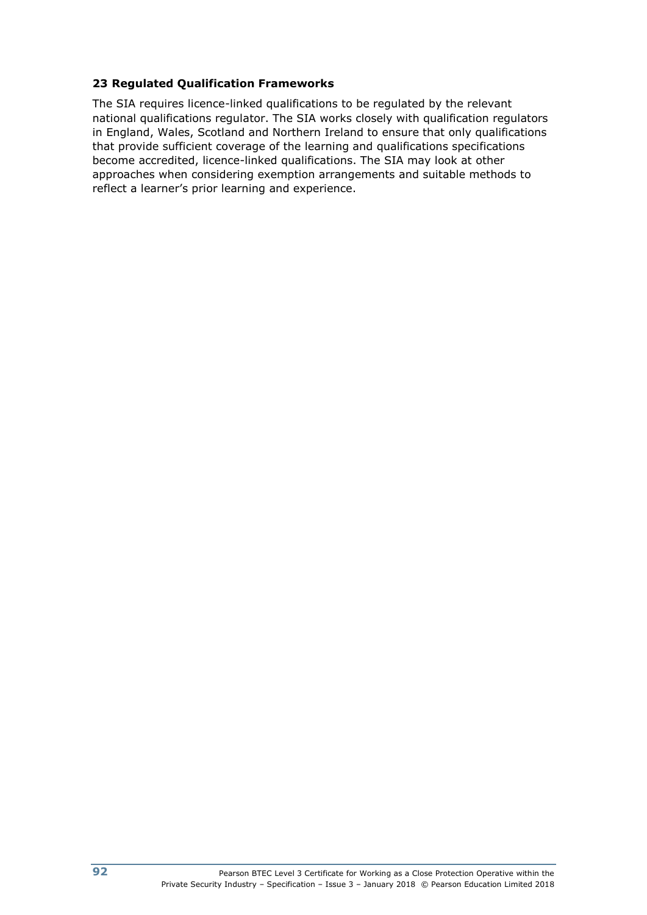## 23 Regulated Qualification Frameworks

The SIA requires licence-linked qualifications to be regulated by the relevant national qualifications regulator. The SIA works closely with qualification regulators in England, Wales, Scotland and Northern Ireland to ensure that only qualifications that provide sufficient coverage of the learning and qualifications specifications become accredited, licence-linked qualifications. The SIA may look at other approaches when considering exemption arrangements and suitable methods to reflect a learner's prior learning and experience.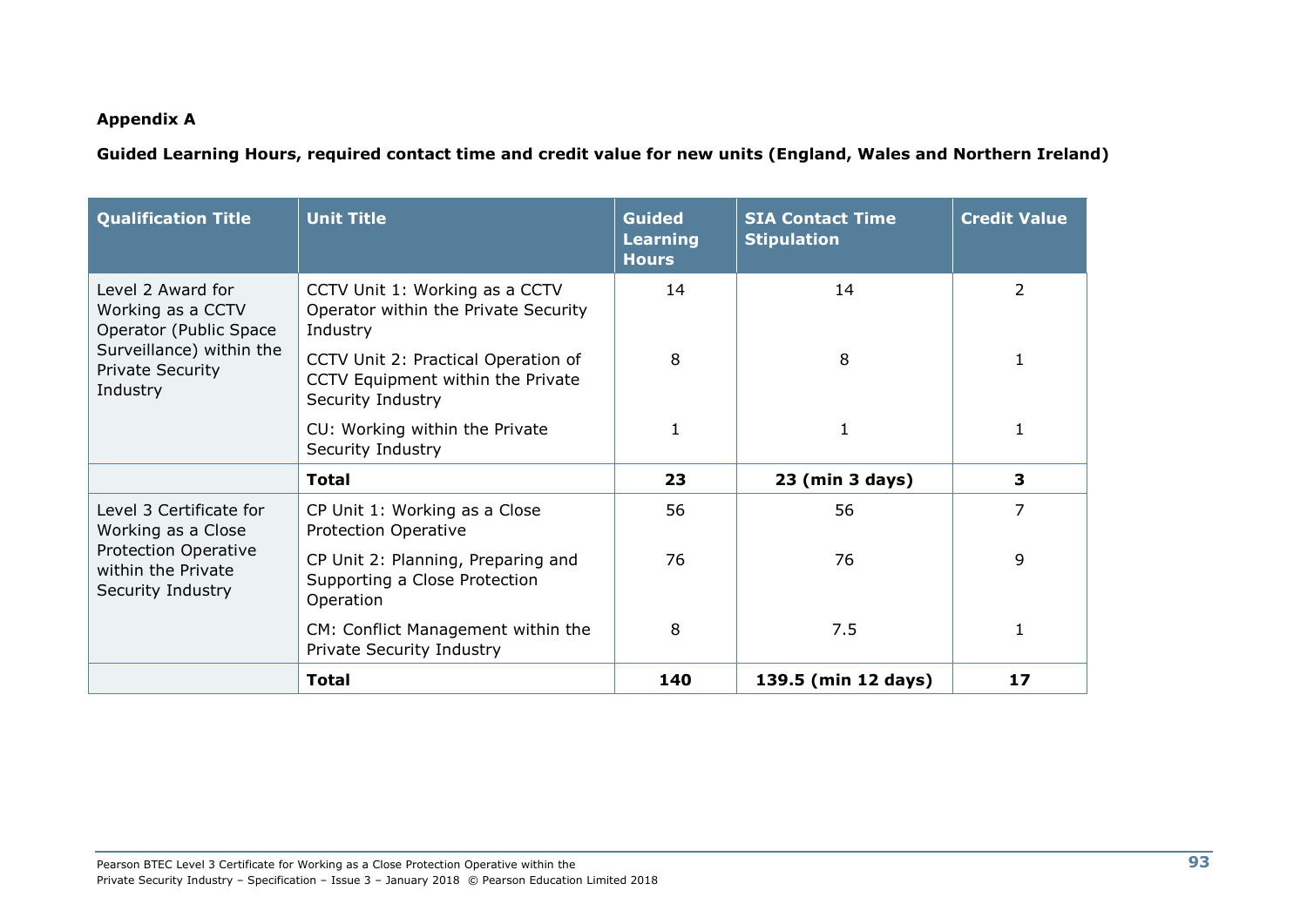**Appendix A**

**Guided Learning Hours, required contact time and credit value for new units (England, Wales and Northern Ireland)**

| Qualification Title | Unit Title | Guided Learning Hours | SIA Contact Time Stipulation | Credit Value |
|---|---|---|---|---|
| Level 2 Award for Working as a CCTV Operator (Public Space Surveillance) within the Private Security Industry | CCTV Unit 1: Working as a CCTV Operator within the Private Security Industry | 14 | 14 | 2 |
| | CCTV Unit 2: Practical Operation of CCTV Equipment within the Private Security Industry | 8 | 8 | 1 |
| | CU: Working within the Private Security Industry | 1 | 1 | 1 |
| | **Total** | **23** | **23 (min 3 days)** | **3** |
| Level 3 Certificate for Working as a Close Protection Operative within the Private Security Industry | CP Unit 1: Working as a Close Protection Operative | 56 | 56 | 7 |
| | CP Unit 2: Planning, Preparing and Supporting a Close Protection Operation | 76 | 76 | 9 |
| | CM: Conflict Management within the Private Security Industry | 8 | 7.5 | 1 |
| | **Total** | **140** | **139.5 (min 12 days)** | **17** |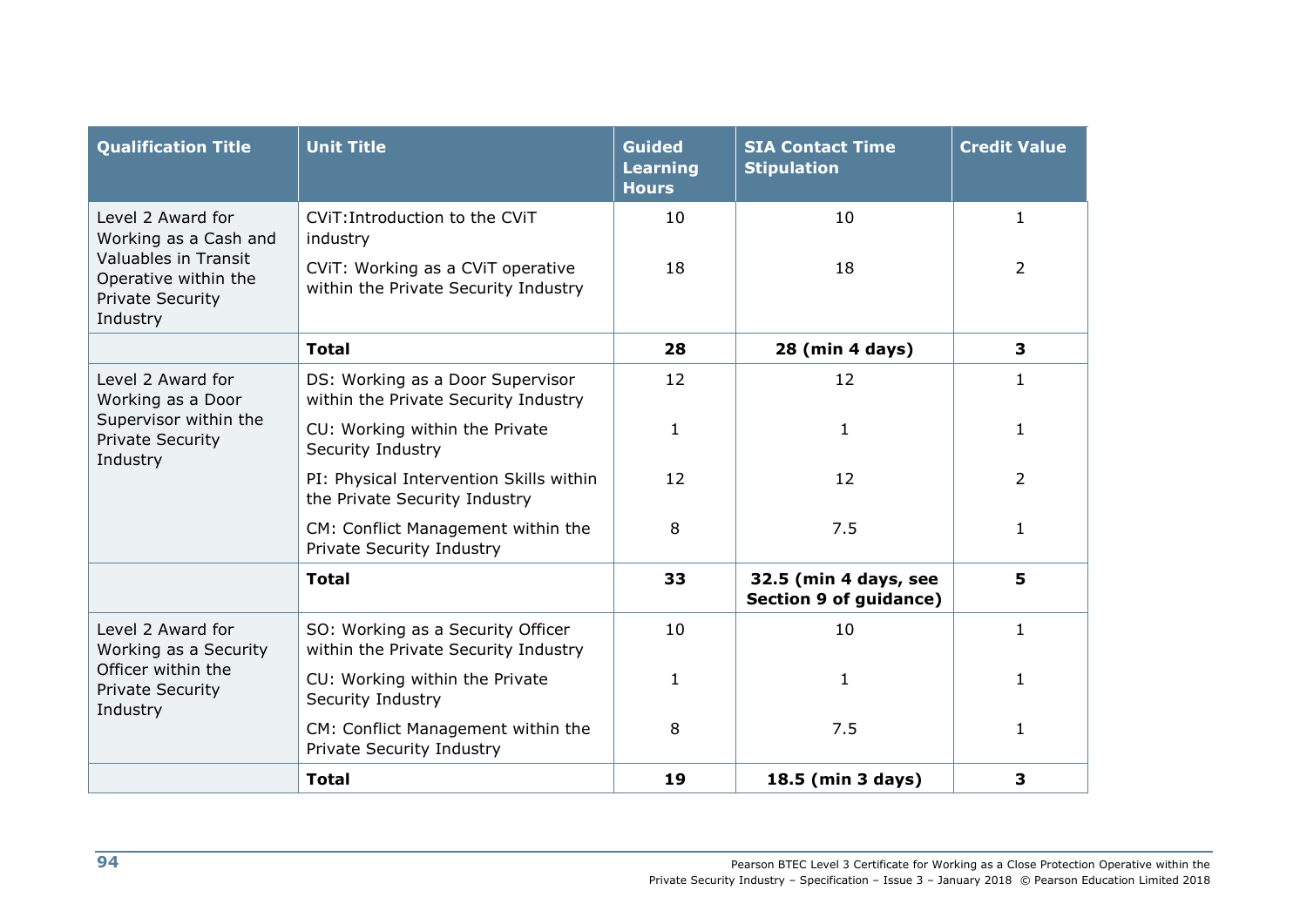| Qualification Title | Unit Title | Guided Learning Hours | SIA Contact Time Stipulation | Credit Value |
|---|---|---|---|---|
| Level 2 Award for Working as a Cash and Valuables in Transit Operative within the Private Security Industry | CViT:Introduction to the CViT industry | 10 | 10 | 1 |
| | CViT: Working as a CViT operative within the Private Security Industry | 18 | 18 | 2 |
| | **Total** | **28** | **28 (min 4 days)** | **3** |
| Level 2 Award for Working as a Door Supervisor within the Private Security Industry | DS: Working as a Door Supervisor within the Private Security Industry | 12 | 12 | 1 |
| | CU: Working within the Private Security Industry | 1 | 1 | 1 |
| | PI: Physical Intervention Skills within the Private Security Industry | 12 | 12 | 2 |
| | CM: Conflict Management within the Private Security Industry | 8 | 7.5 | 1 |
| | **Total** | **33** | **32.5 (min 4 days, see Section 9 of guidance)** | **5** |
| Level 2 Award for Working as a Security Officer within the Private Security Industry | SO: Working as a Security Officer within the Private Security Industry | 10 | 10 | 1 |
| | CU: Working within the Private Security Industry | 1 | 1 | 1 |
| | CM: Conflict Management within the Private Security Industry | 8 | 7.5 | 1 |
| | **Total** | **19** | **18.5 (min 3 days)** | **3** |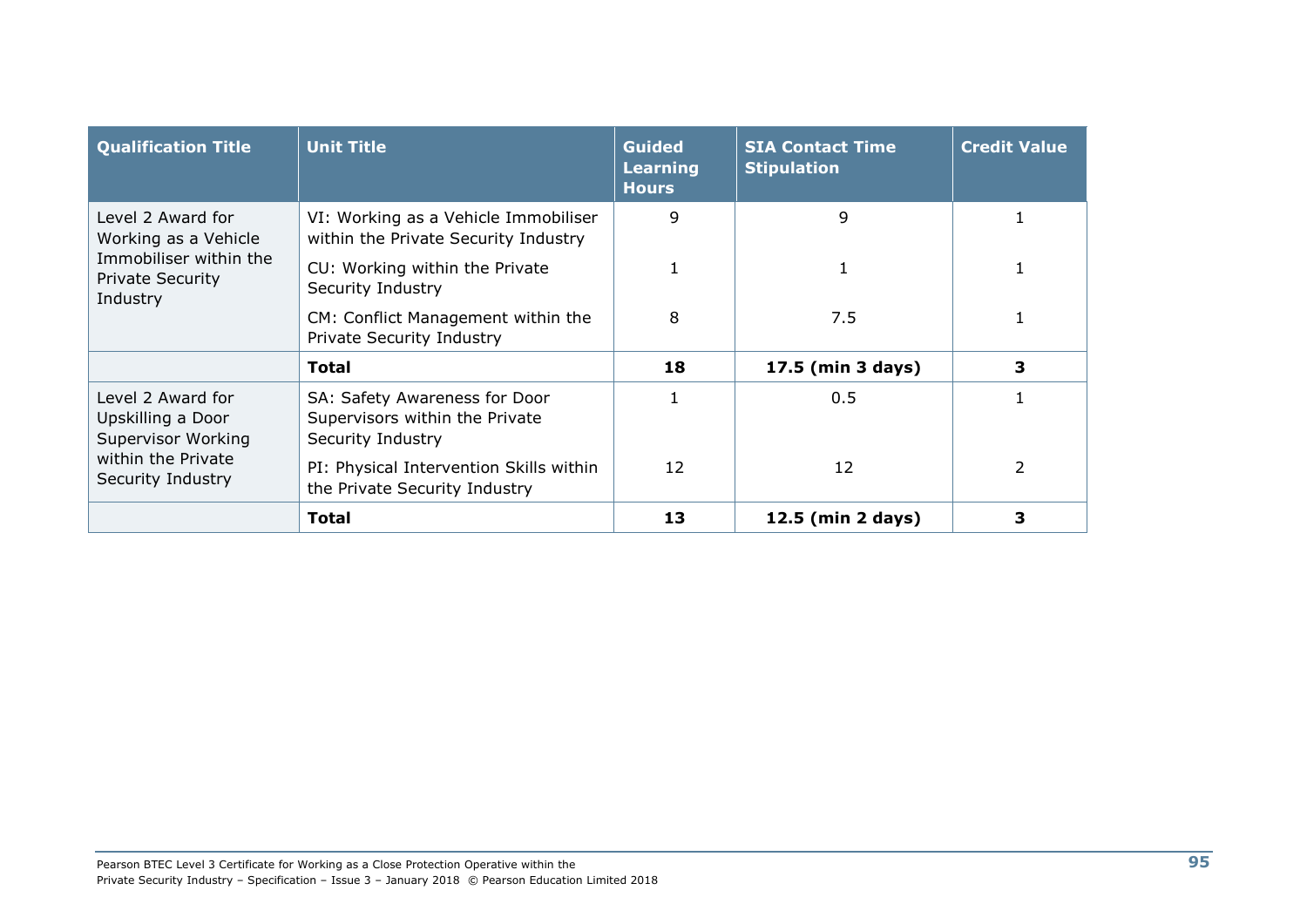| Qualification Title | Unit Title | Guided Learning Hours | SIA Contact Time Stipulation | Credit Value |
|---|---|---|---|---|
| Level 2 Award for Working as a Vehicle Immobiliser within the Private Security Industry | VI: Working as a Vehicle Immobiliser within the Private Security Industry | 9 | 9 | 1 |
| | CU: Working within the Private Security Industry | 1 | 1 | 1 |
| | CM: Conflict Management within the Private Security Industry | 8 | 7.5 | 1 |
| | **Total** | **18** | **17.5 (min 3 days)** | **3** |
| Level 2 Award for Upskilling a Door Supervisor Working within the Private Security Industry | SA: Safety Awareness for Door Supervisors within the Private Security Industry | 1 | 0.5 | 1 |
| | PI: Physical Intervention Skills within the Private Security Industry | 12 | 12 | 2 |
| | **Total** | **13** | **12.5 (min 2 days)** | **3** |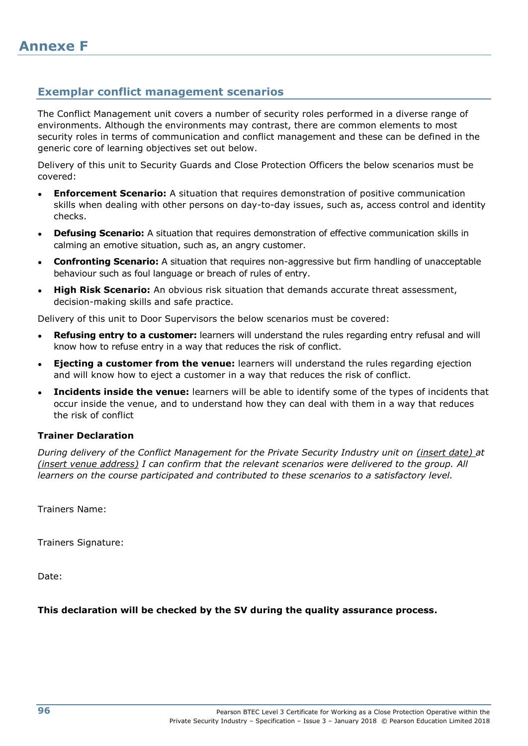# Annexe F

## Exemplar conflict management scenarios

The Conflict Management unit covers a number of security roles performed in a diverse range of environments. Although the environments may contrast, there are common elements to most security roles in terms of communication and conflict management and these can be defined in the generic core of learning objectives set out below.

Delivery of this unit to Security Guards and Close Protection Officers the below scenarios must be covered:

- **Enforcement Scenario:** A situation that requires demonstration of positive communication skills when dealing with other persons on day-to-day issues, such as, access control and identity checks.
- **Defusing Scenario:** A situation that requires demonstration of effective communication skills in calming an emotive situation, such as, an angry customer.
- **Confronting Scenario:** A situation that requires non-aggressive but firm handling of unacceptable behaviour such as foul language or breach of rules of entry.
- **High Risk Scenario:** An obvious risk situation that demands accurate threat assessment, decision-making skills and safe practice.

Delivery of this unit to Door Supervisors the below scenarios must be covered:

- **Refusing entry to a customer:** learners will understand the rules regarding entry refusal and will know how to refuse entry in a way that reduces the risk of conflict.
- **Ejecting a customer from the venue:** learners will understand the rules regarding ejection and will know how to eject a customer in a way that reduces the risk of conflict.
- **Incidents inside the venue:** learners will be able to identify some of the types of incidents that occur inside the venue, and to understand how they can deal with them in a way that reduces the risk of conflict

**Trainer Declaration**

*During delivery of the Conflict Management for the Private Security Industry unit on (insert date) at (insert venue address) I can confirm that the relevant scenarios were delivered to the group. All learners on the course participated and contributed to these scenarios to a satisfactory level.*

Trainers Name:

Trainers Signature:

Date:

**This declaration will be checked by the SV during the quality assurance process.**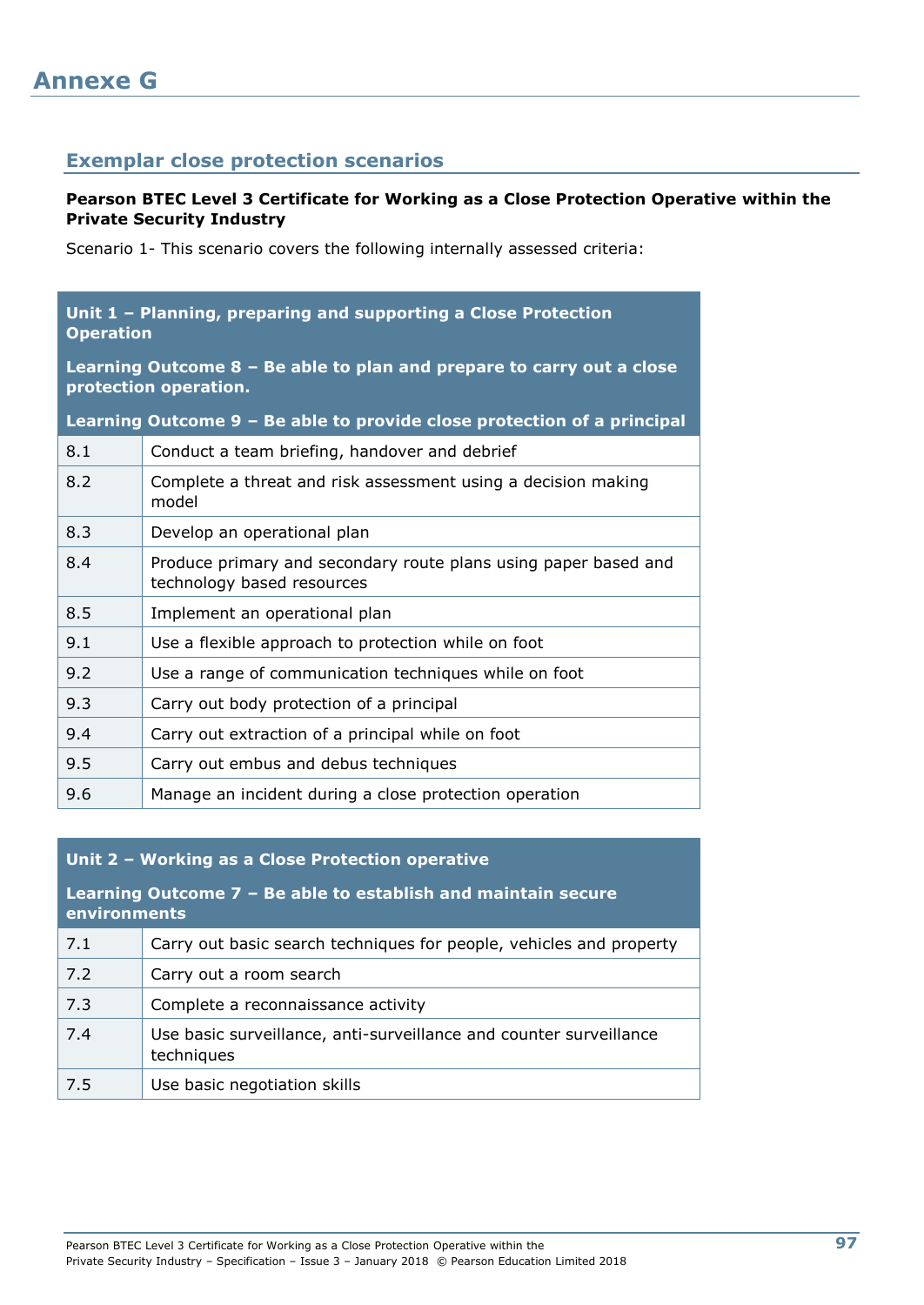# Annexe G

## Exemplar close protection scenarios

**Pearson BTEC Level 3 Certificate for Working as a Close Protection Operative within the Private Security Industry**

Scenario 1- This scenario covers the following internally assessed criteria:

| **Unit 1 – Planning, preparing and supporting a Close Protection Operation**<br><br>**Learning Outcome 8 – Be able to plan and prepare to carry out a close protection operation.**<br><br>**Learning Outcome 9 – Be able to provide close protection of a principal** | |
|---|---|
| 8.1 | Conduct a team briefing, handover and debrief |
| 8.2 | Complete a threat and risk assessment using a decision making model |
| 8.3 | Develop an operational plan |
| 8.4 | Produce primary and secondary route plans using paper based and technology based resources |
| 8.5 | Implement an operational plan |
| 9.1 | Use a flexible approach to protection while on foot |
| 9.2 | Use a range of communication techniques while on foot |
| 9.3 | Carry out body protection of a principal |
| 9.4 | Carry out extraction of a principal while on foot |
| 9.5 | Carry out embus and debus techniques |
| 9.6 | Manage an incident during a close protection operation |

| **Unit 2 – Working as a Close Protection operative**<br><br>**Learning Outcome 7 – Be able to establish and maintain secure environments** | |
|---|---|
| 7.1 | Carry out basic search techniques for people, vehicles and property |
| 7.2 | Carry out a room search |
| 7.3 | Complete a reconnaissance activity |
| 7.4 | Use basic surveillance, anti-surveillance and counter surveillance techniques |
| 7.5 | Use basic negotiation skills |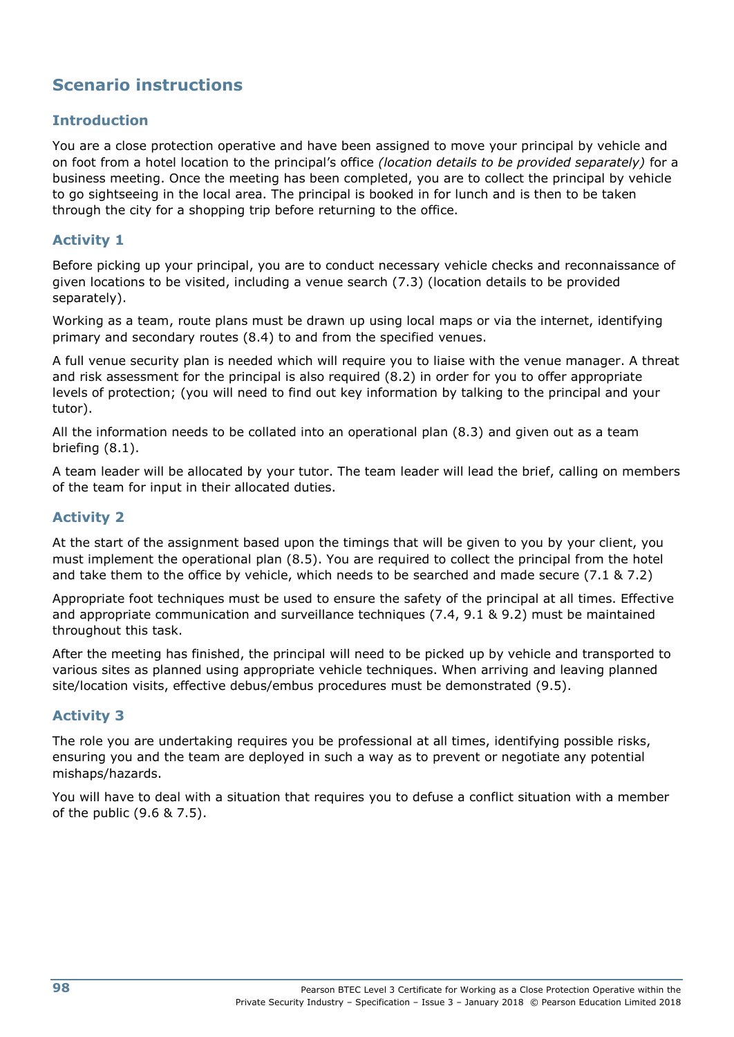## Scenario instructions

### Introduction

You are a close protection operative and have been assigned to move your principal by vehicle and on foot from a hotel location to the principal's office *(location details to be provided separately)* for a business meeting. Once the meeting has been completed, you are to collect the principal by vehicle to go sightseeing in the local area. The principal is booked in for lunch and is then to be taken through the city for a shopping trip before returning to the office.

### Activity 1

Before picking up your principal, you are to conduct necessary vehicle checks and reconnaissance of given locations to be visited, including a venue search (7.3) (location details to be provided separately).

Working as a team, route plans must be drawn up using local maps or via the internet, identifying primary and secondary routes (8.4) to and from the specified venues.

A full venue security plan is needed which will require you to liaise with the venue manager. A threat and risk assessment for the principal is also required (8.2) in order for you to offer appropriate levels of protection; (you will need to find out key information by talking to the principal and your tutor).

All the information needs to be collated into an operational plan (8.3) and given out as a team briefing (8.1).

A team leader will be allocated by your tutor. The team leader will lead the brief, calling on members of the team for input in their allocated duties.

### Activity 2

At the start of the assignment based upon the timings that will be given to you by your client, you must implement the operational plan (8.5). You are required to collect the principal from the hotel and take them to the office by vehicle, which needs to be searched and made secure (7.1 & 7.2)

Appropriate foot techniques must be used to ensure the safety of the principal at all times. Effective and appropriate communication and surveillance techniques (7.4, 9.1 & 9.2) must be maintained throughout this task.

After the meeting has finished, the principal will need to be picked up by vehicle and transported to various sites as planned using appropriate vehicle techniques. When arriving and leaving planned site/location visits, effective debus/embus procedures must be demonstrated (9.5).

### Activity 3

The role you are undertaking requires you be professional at all times, identifying possible risks, ensuring you and the team are deployed in such a way as to prevent or negotiate any potential mishaps/hazards.

You will have to deal with a situation that requires you to defuse a conflict situation with a member of the public (9.6 & 7.5).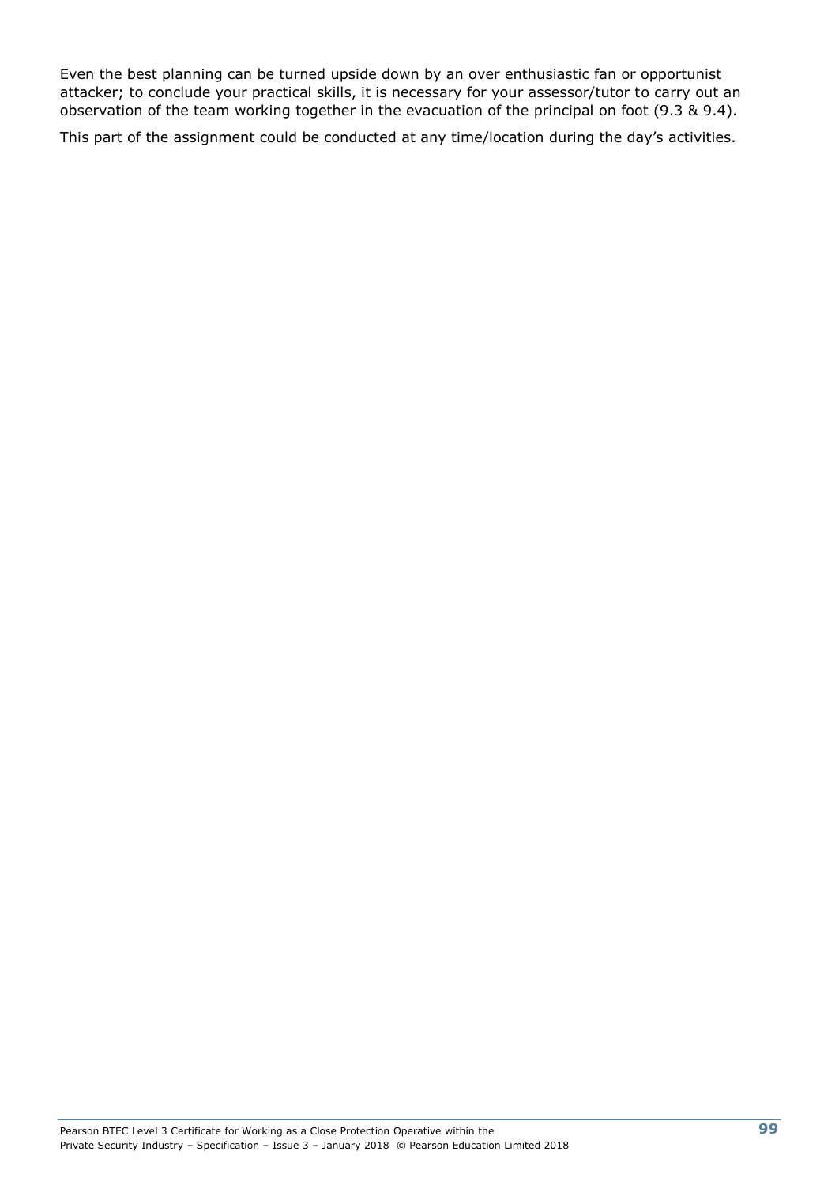Even the best planning can be turned upside down by an over enthusiastic fan or opportunist attacker; to conclude your practical skills, it is necessary for your assessor/tutor to carry out an observation of the team working together in the evacuation of the principal on foot (9.3 & 9.4).

This part of the assignment could be conducted at any time/location during the day's activities.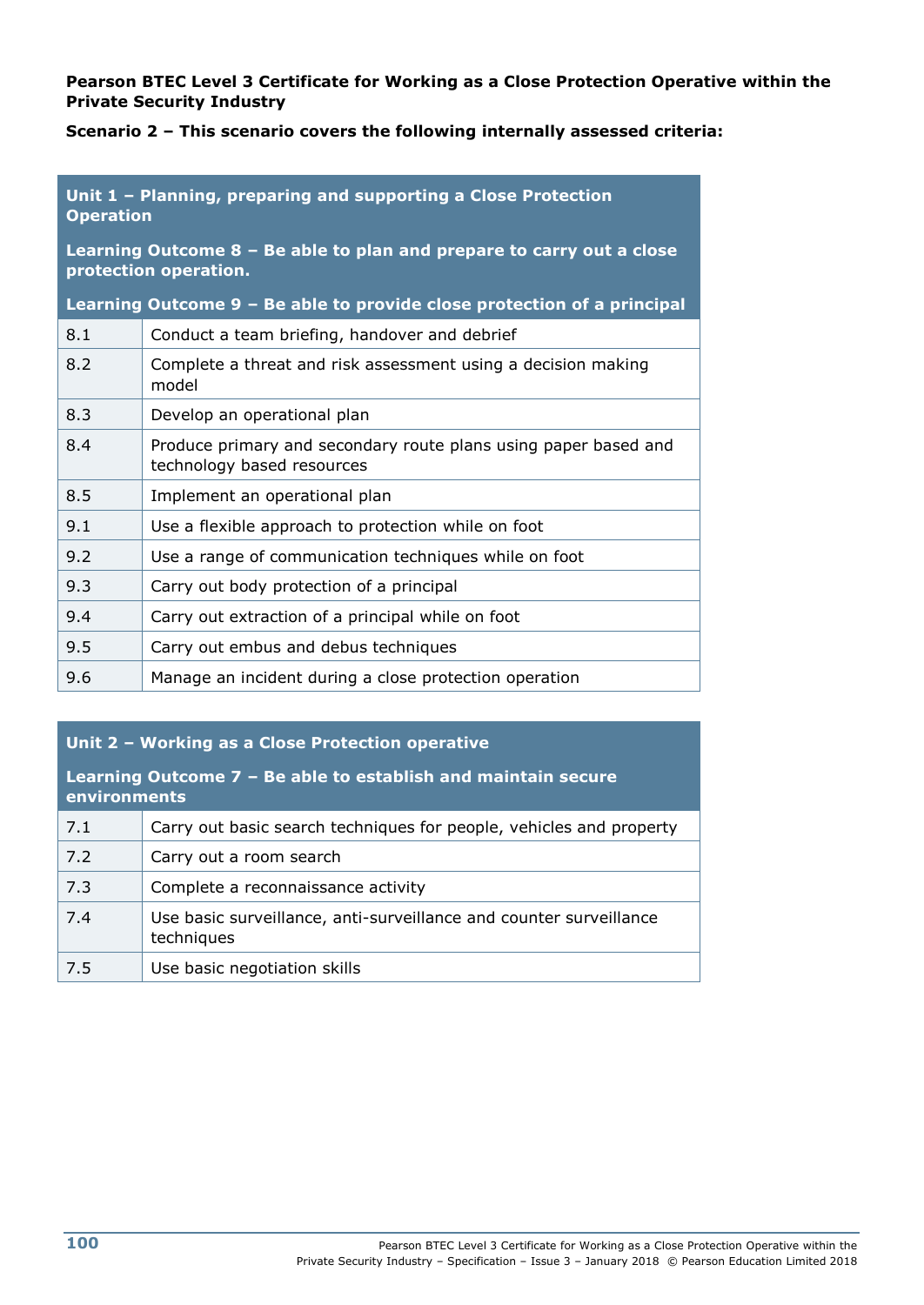**Pearson BTEC Level 3 Certificate for Working as a Close Protection Operative within the Private Security Industry**

**Scenario 2 – This scenario covers the following internally assessed criteria:**

| **Unit 1 – Planning, preparing and supporting a Close Protection Operation**<br><br>**Learning Outcome 8 – Be able to plan and prepare to carry out a close protection operation.**<br><br>**Learning Outcome 9 – Be able to provide close protection of a principal** | |
|---|---|
| 8.1 | Conduct a team briefing, handover and debrief |
| 8.2 | Complete a threat and risk assessment using a decision making model |
| 8.3 | Develop an operational plan |
| 8.4 | Produce primary and secondary route plans using paper based and technology based resources |
| 8.5 | Implement an operational plan |
| 9.1 | Use a flexible approach to protection while on foot |
| 9.2 | Use a range of communication techniques while on foot |
| 9.3 | Carry out body protection of a principal |
| 9.4 | Carry out extraction of a principal while on foot |
| 9.5 | Carry out embus and debus techniques |
| 9.6 | Manage an incident during a close protection operation |

| **Unit 2 – Working as a Close Protection operative**<br><br>**Learning Outcome 7 – Be able to establish and maintain secure environments** | |
|---|---|
| 7.1 | Carry out basic search techniques for people, vehicles and property |
| 7.2 | Carry out a room search |
| 7.3 | Complete a reconnaissance activity |
| 7.4 | Use basic surveillance, anti-surveillance and counter surveillance techniques |
| 7.5 | Use basic negotiation skills |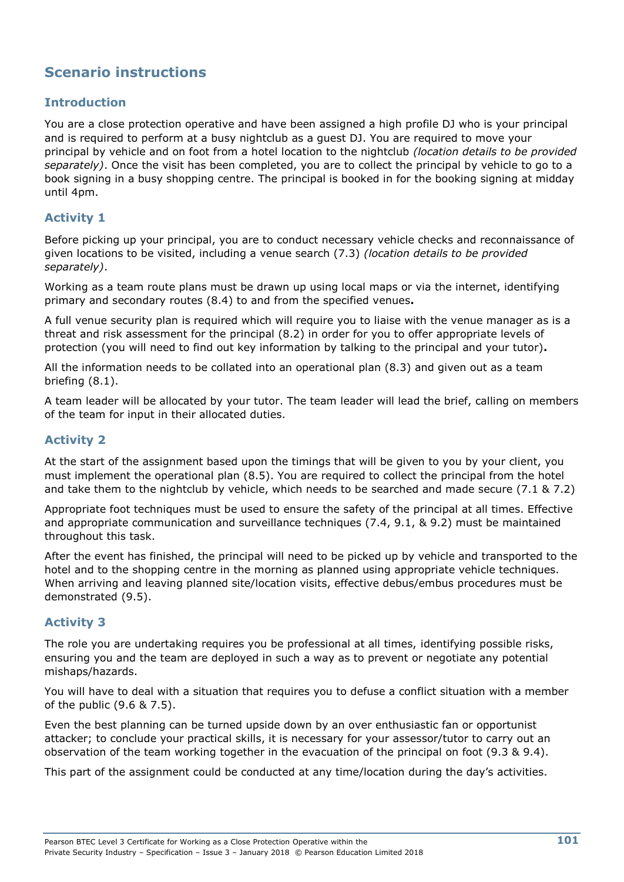## Scenario instructions

### Introduction

You are a close protection operative and have been assigned a high profile DJ who is your principal and is required to perform at a busy nightclub as a guest DJ. You are required to move your principal by vehicle and on foot from a hotel location to the nightclub *(location details to be provided separately)*. Once the visit has been completed, you are to collect the principal by vehicle to go to a book signing in a busy shopping centre. The principal is booked in for the booking signing at midday until 4pm.

### Activity 1

Before picking up your principal, you are to conduct necessary vehicle checks and reconnaissance of given locations to be visited, including a venue search (7.3) *(location details to be provided separately)*.

Working as a team route plans must be drawn up using local maps or via the internet, identifying primary and secondary routes (8.4) to and from the specified venues**.**

A full venue security plan is required which will require you to liaise with the venue manager as is a threat and risk assessment for the principal (8.2) in order for you to offer appropriate levels of protection (you will need to find out key information by talking to the principal and your tutor)**.**

All the information needs to be collated into an operational plan (8.3) and given out as a team briefing (8.1).

A team leader will be allocated by your tutor. The team leader will lead the brief, calling on members of the team for input in their allocated duties.

### Activity 2

At the start of the assignment based upon the timings that will be given to you by your client, you must implement the operational plan (8.5). You are required to collect the principal from the hotel and take them to the nightclub by vehicle, which needs to be searched and made secure (7.1 & 7.2)

Appropriate foot techniques must be used to ensure the safety of the principal at all times. Effective and appropriate communication and surveillance techniques (7.4, 9.1, & 9.2) must be maintained throughout this task.

After the event has finished, the principal will need to be picked up by vehicle and transported to the hotel and to the shopping centre in the morning as planned using appropriate vehicle techniques. When arriving and leaving planned site/location visits, effective debus/embus procedures must be demonstrated (9.5).

### Activity 3

The role you are undertaking requires you be professional at all times, identifying possible risks, ensuring you and the team are deployed in such a way as to prevent or negotiate any potential mishaps/hazards.

You will have to deal with a situation that requires you to defuse a conflict situation with a member of the public (9.6 & 7.5).

Even the best planning can be turned upside down by an over enthusiastic fan or opportunist attacker; to conclude your practical skills, it is necessary for your assessor/tutor to carry out an observation of the team working together in the evacuation of the principal on foot (9.3 & 9.4).

This part of the assignment could be conducted at any time/location during the day's activities.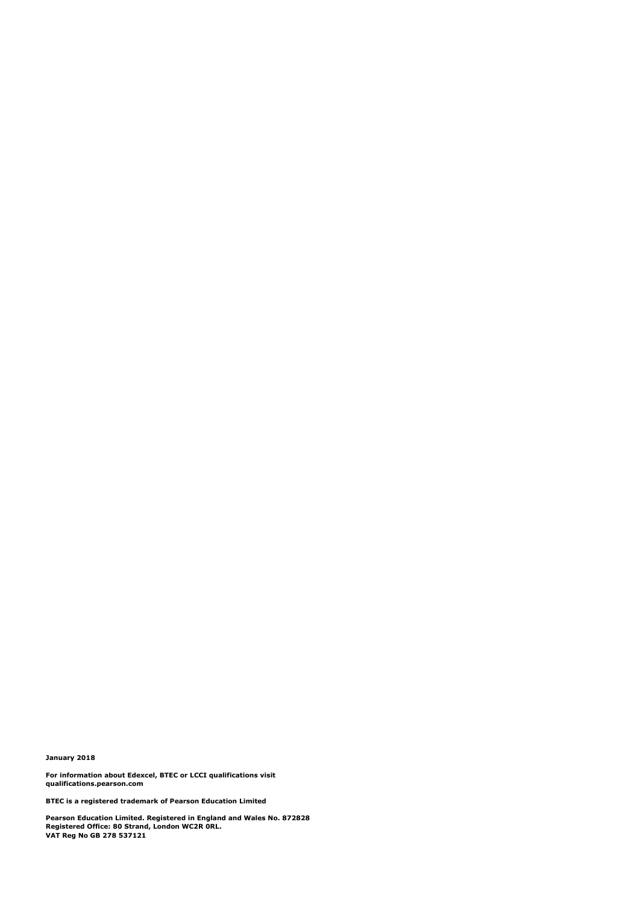**January 2018**

**For information about Edexcel, BTEC or LCCI qualifications visit qualifications.pearson.com**

**BTEC is a registered trademark of Pearson Education Limited**

**Pearson Education Limited. Registered in England and Wales No. 872828**
**Registered Office: 80 Strand, London WC2R 0RL.**
**VAT Reg No GB 278 537121**